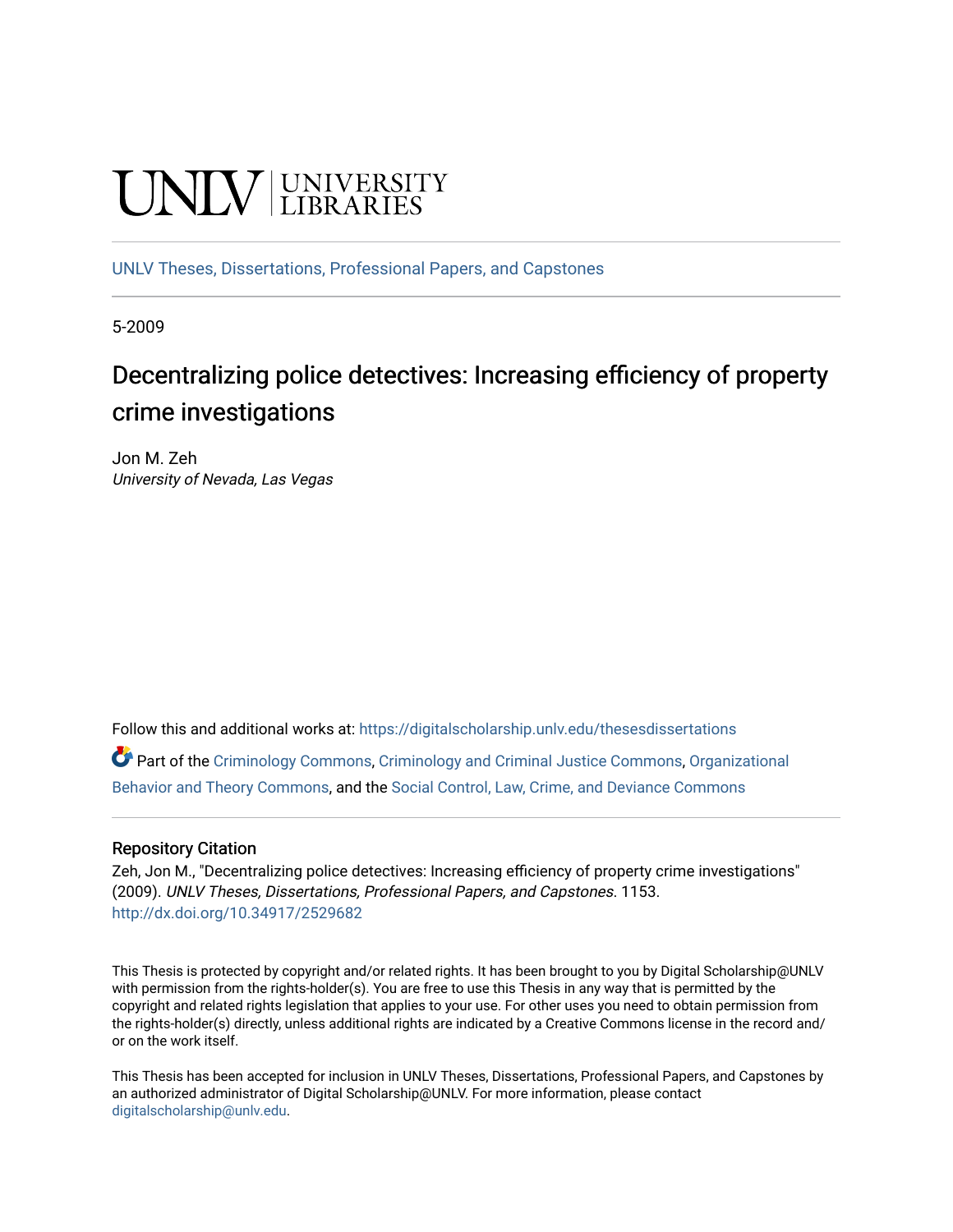UNLV | UNIVERSITY LIBRARIES

UNLV Theses, Dissertations, Professional Papers, and Capstones

5-2009

# Decentralizing police detectives: Increasing efficiency of property crime investigations

Jon M. Zeh
*University of Nevada, Las Vegas*

Follow this and additional works at: https://digitalscholarship.unlv.edu/thesesdissertations

Part of the Criminology Commons, Criminology and Criminal Justice Commons, Organizational Behavior and Theory Commons, and the Social Control, Law, Crime, and Deviance Commons

## Repository Citation

Zeh, Jon M., "Decentralizing police detectives: Increasing efficiency of property crime investigations" (2009). *UNLV Theses, Dissertations, Professional Papers, and Capstones*. 1153.
http://dx.doi.org/10.34917/2529682

This Thesis is protected by copyright and/or related rights. It has been brought to you by Digital Scholarship@UNLV with permission from the rights-holder(s). You are free to use this Thesis in any way that is permitted by the copyright and related rights legislation that applies to your use. For other uses you need to obtain permission from the rights-holder(s) directly, unless additional rights are indicated by a Creative Commons license in the record and/or on the work itself.

This Thesis has been accepted for inclusion in UNLV Theses, Dissertations, Professional Papers, and Capstones by an authorized administrator of Digital Scholarship@UNLV. For more information, please contact digitalscholarship@unlv.edu.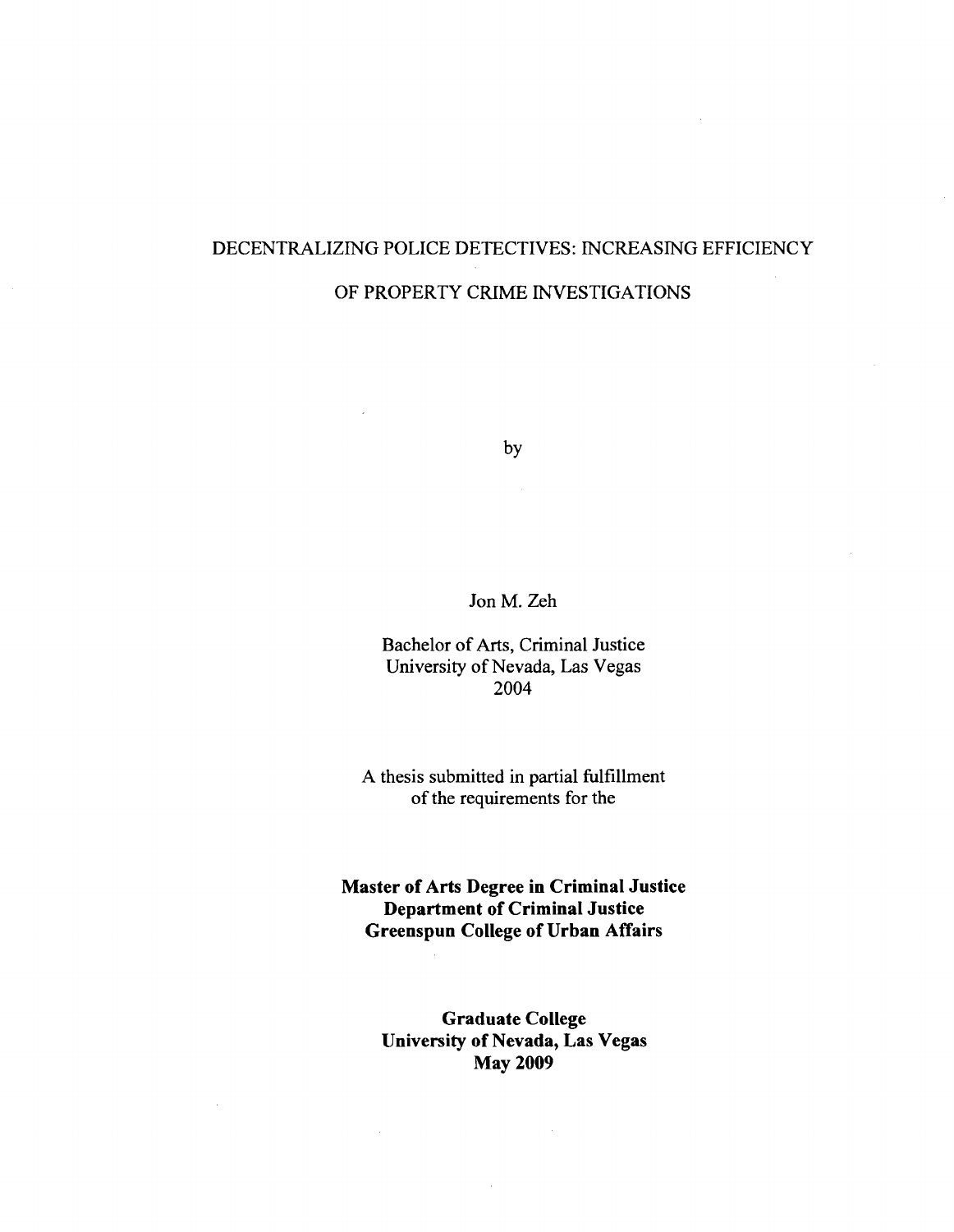# DECENTRALIZING POLICE DETECTIVES: INCREASING EFFICIENCY OF PROPERTY CRIME INVESTIGATIONS

by

Jon M. Zeh

Bachelor of Arts, Criminal Justice
University of Nevada, Las Vegas
2004

A thesis submitted in partial fulfillment
of the requirements for the

**Master of Arts Degree in Criminal Justice**
**Department of Criminal Justice**
**Greenspun College of Urban Affairs**

**Graduate College**
**University of Nevada, Las Vegas**
**May 2009**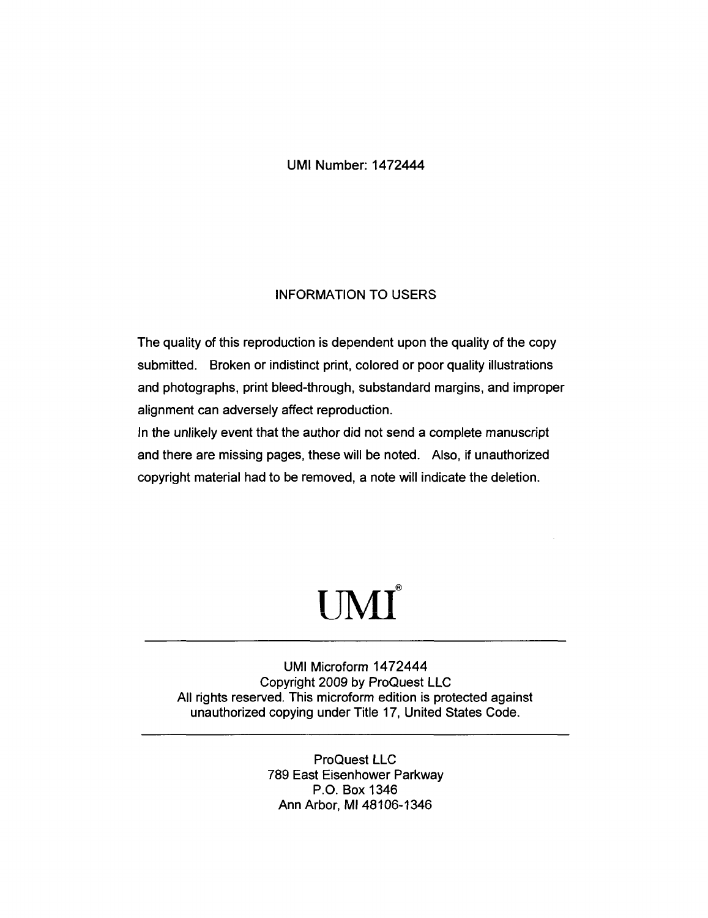UMI Number: 1472444

## INFORMATION TO USERS

The quality of this reproduction is dependent upon the quality of the copy submitted. Broken or indistinct print, colored or poor quality illustrations and photographs, print bleed-through, substandard margins, and improper alignment can adversely affect reproduction.

In the unlikely event that the author did not send a complete manuscript and there are missing pages, these will be noted. Also, if unauthorized copyright material had to be removed, a note will indicate the deletion.

# UMI®

---

UMI Microform 1472444
Copyright 2009 by ProQuest LLC
All rights reserved. This microform edition is protected against unauthorized copying under Title 17, United States Code.

---

ProQuest LLC
789 East Eisenhower Parkway
P.O. Box 1346
Ann Arbor, MI 48106-1346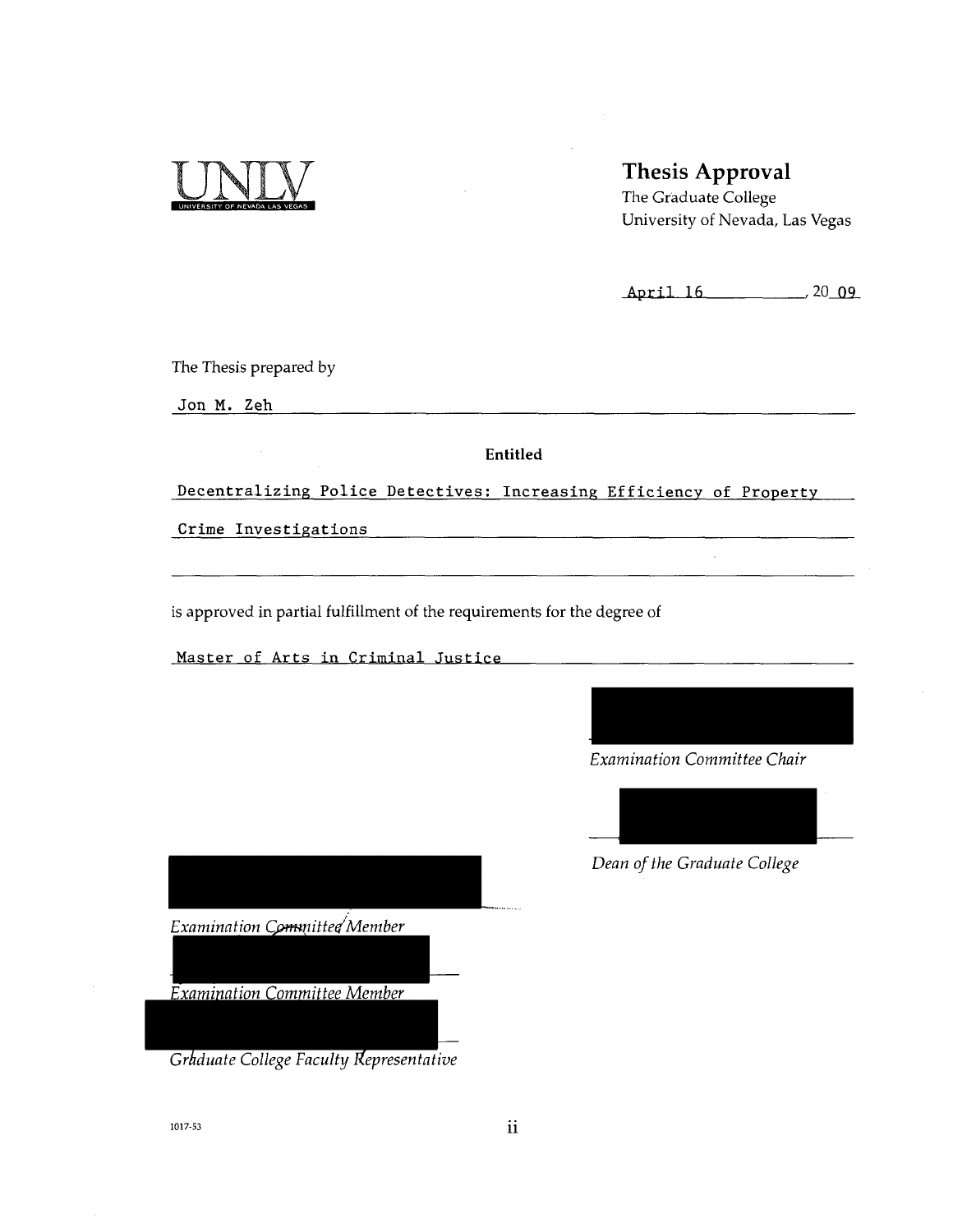UNLV
UNIVERSITY OF NEVADA LAS VEGAS

# Thesis Approval

The Graduate College
University of Nevada, Las Vegas

April 16, 2009

The Thesis prepared by

Jon M. Zeh

**Entitled**

Decentralizing Police Detectives: Increasing Efficiency of Property Crime Investigations

is approved in partial fulfillment of the requirements for the degree of

Master of Arts in Criminal Justice

*Examination Committee Chair*

*Dean of the Graduate College*

*Examination Committee Member*

*Examination Committee Member*

*Graduate College Faculty Representative*

1017-53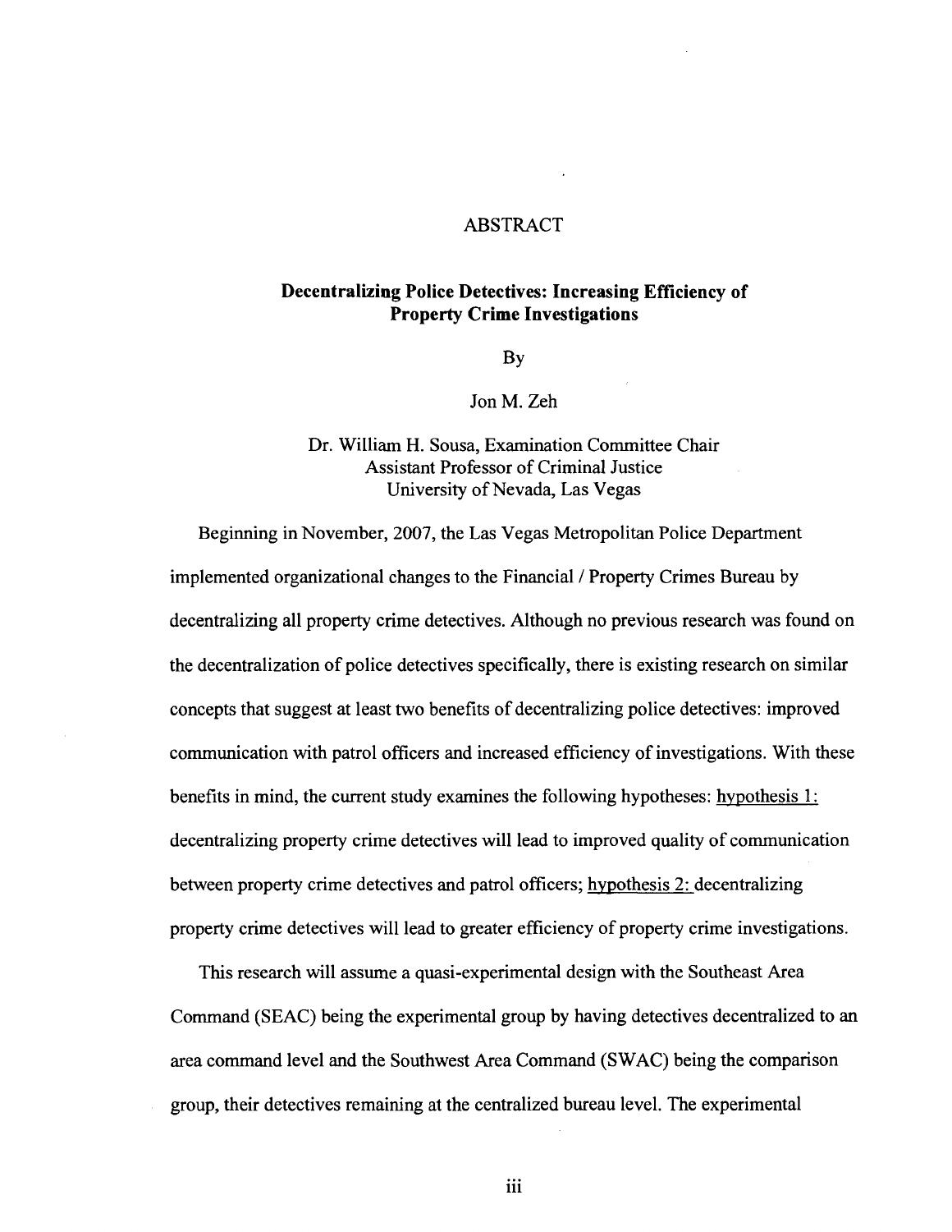# ABSTRACT

## Decentralizing Police Detectives: Increasing Efficiency of Property Crime Investigations

By

Jon M. Zeh

Dr. William H. Sousa, Examination Committee Chair
Assistant Professor of Criminal Justice
University of Nevada, Las Vegas

Beginning in November, 2007, the Las Vegas Metropolitan Police Department implemented organizational changes to the Financial / Property Crimes Bureau by decentralizing all property crime detectives. Although no previous research was found on the decentralization of police detectives specifically, there is existing research on similar concepts that suggest at least two benefits of decentralizing police detectives: improved communication with patrol officers and increased efficiency of investigations. With these benefits in mind, the current study examines the following hypotheses: hypothesis 1: decentralizing property crime detectives will lead to improved quality of communication between property crime detectives and patrol officers; hypothesis 2: decentralizing property crime detectives will lead to greater efficiency of property crime investigations.

This research will assume a quasi-experimental design with the Southeast Area Command (SEAC) being the experimental group by having detectives decentralized to an area command level and the Southwest Area Command (SWAC) being the comparison group, their detectives remaining at the centralized bureau level. The experimental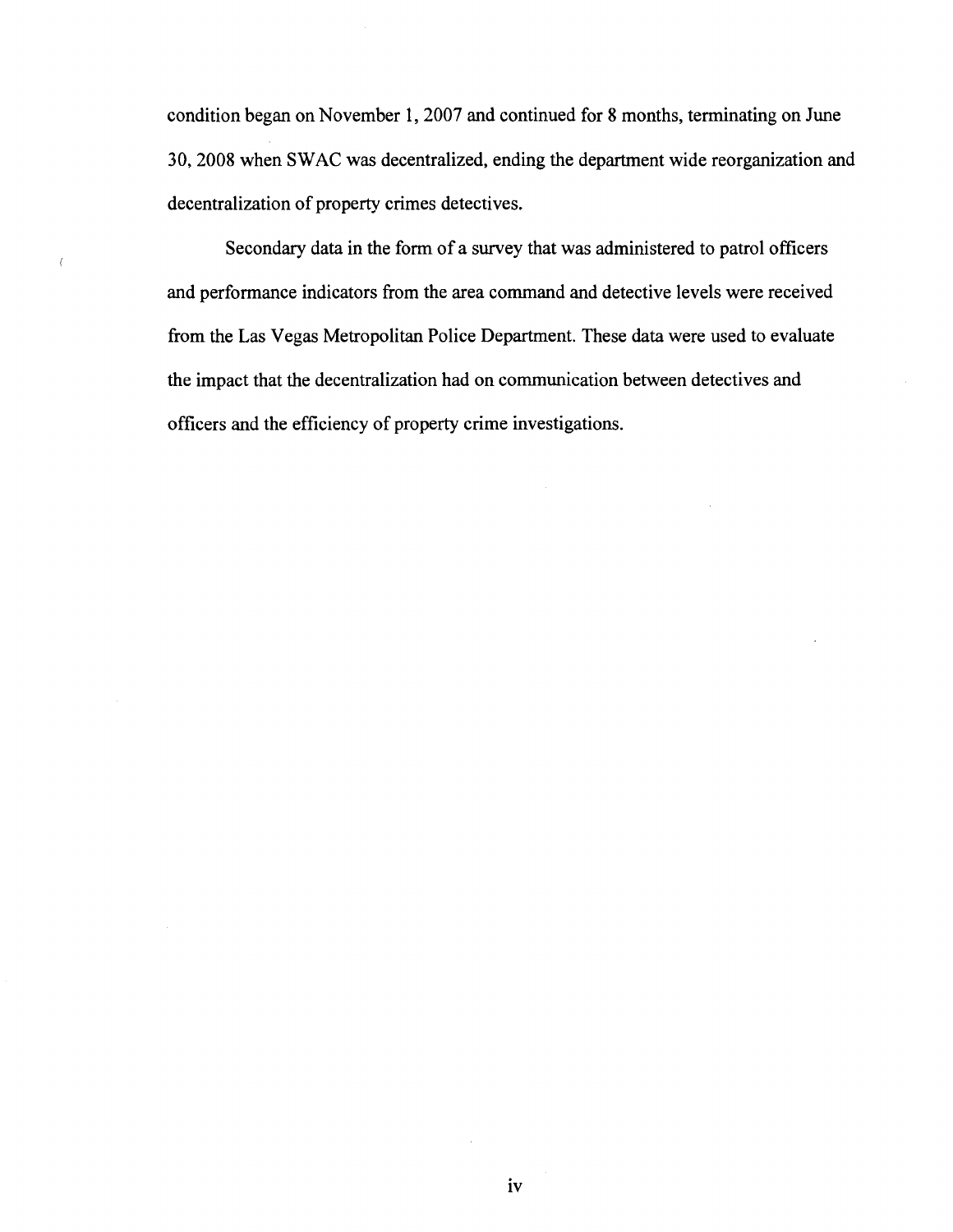condition began on November 1, 2007 and continued for 8 months, terminating on June 30, 2008 when SWAC was decentralized, ending the department wide reorganization and decentralization of property crimes detectives.

Secondary data in the form of a survey that was administered to patrol officers and performance indicators from the area command and detective levels were received from the Las Vegas Metropolitan Police Department. These data were used to evaluate the impact that the decentralization had on communication between detectives and officers and the efficiency of property crime investigations.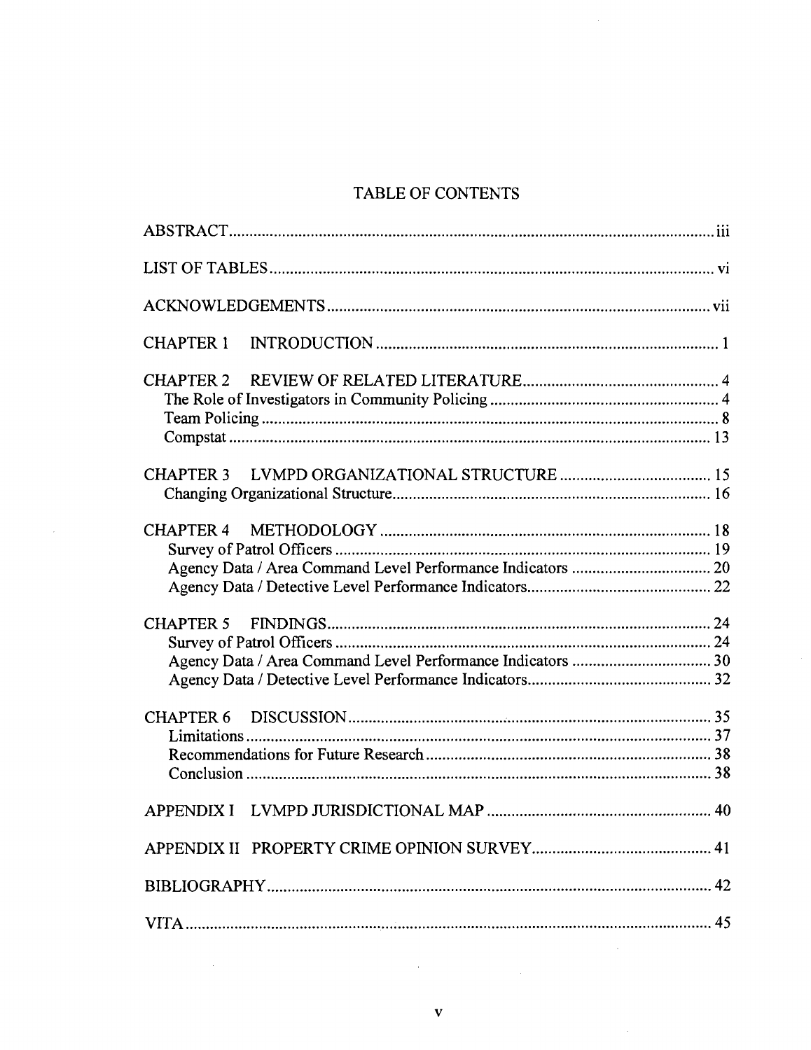# TABLE OF CONTENTS

ABSTRACT ........................................................................................................ iii

LIST OF TABLES ............................................................................................ vi

ACKNOWLEDGEMENTS ................................................................................ vii

CHAPTER 1 INTRODUCTION ........................................................................ 1

CHAPTER 2 REVIEW OF RELATED LITERATURE ........................................ 4
- The Role of Investigators in Community Policing ........................................ 4
- Team Policing ............................................................................................ 8
- Compstat .................................................................................................. 13

CHAPTER 3 LVMPD ORGANIZATIONAL STRUCTURE .................................. 15
- Changing Organizational Structure ........................................................... 16

CHAPTER 4 METHODOLOGY ....................................................................... 18
- Survey of Patrol Officers .......................................................................... 19
- Agency Data / Area Command Level Performance Indicators .................... 20
- Agency Data / Detective Level Performance Indicators .............................. 22

CHAPTER 5 FINDINGS ................................................................................... 24
- Survey of Patrol Officers .......................................................................... 24
- Agency Data / Area Command Level Performance Indicators .................... 30
- Agency Data / Detective Level Performance Indicators .............................. 32

CHAPTER 6 DISCUSSION .............................................................................. 35
- Limitations ............................................................................................... 37
- Recommendations for Future Research ...................................................... 38
- Conclusion ............................................................................................... 38

APPENDIX I LVMPD JURISDICTIONAL MAP ................................................ 40

APPENDIX II PROPERTY CRIME OPINION SURVEY ..................................... 41

BIBLIOGRAPHY ............................................................................................. 42

VITA ............................................................................................................... 45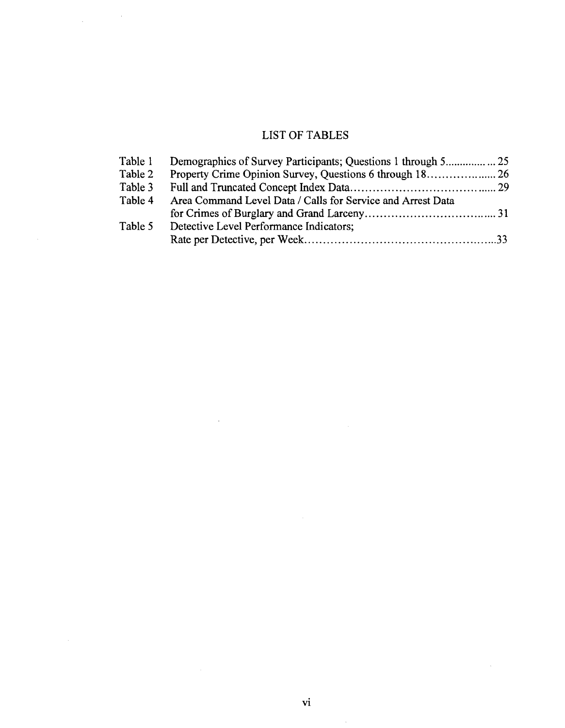# LIST OF TABLES

| | | |
|---|---|---|
| Table 1 | Demographics of Survey Participants; Questions 1 through 5 | 25 |
| Table 2 | Property Crime Opinion Survey, Questions 6 through 18 | 26 |
| Table 3 | Full and Truncated Concept Index Data | 29 |
| Table 4 | Area Command Level Data / Calls for Service and Arrest Data for Crimes of Burglary and Grand Larceny | 31 |
| Table 5 | Detective Level Performance Indicators; Rate per Detective, per Week | 33 |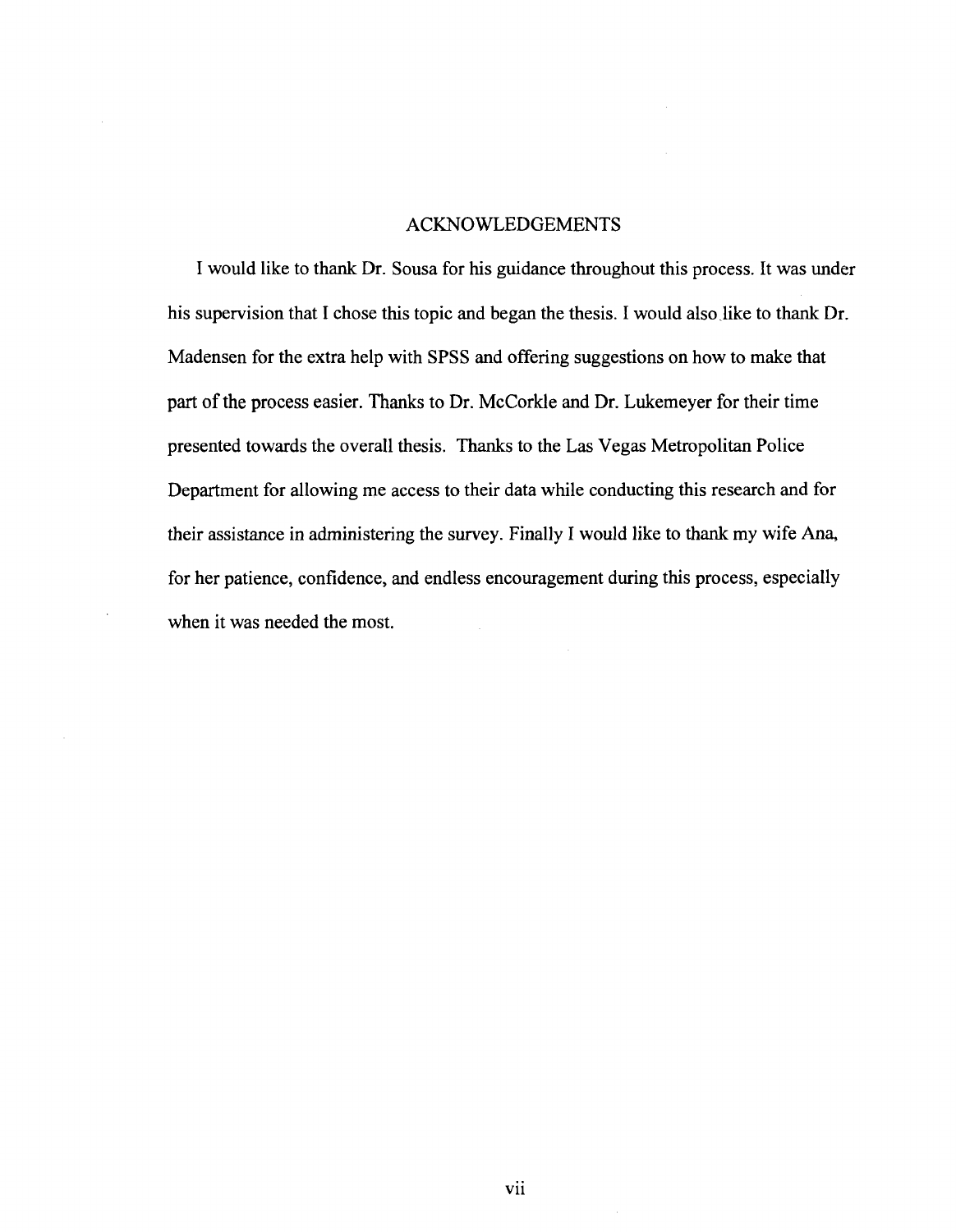# ACKNOWLEDGEMENTS

I would like to thank Dr. Sousa for his guidance throughout this process. It was under his supervision that I chose this topic and began the thesis. I would also like to thank Dr. Madensen for the extra help with SPSS and offering suggestions on how to make that part of the process easier. Thanks to Dr. McCorkle and Dr. Lukemeyer for their time presented towards the overall thesis. Thanks to the Las Vegas Metropolitan Police Department for allowing me access to their data while conducting this research and for their assistance in administering the survey. Finally I would like to thank my wife Ana, for her patience, confidence, and endless encouragement during this process, especially when it was needed the most.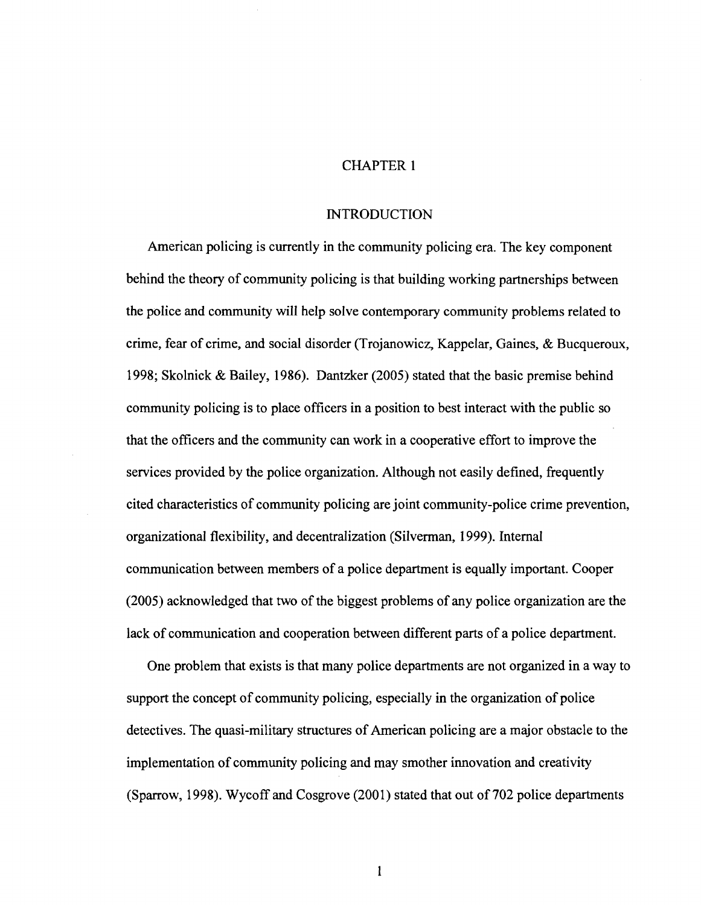# CHAPTER 1

## INTRODUCTION

American policing is currently in the community policing era. The key component behind the theory of community policing is that building working partnerships between the police and community will help solve contemporary community problems related to crime, fear of crime, and social disorder (Trojanowicz, Kappelar, Gaines, & Bucqueroux, 1998; Skolnick & Bailey, 1986). Dantzker (2005) stated that the basic premise behind community policing is to place officers in a position to best interact with the public so that the officers and the community can work in a cooperative effort to improve the services provided by the police organization. Although not easily defined, frequently cited characteristics of community policing are joint community-police crime prevention, organizational flexibility, and decentralization (Silverman, 1999). Internal communication between members of a police department is equally important. Cooper (2005) acknowledged that two of the biggest problems of any police organization are the lack of communication and cooperation between different parts of a police department.

One problem that exists is that many police departments are not organized in a way to support the concept of community policing, especially in the organization of police detectives. The quasi-military structures of American policing are a major obstacle to the implementation of community policing and may smother innovation and creativity (Sparrow, 1998). Wycoff and Cosgrove (2001) stated that out of 702 police departments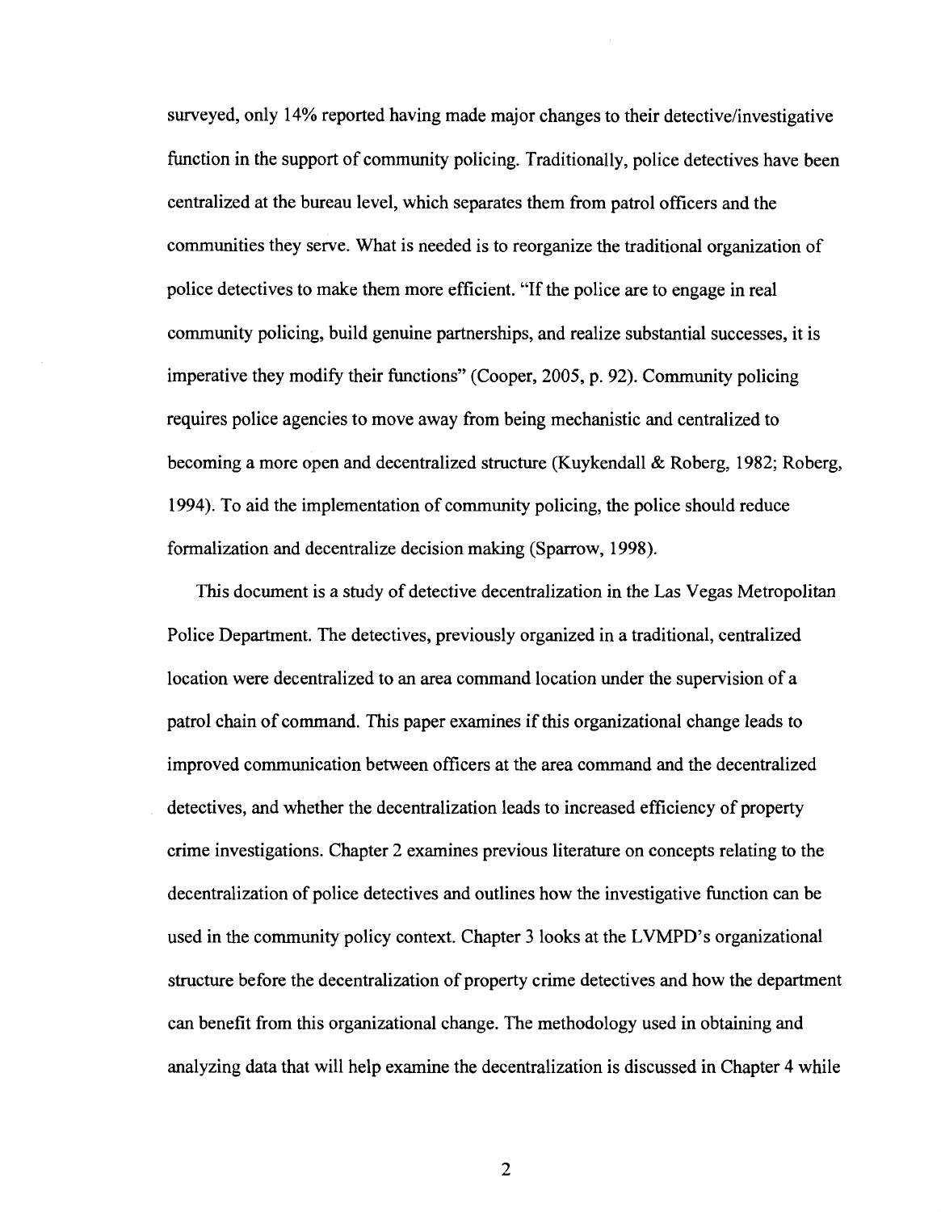surveyed, only 14% reported having made major changes to their detective/investigative function in the support of community policing. Traditionally, police detectives have been centralized at the bureau level, which separates them from patrol officers and the communities they serve. What is needed is to reorganize the traditional organization of police detectives to make them more efficient. "If the police are to engage in real community policing, build genuine partnerships, and realize substantial successes, it is imperative they modify their functions" (Cooper, 2005, p. 92). Community policing requires police agencies to move away from being mechanistic and centralized to becoming a more open and decentralized structure (Kuykendall & Roberg, 1982; Roberg, 1994). To aid the implementation of community policing, the police should reduce formalization and decentralize decision making (Sparrow, 1998).

This document is a study of detective decentralization in the Las Vegas Metropolitan Police Department. The detectives, previously organized in a traditional, centralized location were decentralized to an area command location under the supervision of a patrol chain of command. This paper examines if this organizational change leads to improved communication between officers at the area command and the decentralized detectives, and whether the decentralization leads to increased efficiency of property crime investigations. Chapter 2 examines previous literature on concepts relating to the decentralization of police detectives and outlines how the investigative function can be used in the community policy context. Chapter 3 looks at the LVMPD's organizational structure before the decentralization of property crime detectives and how the department can benefit from this organizational change. The methodology used in obtaining and analyzing data that will help examine the decentralization is discussed in Chapter 4 while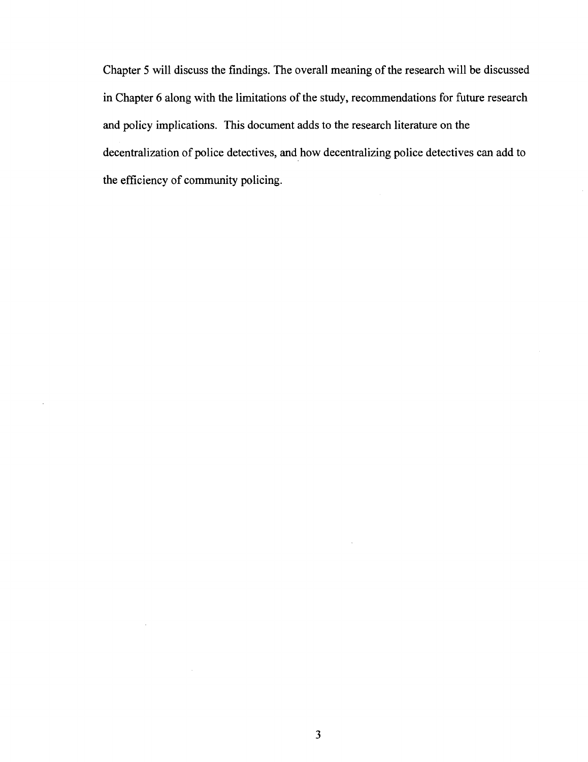Chapter 5 will discuss the findings. The overall meaning of the research will be discussed in Chapter 6 along with the limitations of the study, recommendations for future research and policy implications. This document adds to the research literature on the decentralization of police detectives, and how decentralizing police detectives can add to the efficiency of community policing.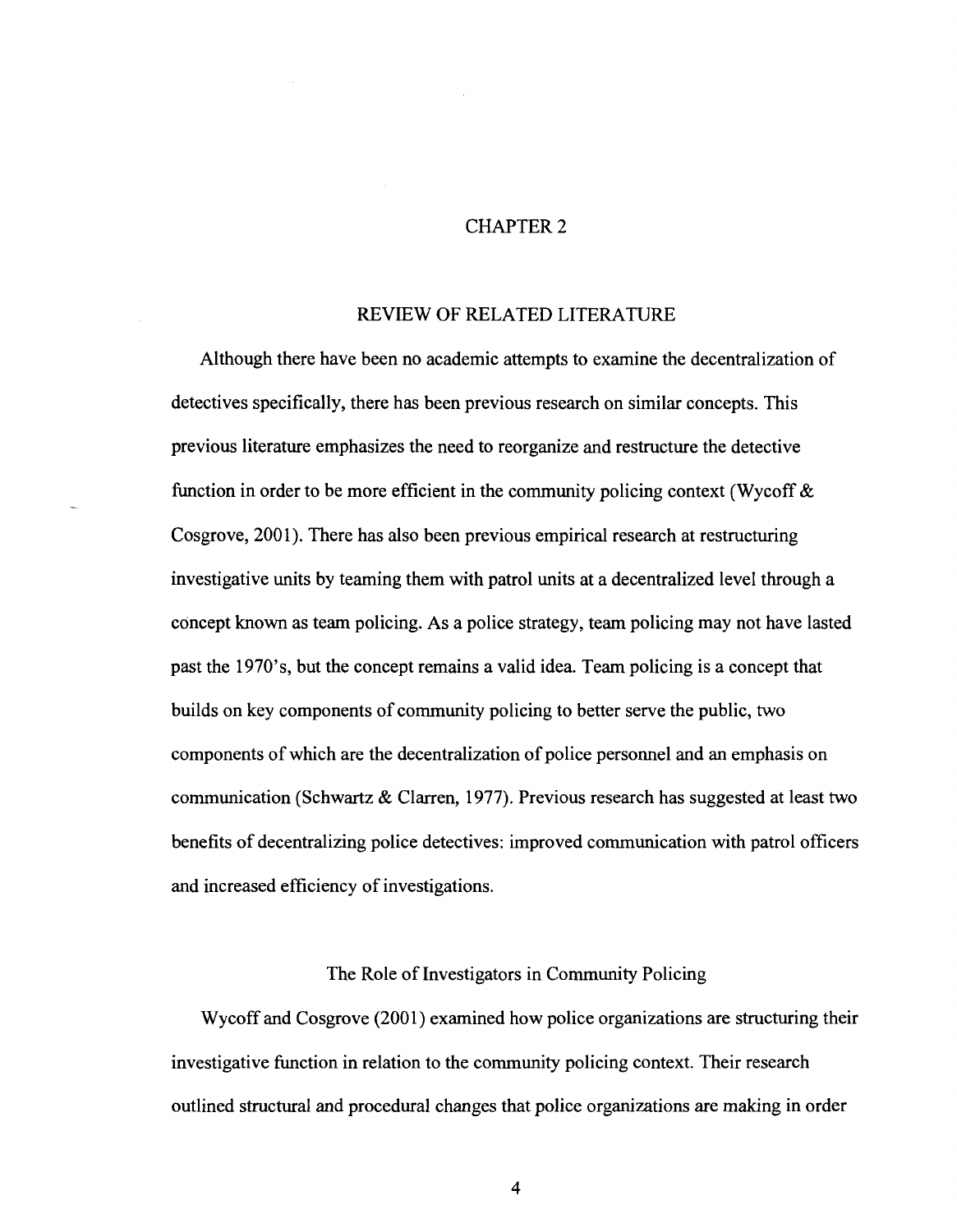# CHAPTER 2

## REVIEW OF RELATED LITERATURE

Although there have been no academic attempts to examine the decentralization of detectives specifically, there has been previous research on similar concepts. This previous literature emphasizes the need to reorganize and restructure the detective function in order to be more efficient in the community policing context (Wycoff & Cosgrove, 2001). There has also been previous empirical research at restructuring investigative units by teaming them with patrol units at a decentralized level through a concept known as team policing. As a police strategy, team policing may not have lasted past the 1970's, but the concept remains a valid idea. Team policing is a concept that builds on key components of community policing to better serve the public, two components of which are the decentralization of police personnel and an emphasis on communication (Schwartz & Clarren, 1977). Previous research has suggested at least two benefits of decentralizing police detectives: improved communication with patrol officers and increased efficiency of investigations.

### The Role of Investigators in Community Policing

Wycoff and Cosgrove (2001) examined how police organizations are structuring their investigative function in relation to the community policing context. Their research outlined structural and procedural changes that police organizations are making in order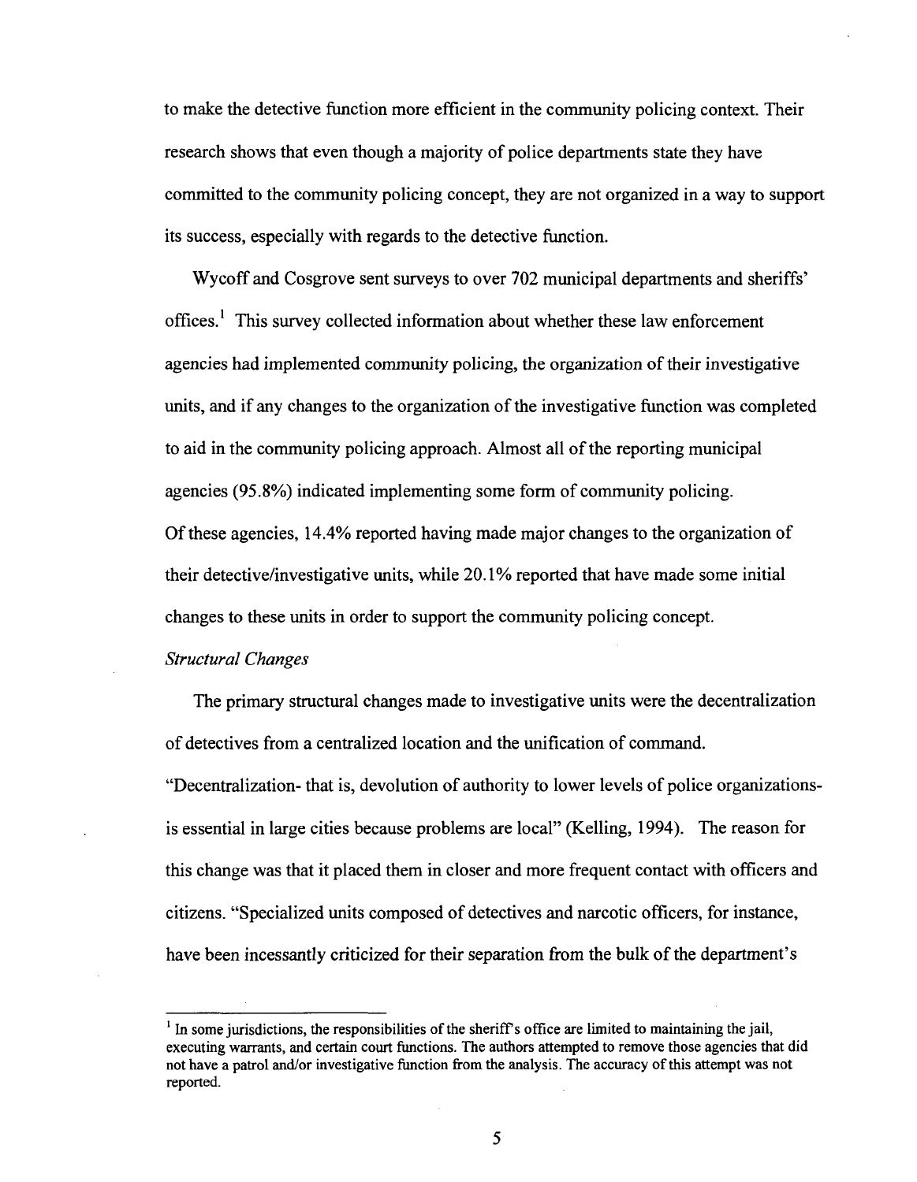to make the detective function more efficient in the community policing context. Their research shows that even though a majority of police departments state they have committed to the community policing concept, they are not organized in a way to support its success, especially with regards to the detective function.

Wycoff and Cosgrove sent surveys to over 702 municipal departments and sheriffs' offices.[1] This survey collected information about whether these law enforcement agencies had implemented community policing, the organization of their investigative units, and if any changes to the organization of the investigative function was completed to aid in the community policing approach. Almost all of the reporting municipal agencies (95.8%) indicated implementing some form of community policing. Of these agencies, 14.4% reported having made major changes to the organization of their detective/investigative units, while 20.1% reported that have made some initial changes to these units in order to support the community policing concept.

*Structural Changes*

The primary structural changes made to investigative units were the decentralization of detectives from a centralized location and the unification of command. "Decentralization- that is, devolution of authority to lower levels of police organizations- is essential in large cities because problems are local" (Kelling, 1994). The reason for this change was that it placed them in closer and more frequent contact with officers and citizens. "Specialized units composed of detectives and narcotic officers, for instance, have been incessantly criticized for their separation from the bulk of the department's

[1] In some jurisdictions, the responsibilities of the sheriff's office are limited to maintaining the jail, executing warrants, and certain court functions. The authors attempted to remove those agencies that did not have a patrol and/or investigative function from the analysis. The accuracy of this attempt was not reported.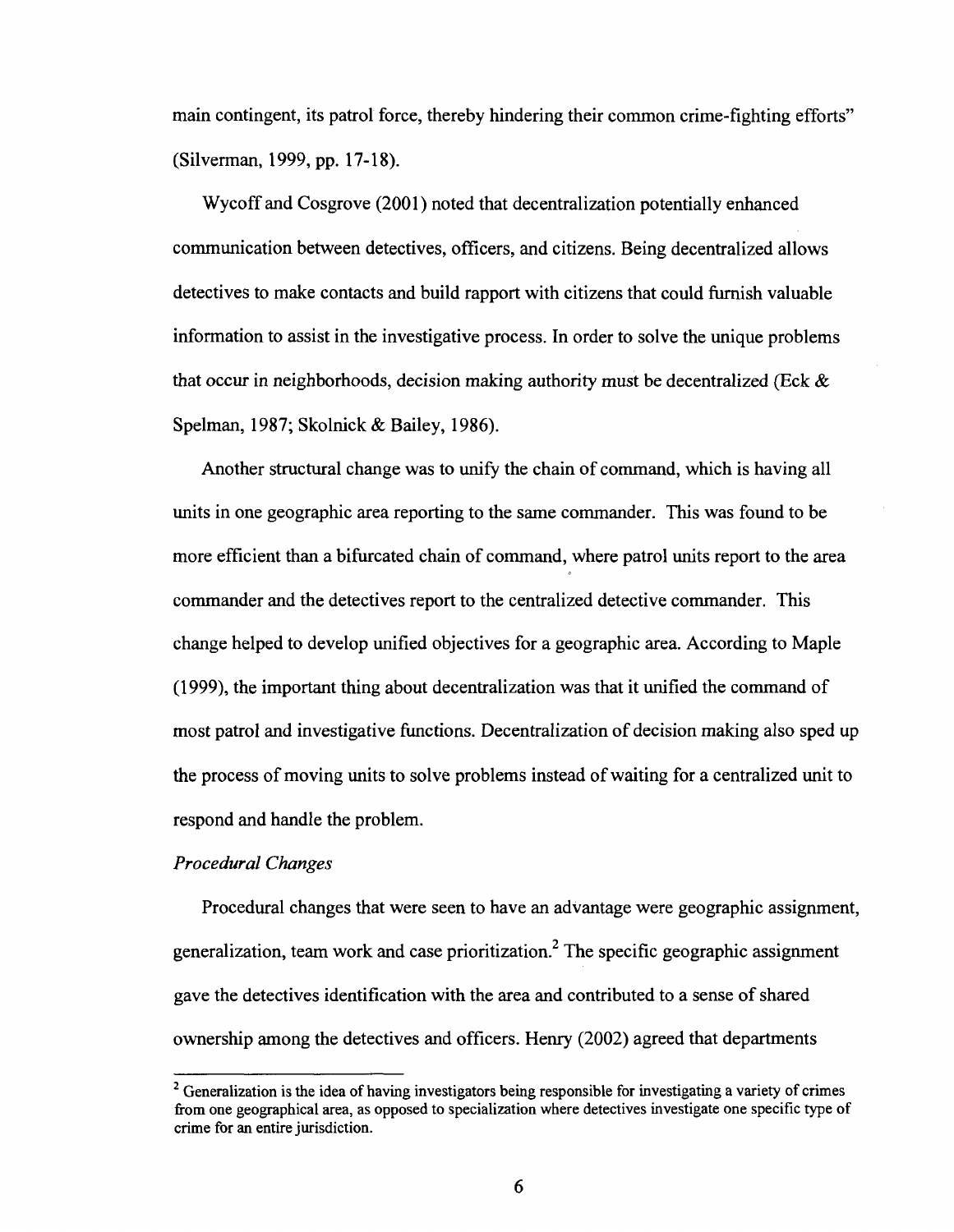main contingent, its patrol force, thereby hindering their common crime-fighting efforts" (Silverman, 1999, pp. 17-18).

Wycoff and Cosgrove (2001) noted that decentralization potentially enhanced communication between detectives, officers, and citizens. Being decentralized allows detectives to make contacts and build rapport with citizens that could furnish valuable information to assist in the investigative process. In order to solve the unique problems that occur in neighborhoods, decision making authority must be decentralized (Eck & Spelman, 1987; Skolnick & Bailey, 1986).

Another structural change was to unify the chain of command, which is having all units in one geographic area reporting to the same commander. This was found to be more efficient than a bifurcated chain of command, where patrol units report to the area commander and the detectives report to the centralized detective commander. This change helped to develop unified objectives for a geographic area. According to Maple (1999), the important thing about decentralization was that it unified the command of most patrol and investigative functions. Decentralization of decision making also sped up the process of moving units to solve problems instead of waiting for a centralized unit to respond and handle the problem.

*Procedural Changes*

Procedural changes that were seen to have an advantage were geographic assignment, generalization, team work and case prioritization.[2] The specific geographic assignment gave the detectives identification with the area and contributed to a sense of shared ownership among the detectives and officers. Henry (2002) agreed that departments

[2] Generalization is the idea of having investigators being responsible for investigating a variety of crimes from one geographical area, as opposed to specialization where detectives investigate one specific type of crime for an entire jurisdiction.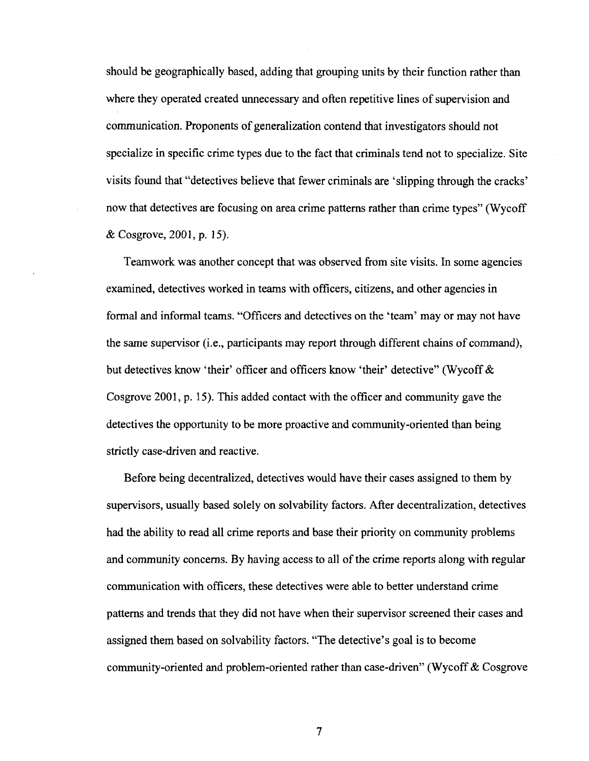should be geographically based, adding that grouping units by their function rather than where they operated created unnecessary and often repetitive lines of supervision and communication. Proponents of generalization contend that investigators should not specialize in specific crime types due to the fact that criminals tend not to specialize. Site visits found that "detectives believe that fewer criminals are 'slipping through the cracks' now that detectives are focusing on area crime patterns rather than crime types" (Wycoff & Cosgrove, 2001, p. 15).

Teamwork was another concept that was observed from site visits. In some agencies examined, detectives worked in teams with officers, citizens, and other agencies in formal and informal teams. "Officers and detectives on the 'team' may or may not have the same supervisor (i.e., participants may report through different chains of command), but detectives know 'their' officer and officers know 'their' detective" (Wycoff & Cosgrove 2001, p. 15). This added contact with the officer and community gave the detectives the opportunity to be more proactive and community-oriented than being strictly case-driven and reactive.

Before being decentralized, detectives would have their cases assigned to them by supervisors, usually based solely on solvability factors. After decentralization, detectives had the ability to read all crime reports and base their priority on community problems and community concerns. By having access to all of the crime reports along with regular communication with officers, these detectives were able to better understand crime patterns and trends that they did not have when their supervisor screened their cases and assigned them based on solvability factors. "The detective's goal is to become community-oriented and problem-oriented rather than case-driven" (Wycoff & Cosgrove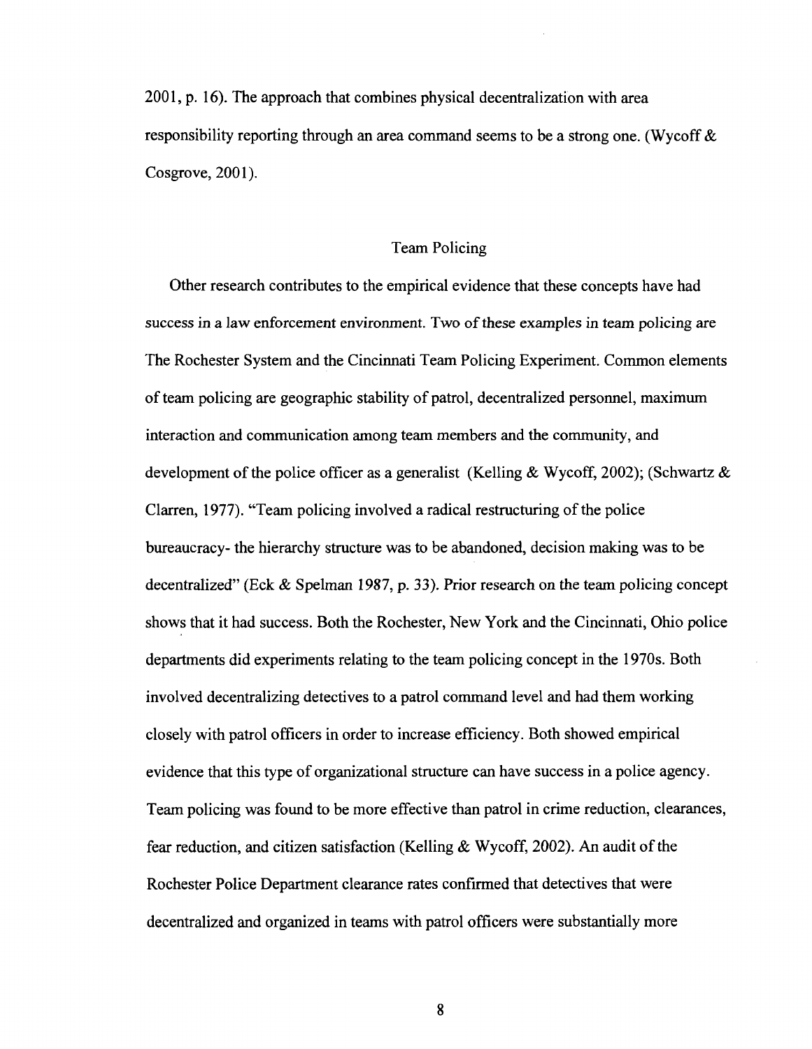2001, p. 16). The approach that combines physical decentralization with area responsibility reporting through an area command seems to be a strong one. (Wycoff & Cosgrove, 2001).

## Team Policing

Other research contributes to the empirical evidence that these concepts have had success in a law enforcement environment. Two of these examples in team policing are The Rochester System and the Cincinnati Team Policing Experiment. Common elements of team policing are geographic stability of patrol, decentralized personnel, maximum interaction and communication among team members and the community, and development of the police officer as a generalist (Kelling & Wycoff, 2002); (Schwartz & Clarren, 1977). "Team policing involved a radical restructuring of the police bureaucracy- the hierarchy structure was to be abandoned, decision making was to be decentralized" (Eck & Spelman 1987, p. 33). Prior research on the team policing concept shows that it had success. Both the Rochester, New York and the Cincinnati, Ohio police departments did experiments relating to the team policing concept in the 1970s. Both involved decentralizing detectives to a patrol command level and had them working closely with patrol officers in order to increase efficiency. Both showed empirical evidence that this type of organizational structure can have success in a police agency. Team policing was found to be more effective than patrol in crime reduction, clearances, fear reduction, and citizen satisfaction (Kelling & Wycoff, 2002). An audit of the Rochester Police Department clearance rates confirmed that detectives that were decentralized and organized in teams with patrol officers were substantially more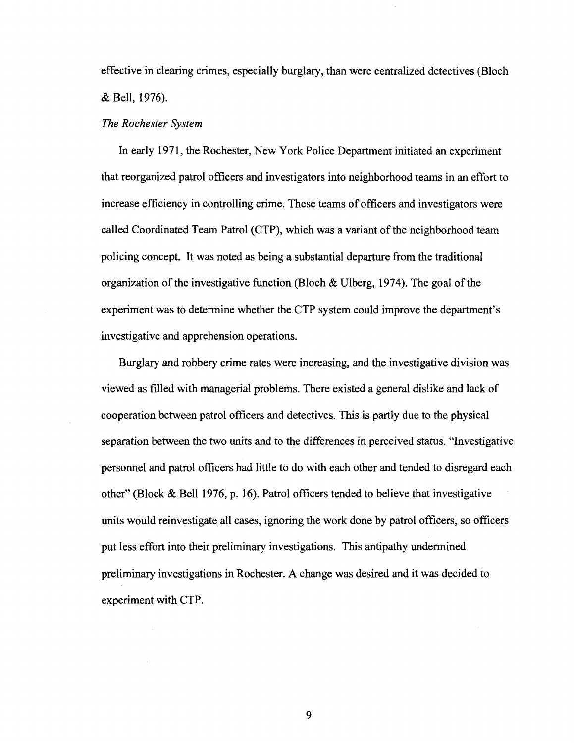effective in clearing crimes, especially burglary, than were centralized detectives (Bloch & Bell, 1976).

*The Rochester System*

In early 1971, the Rochester, New York Police Department initiated an experiment that reorganized patrol officers and investigators into neighborhood teams in an effort to increase efficiency in controlling crime. These teams of officers and investigators were called Coordinated Team Patrol (CTP), which was a variant of the neighborhood team policing concept. It was noted as being a substantial departure from the traditional organization of the investigative function (Bloch & Ulberg, 1974). The goal of the experiment was to determine whether the CTP system could improve the department's investigative and apprehension operations.

Burglary and robbery crime rates were increasing, and the investigative division was viewed as filled with managerial problems. There existed a general dislike and lack of cooperation between patrol officers and detectives. This is partly due to the physical separation between the two units and to the differences in perceived status. "Investigative personnel and patrol officers had little to do with each other and tended to disregard each other" (Block & Bell 1976, p. 16). Patrol officers tended to believe that investigative units would reinvestigate all cases, ignoring the work done by patrol officers, so officers put less effort into their preliminary investigations. This antipathy undermined preliminary investigations in Rochester. A change was desired and it was decided to experiment with CTP.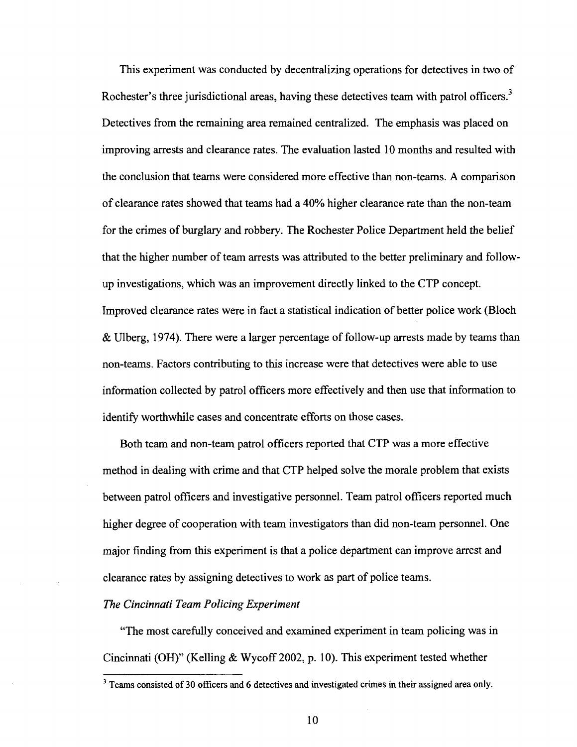This experiment was conducted by decentralizing operations for detectives in two of Rochester's three jurisdictional areas, having these detectives team with patrol officers.[3] Detectives from the remaining area remained centralized. The emphasis was placed on improving arrests and clearance rates. The evaluation lasted 10 months and resulted with the conclusion that teams were considered more effective than non-teams. A comparison of clearance rates showed that teams had a 40% higher clearance rate than the non-team for the crimes of burglary and robbery. The Rochester Police Department held the belief that the higher number of team arrests was attributed to the better preliminary and follow-up investigations, which was an improvement directly linked to the CTP concept. Improved clearance rates were in fact a statistical indication of better police work (Bloch & Ulberg, 1974). There were a larger percentage of follow-up arrests made by teams than non-teams. Factors contributing to this increase were that detectives were able to use information collected by patrol officers more effectively and then use that information to identify worthwhile cases and concentrate efforts on those cases.

Both team and non-team patrol officers reported that CTP was a more effective method in dealing with crime and that CTP helped solve the morale problem that exists between patrol officers and investigative personnel. Team patrol officers reported much higher degree of cooperation with team investigators than did non-team personnel. One major finding from this experiment is that a police department can improve arrest and clearance rates by assigning detectives to work as part of police teams.

*The Cincinnati Team Policing Experiment*

"The most carefully conceived and examined experiment in team policing was in Cincinnati (OH)" (Kelling & Wycoff 2002, p. 10). This experiment tested whether

[3] Teams consisted of 30 officers and 6 detectives and investigated crimes in their assigned area only.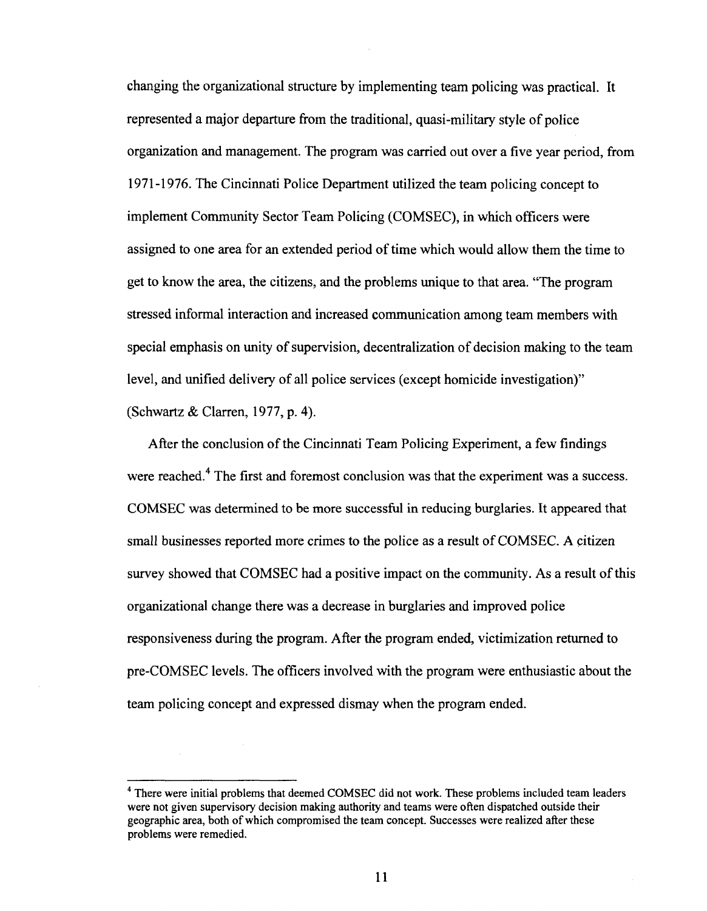changing the organizational structure by implementing team policing was practical. It represented a major departure from the traditional, quasi-military style of police organization and management. The program was carried out over a five year period, from 1971-1976. The Cincinnati Police Department utilized the team policing concept to implement Community Sector Team Policing (COMSEC), in which officers were assigned to one area for an extended period of time which would allow them the time to get to know the area, the citizens, and the problems unique to that area. "The program stressed informal interaction and increased communication among team members with special emphasis on unity of supervision, decentralization of decision making to the team level, and unified delivery of all police services (except homicide investigation)" (Schwartz & Clarren, 1977, p. 4).

After the conclusion of the Cincinnati Team Policing Experiment, a few findings were reached.[4] The first and foremost conclusion was that the experiment was a success. COMSEC was determined to be more successful in reducing burglaries. It appeared that small businesses reported more crimes to the police as a result of COMSEC. A citizen survey showed that COMSEC had a positive impact on the community. As a result of this organizational change there was a decrease in burglaries and improved police responsiveness during the program. After the program ended, victimization returned to pre-COMSEC levels. The officers involved with the program were enthusiastic about the team policing concept and expressed dismay when the program ended.

---

[4] There were initial problems that deemed COMSEC did not work. These problems included team leaders were not given supervisory decision making authority and teams were often dispatched outside their geographic area, both of which compromised the team concept. Successes were realized after these problems were remedied.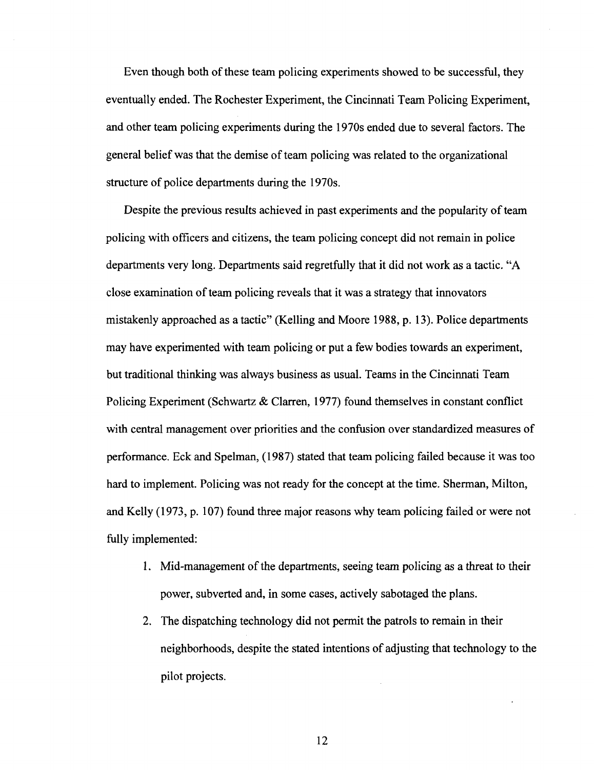Even though both of these team policing experiments showed to be successful, they eventually ended. The Rochester Experiment, the Cincinnati Team Policing Experiment, and other team policing experiments during the 1970s ended due to several factors. The general belief was that the demise of team policing was related to the organizational structure of police departments during the 1970s.

Despite the previous results achieved in past experiments and the popularity of team policing with officers and citizens, the team policing concept did not remain in police departments very long. Departments said regretfully that it did not work as a tactic. "A close examination of team policing reveals that it was a strategy that innovators mistakenly approached as a tactic" (Kelling and Moore 1988, p. 13). Police departments may have experimented with team policing or put a few bodies towards an experiment, but traditional thinking was always business as usual. Teams in the Cincinnati Team Policing Experiment (Schwartz & Clarren, 1977) found themselves in constant conflict with central management over priorities and the confusion over standardized measures of performance. Eck and Spelman, (1987) stated that team policing failed because it was too hard to implement. Policing was not ready for the concept at the time. Sherman, Milton, and Kelly (1973, p. 107) found three major reasons why team policing failed or were not fully implemented:

1. Mid-management of the departments, seeing team policing as a threat to their power, subverted and, in some cases, actively sabotaged the plans.
2. The dispatching technology did not permit the patrols to remain in their neighborhoods, despite the stated intentions of adjusting that technology to the pilot projects.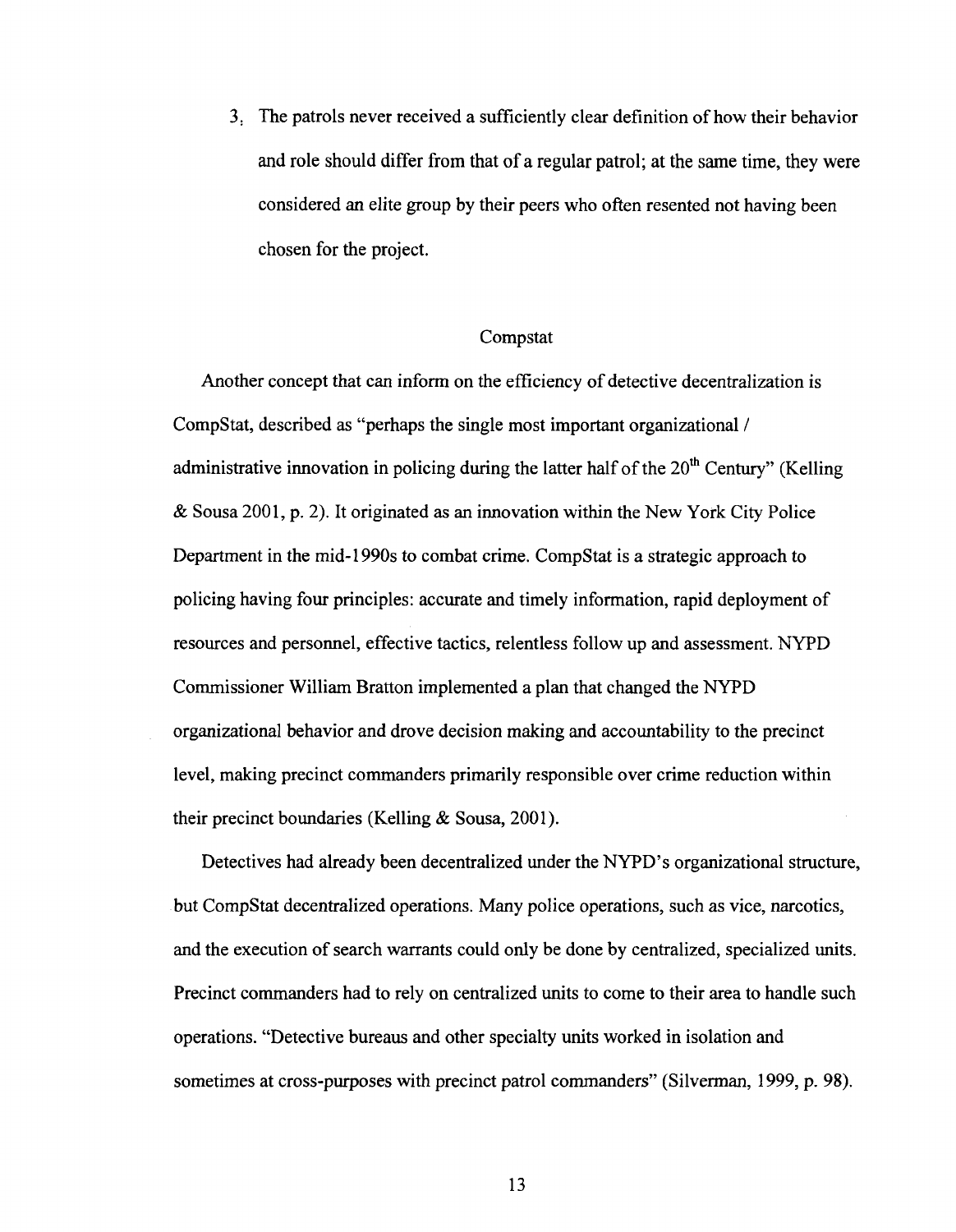3. The patrols never received a sufficiently clear definition of how their behavior and role should differ from that of a regular patrol; at the same time, they were considered an elite group by their peers who often resented not having been chosen for the project.

## Compstat

Another concept that can inform on the efficiency of detective decentralization is CompStat, described as "perhaps the single most important organizational / administrative innovation in policing during the latter half of the 20th Century" (Kelling & Sousa 2001, p. 2). It originated as an innovation within the New York City Police Department in the mid-1990s to combat crime. CompStat is a strategic approach to policing having four principles: accurate and timely information, rapid deployment of resources and personnel, effective tactics, relentless follow up and assessment. NYPD Commissioner William Bratton implemented a plan that changed the NYPD organizational behavior and drove decision making and accountability to the precinct level, making precinct commanders primarily responsible over crime reduction within their precinct boundaries (Kelling & Sousa, 2001).

Detectives had already been decentralized under the NYPD's organizational structure, but CompStat decentralized operations. Many police operations, such as vice, narcotics, and the execution of search warrants could only be done by centralized, specialized units. Precinct commanders had to rely on centralized units to come to their area to handle such operations. "Detective bureaus and other specialty units worked in isolation and sometimes at cross-purposes with precinct patrol commanders" (Silverman, 1999, p. 98).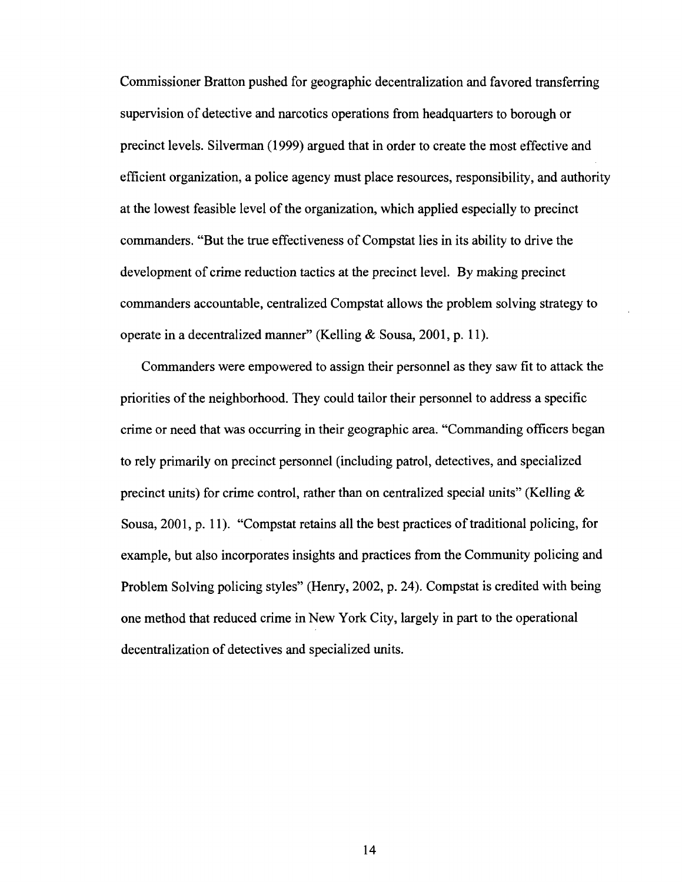Commissioner Bratton pushed for geographic decentralization and favored transferring supervision of detective and narcotics operations from headquarters to borough or precinct levels. Silverman (1999) argued that in order to create the most effective and efficient organization, a police agency must place resources, responsibility, and authority at the lowest feasible level of the organization, which applied especially to precinct commanders. "But the true effectiveness of Compstat lies in its ability to drive the development of crime reduction tactics at the precinct level. By making precinct commanders accountable, centralized Compstat allows the problem solving strategy to operate in a decentralized manner" (Kelling & Sousa, 2001, p. 11).

Commanders were empowered to assign their personnel as they saw fit to attack the priorities of the neighborhood. They could tailor their personnel to address a specific crime or need that was occurring in their geographic area. "Commanding officers began to rely primarily on precinct personnel (including patrol, detectives, and specialized precinct units) for crime control, rather than on centralized special units" (Kelling & Sousa, 2001, p. 11). "Compstat retains all the best practices of traditional policing, for example, but also incorporates insights and practices from the Community policing and Problem Solving policing styles" (Henry, 2002, p. 24). Compstat is credited with being one method that reduced crime in New York City, largely in part to the operational decentralization of detectives and specialized units.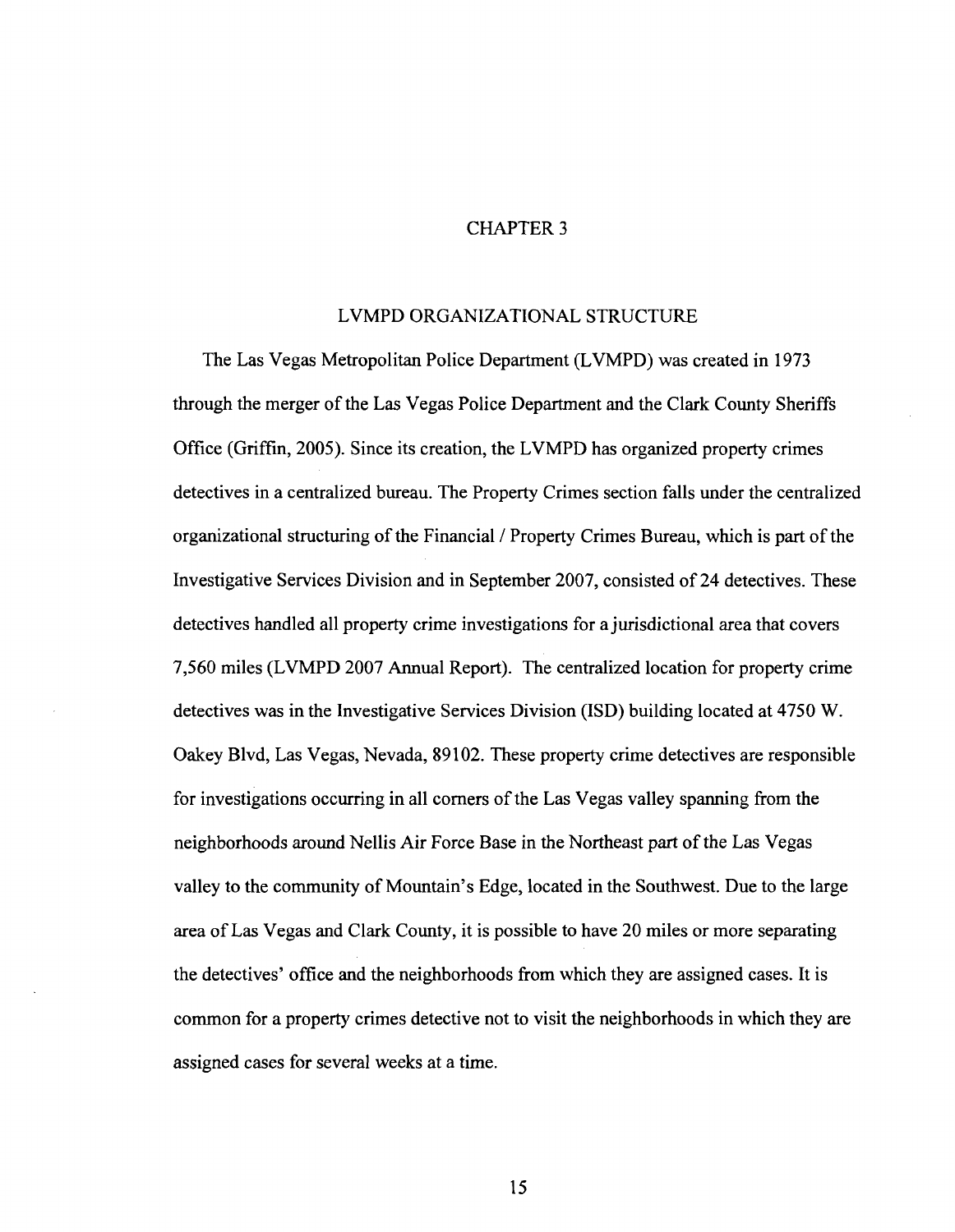# CHAPTER 3

## LVMPD ORGANIZATIONAL STRUCTURE

The Las Vegas Metropolitan Police Department (LVMPD) was created in 1973 through the merger of the Las Vegas Police Department and the Clark County Sheriffs Office (Griffin, 2005). Since its creation, the LVMPD has organized property crimes detectives in a centralized bureau. The Property Crimes section falls under the centralized organizational structuring of the Financial / Property Crimes Bureau, which is part of the Investigative Services Division and in September 2007, consisted of 24 detectives. These detectives handled all property crime investigations for a jurisdictional area that covers 7,560 miles (LVMPD 2007 Annual Report). The centralized location for property crime detectives was in the Investigative Services Division (ISD) building located at 4750 W. Oakey Blvd, Las Vegas, Nevada, 89102. These property crime detectives are responsible for investigations occurring in all corners of the Las Vegas valley spanning from the neighborhoods around Nellis Air Force Base in the Northeast part of the Las Vegas valley to the community of Mountain's Edge, located in the Southwest. Due to the large area of Las Vegas and Clark County, it is possible to have 20 miles or more separating the detectives' office and the neighborhoods from which they are assigned cases. It is common for a property crimes detective not to visit the neighborhoods in which they are assigned cases for several weeks at a time.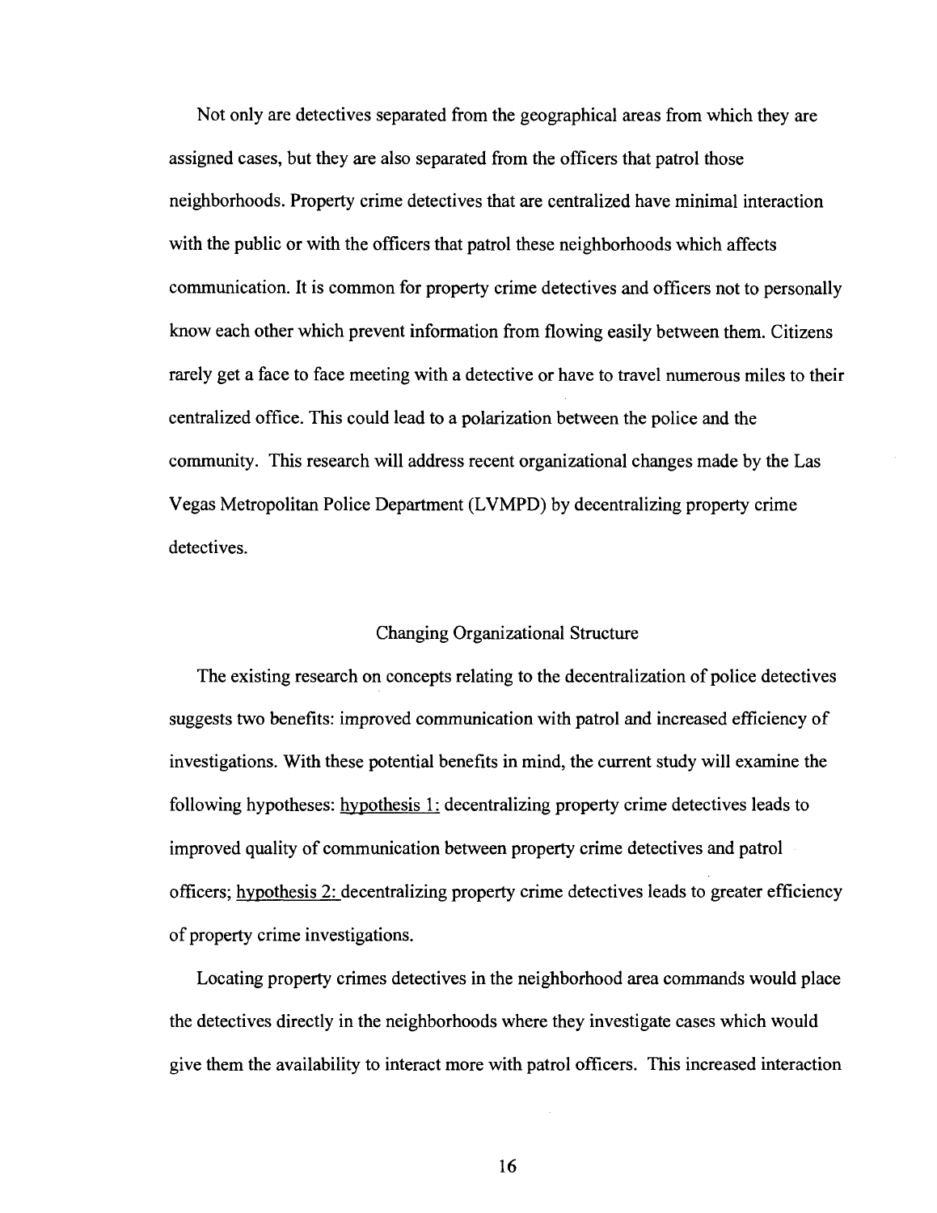Not only are detectives separated from the geographical areas from which they are assigned cases, but they are also separated from the officers that patrol those neighborhoods. Property crime detectives that are centralized have minimal interaction with the public or with the officers that patrol these neighborhoods which affects communication. It is common for property crime detectives and officers not to personally know each other which prevent information from flowing easily between them. Citizens rarely get a face to face meeting with a detective or have to travel numerous miles to their centralized office. This could lead to a polarization between the police and the community. This research will address recent organizational changes made by the Las Vegas Metropolitan Police Department (LVMPD) by decentralizing property crime detectives.

## Changing Organizational Structure

The existing research on concepts relating to the decentralization of police detectives suggests two benefits: improved communication with patrol and increased efficiency of investigations. With these potential benefits in mind, the current study will examine the following hypotheses: <u>hypothesis 1:</u> decentralizing property crime detectives leads to improved quality of communication between property crime detectives and patrol officers; <u>hypothesis 2:</u> decentralizing property crime detectives leads to greater efficiency of property crime investigations.

Locating property crimes detectives in the neighborhood area commands would place the detectives directly in the neighborhoods where they investigate cases which would give them the availability to interact more with patrol officers. This increased interaction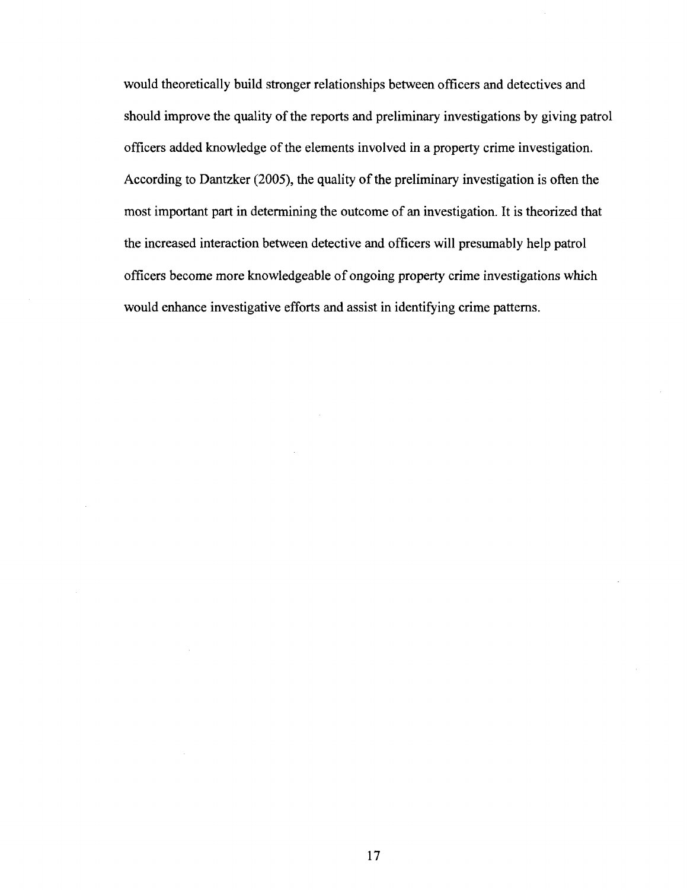would theoretically build stronger relationships between officers and detectives and should improve the quality of the reports and preliminary investigations by giving patrol officers added knowledge of the elements involved in a property crime investigation. According to Dantzker (2005), the quality of the preliminary investigation is often the most important part in determining the outcome of an investigation. It is theorized that the increased interaction between detective and officers will presumably help patrol officers become more knowledgeable of ongoing property crime investigations which would enhance investigative efforts and assist in identifying crime patterns.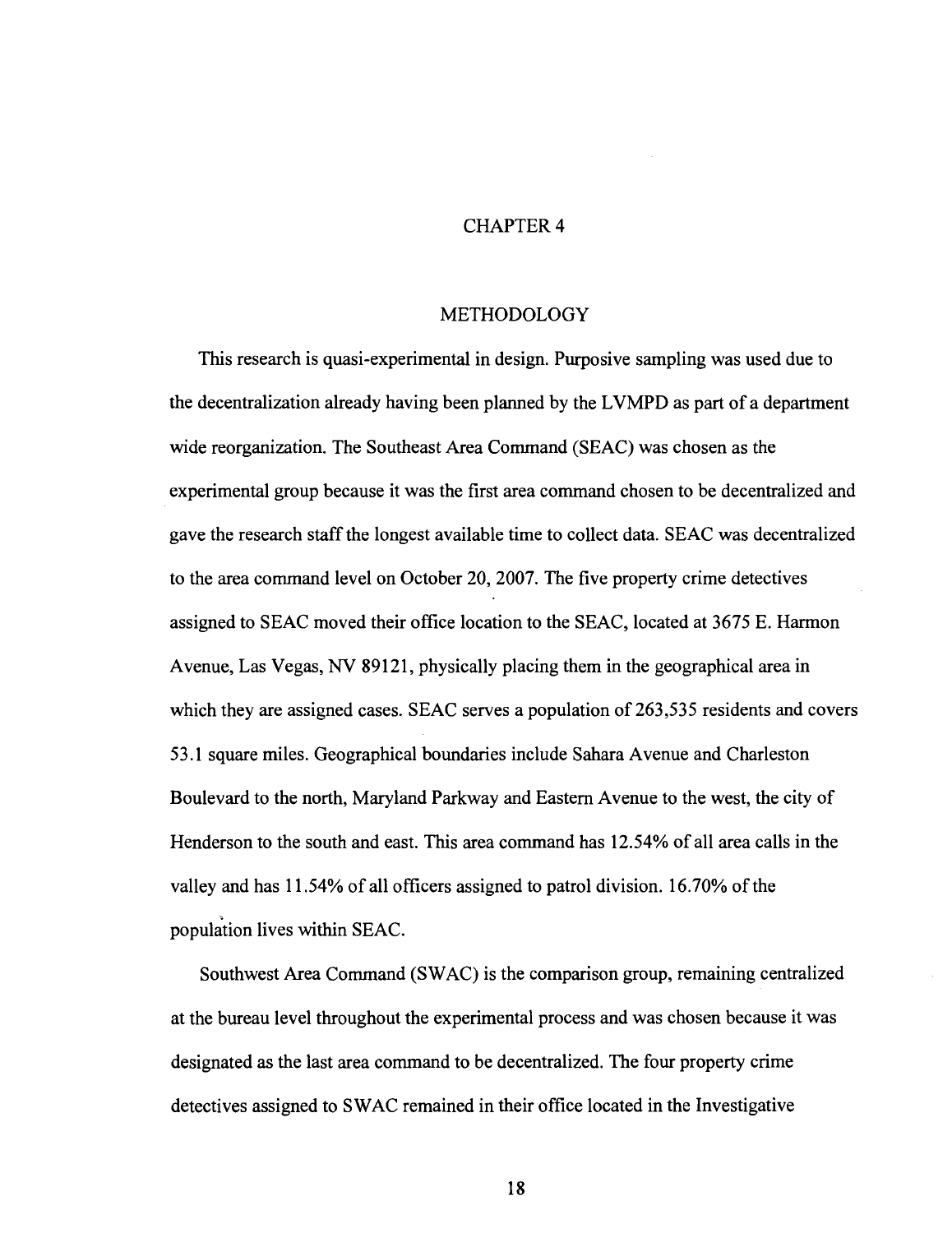# CHAPTER 4

## METHODOLOGY

This research is quasi-experimental in design. Purposive sampling was used due to the decentralization already having been planned by the LVMPD as part of a department wide reorganization. The Southeast Area Command (SEAC) was chosen as the experimental group because it was the first area command chosen to be decentralized and gave the research staff the longest available time to collect data. SEAC was decentralized to the area command level on October 20, 2007. The five property crime detectives assigned to SEAC moved their office location to the SEAC, located at 3675 E. Harmon Avenue, Las Vegas, NV 89121, physically placing them in the geographical area in which they are assigned cases. SEAC serves a population of 263,535 residents and covers 53.1 square miles. Geographical boundaries include Sahara Avenue and Charleston Boulevard to the north, Maryland Parkway and Eastern Avenue to the west, the city of Henderson to the south and east. This area command has 12.54% of all area calls in the valley and has 11.54% of all officers assigned to patrol division. 16.70% of the population lives within SEAC.

Southwest Area Command (SWAC) is the comparison group, remaining centralized at the bureau level throughout the experimental process and was chosen because it was designated as the last area command to be decentralized. The four property crime detectives assigned to SWAC remained in their office located in the Investigative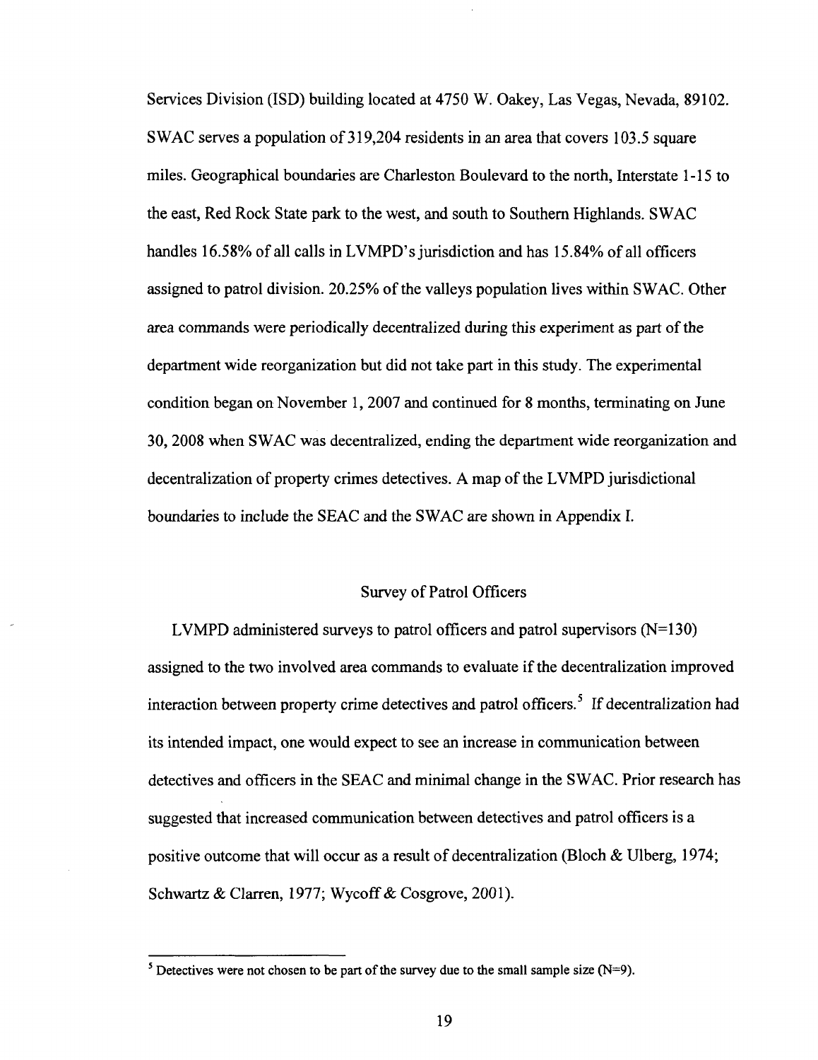Services Division (ISD) building located at 4750 W. Oakey, Las Vegas, Nevada, 89102. SWAC serves a population of 319,204 residents in an area that covers 103.5 square miles. Geographical boundaries are Charleston Boulevard to the north, Interstate 1-15 to the east, Red Rock State park to the west, and south to Southern Highlands. SWAC handles 16.58% of all calls in LVMPD's jurisdiction and has 15.84% of all officers assigned to patrol division. 20.25% of the valleys population lives within SWAC. Other area commands were periodically decentralized during this experiment as part of the department wide reorganization but did not take part in this study. The experimental condition began on November 1, 2007 and continued for 8 months, terminating on June 30, 2008 when SWAC was decentralized, ending the department wide reorganization and decentralization of property crimes detectives. A map of the LVMPD jurisdictional boundaries to include the SEAC and the SWAC are shown in Appendix I.

## Survey of Patrol Officers

LVMPD administered surveys to patrol officers and patrol supervisors (N=130) assigned to the two involved area commands to evaluate if the decentralization improved interaction between property crime detectives and patrol officers.[5] If decentralization had its intended impact, one would expect to see an increase in communication between detectives and officers in the SEAC and minimal change in the SWAC. Prior research has suggested that increased communication between detectives and patrol officers is a positive outcome that will occur as a result of decentralization (Bloch & Ulberg, 1974; Schwartz & Clarren, 1977; Wycoff & Cosgrove, 2001).

---

[5] Detectives were not chosen to be part of the survey due to the small sample size (N=9).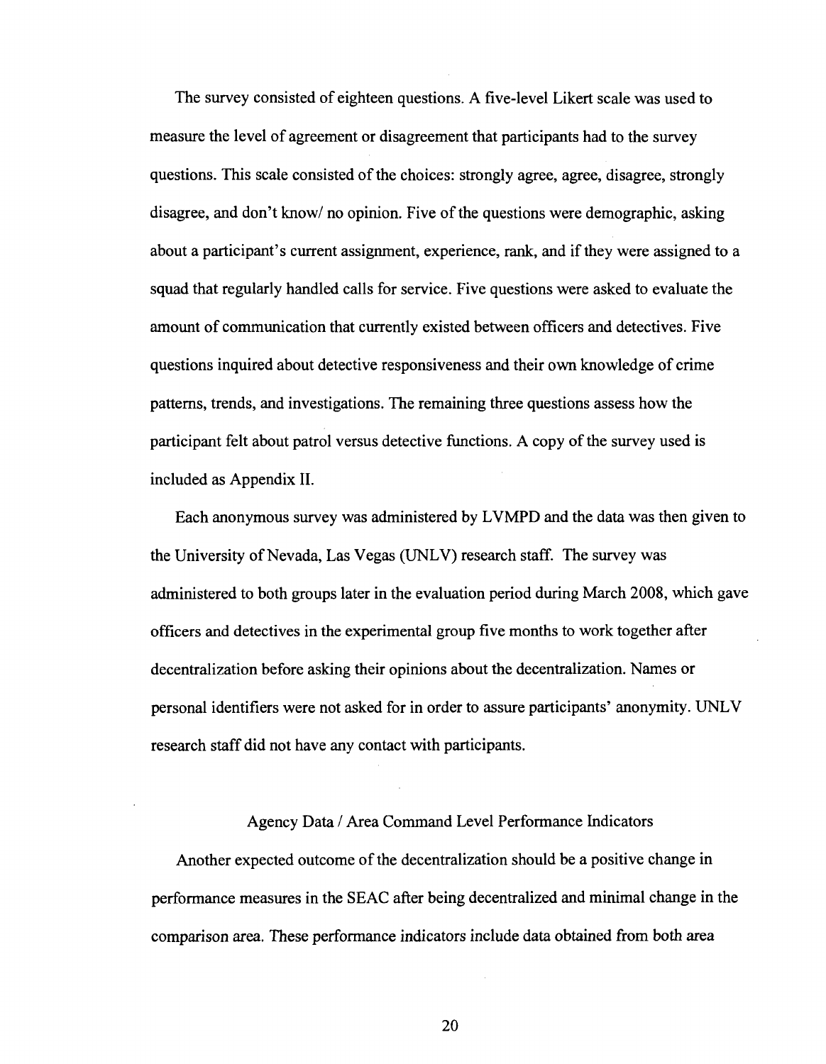The survey consisted of eighteen questions. A five-level Likert scale was used to measure the level of agreement or disagreement that participants had to the survey questions. This scale consisted of the choices: strongly agree, agree, disagree, strongly disagree, and don't know/ no opinion. Five of the questions were demographic, asking about a participant's current assignment, experience, rank, and if they were assigned to a squad that regularly handled calls for service. Five questions were asked to evaluate the amount of communication that currently existed between officers and detectives. Five questions inquired about detective responsiveness and their own knowledge of crime patterns, trends, and investigations. The remaining three questions assess how the participant felt about patrol versus detective functions. A copy of the survey used is included as Appendix II.

Each anonymous survey was administered by LVMPD and the data was then given to the University of Nevada, Las Vegas (UNLV) research staff. The survey was administered to both groups later in the evaluation period during March 2008, which gave officers and detectives in the experimental group five months to work together after decentralization before asking their opinions about the decentralization. Names or personal identifiers were not asked for in order to assure participants' anonymity. UNLV research staff did not have any contact with participants.

### Agency Data / Area Command Level Performance Indicators

Another expected outcome of the decentralization should be a positive change in performance measures in the SEAC after being decentralized and minimal change in the comparison area. These performance indicators include data obtained from both area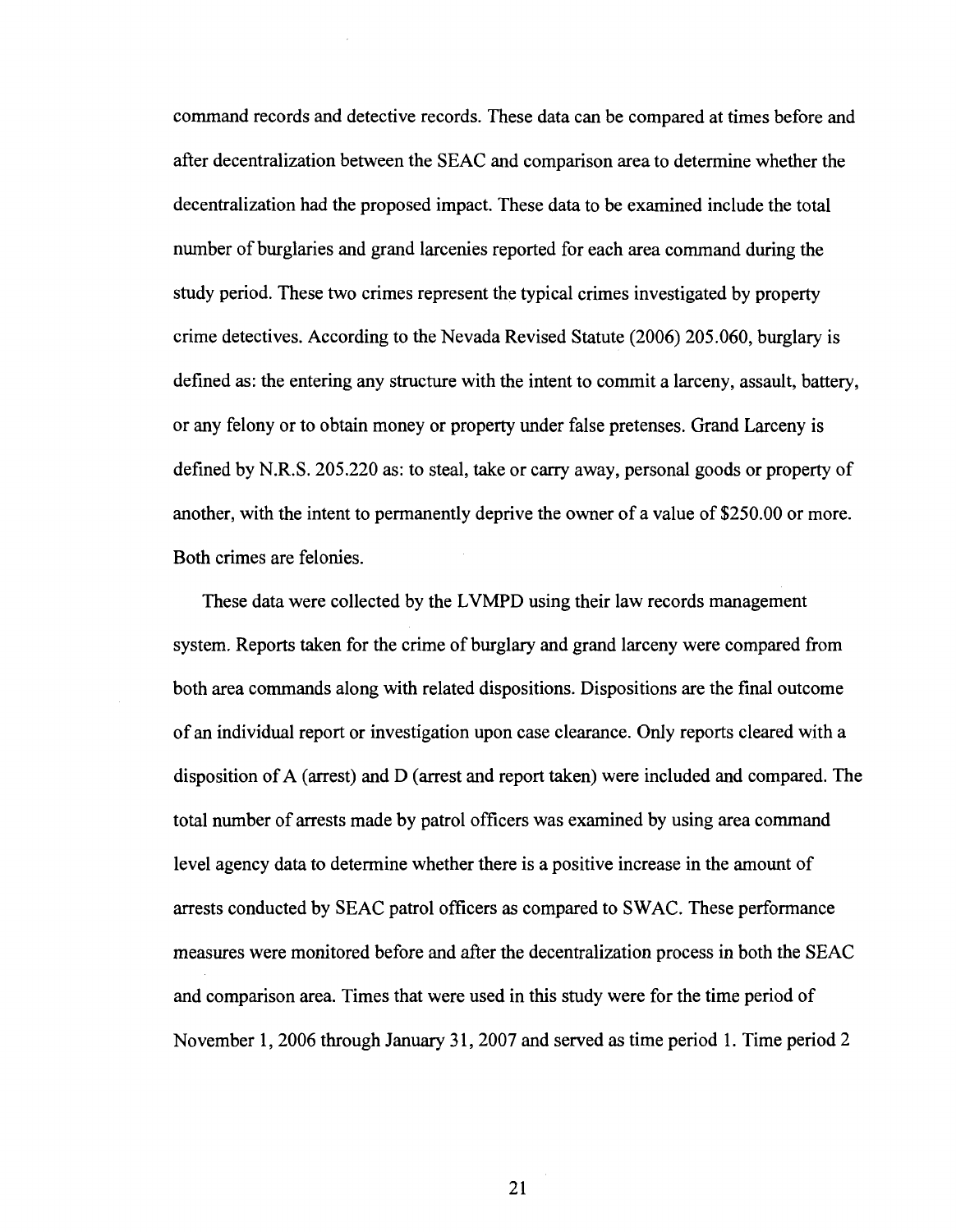command records and detective records. These data can be compared at times before and after decentralization between the SEAC and comparison area to determine whether the decentralization had the proposed impact. These data to be examined include the total number of burglaries and grand larcenies reported for each area command during the study period. These two crimes represent the typical crimes investigated by property crime detectives. According to the Nevada Revised Statute (2006) 205.060, burglary is defined as: the entering any structure with the intent to commit a larceny, assault, battery, or any felony or to obtain money or property under false pretenses. Grand Larceny is defined by N.R.S. 205.220 as: to steal, take or carry away, personal goods or property of another, with the intent to permanently deprive the owner of a value of $250.00 or more. Both crimes are felonies.

These data were collected by the LVMPD using their law records management system. Reports taken for the crime of burglary and grand larceny were compared from both area commands along with related dispositions. Dispositions are the final outcome of an individual report or investigation upon case clearance. Only reports cleared with a disposition of A (arrest) and D (arrest and report taken) were included and compared. The total number of arrests made by patrol officers was examined by using area command level agency data to determine whether there is a positive increase in the amount of arrests conducted by SEAC patrol officers as compared to SWAC. These performance measures were monitored before and after the decentralization process in both the SEAC and comparison area. Times that were used in this study were for the time period of November 1, 2006 through January 31, 2007 and served as time period 1. Time period 2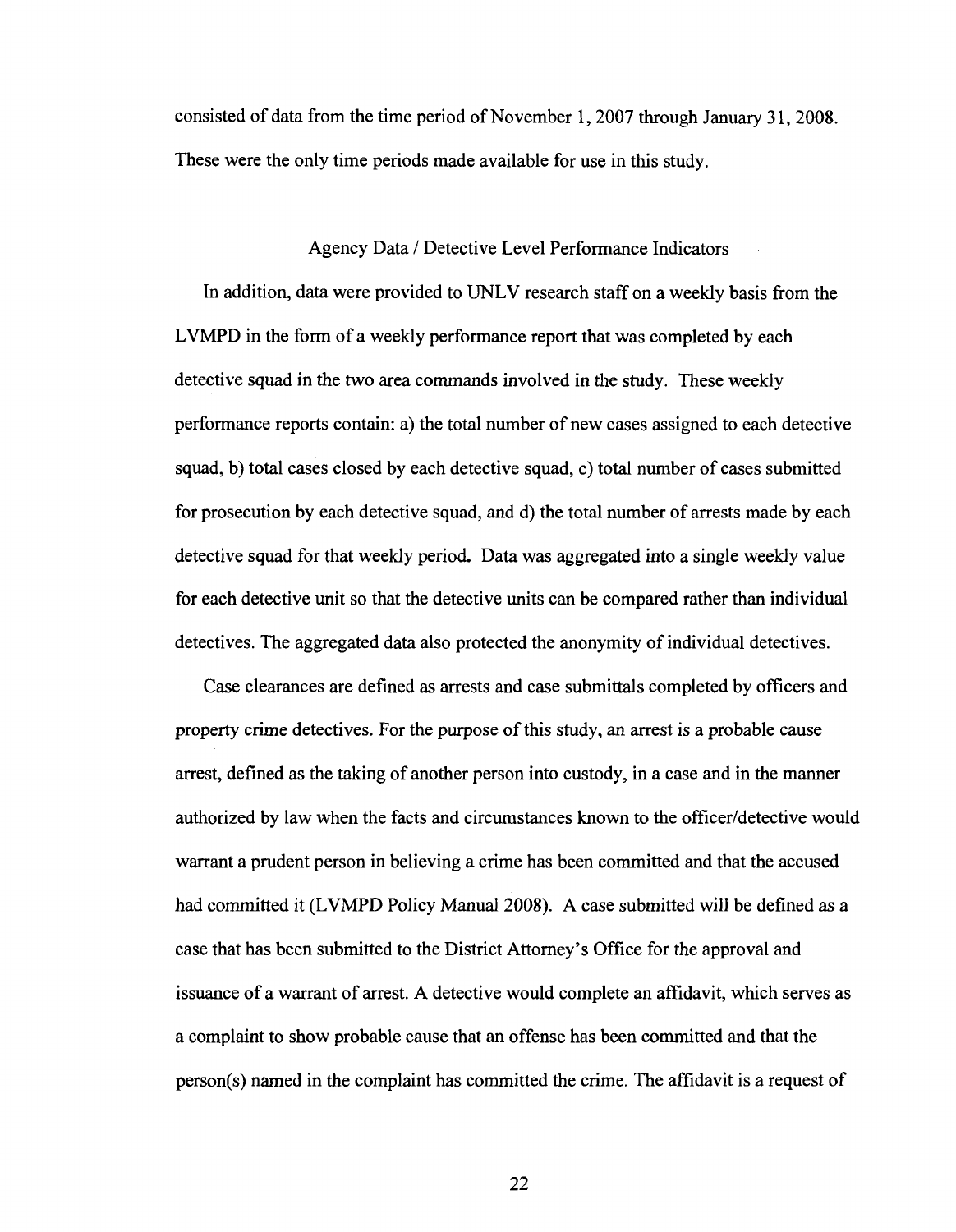consisted of data from the time period of November 1, 2007 through January 31, 2008. These were the only time periods made available for use in this study.

## Agency Data / Detective Level Performance Indicators

In addition, data were provided to UNLV research staff on a weekly basis from the LVMPD in the form of a weekly performance report that was completed by each detective squad in the two area commands involved in the study. These weekly performance reports contain: a) the total number of new cases assigned to each detective squad, b) total cases closed by each detective squad, c) total number of cases submitted for prosecution by each detective squad, and d) the total number of arrests made by each detective squad for that weekly period. Data was aggregated into a single weekly value for each detective unit so that the detective units can be compared rather than individual detectives. The aggregated data also protected the anonymity of individual detectives.

Case clearances are defined as arrests and case submittals completed by officers and property crime detectives. For the purpose of this study, an arrest is a probable cause arrest, defined as the taking of another person into custody, in a case and in the manner authorized by law when the facts and circumstances known to the officer/detective would warrant a prudent person in believing a crime has been committed and that the accused had committed it (LVMPD Policy Manual 2008). A case submitted will be defined as a case that has been submitted to the District Attorney's Office for the approval and issuance of a warrant of arrest. A detective would complete an affidavit, which serves as a complaint to show probable cause that an offense has been committed and that the person(s) named in the complaint has committed the crime. The affidavit is a request of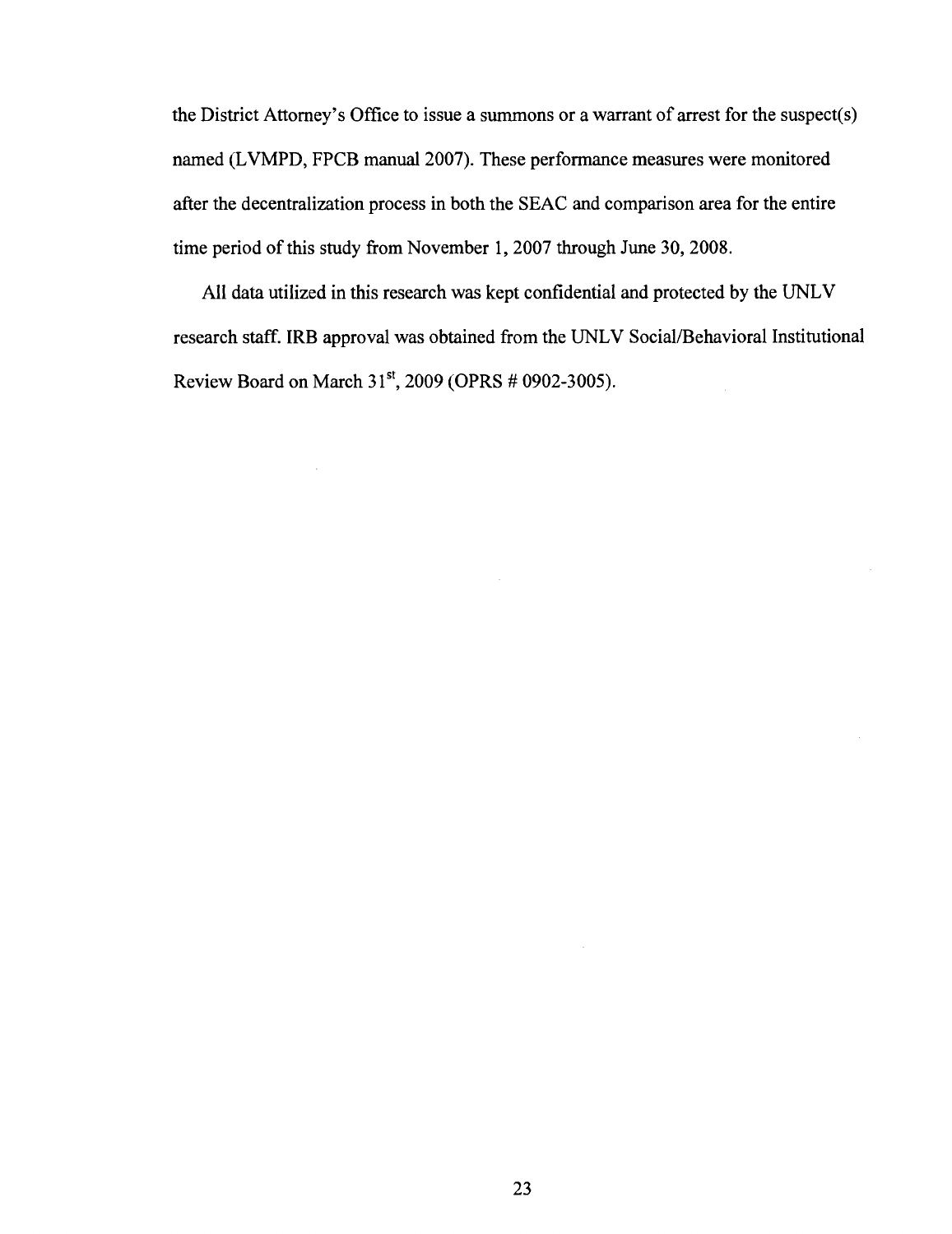the District Attorney's Office to issue a summons or a warrant of arrest for the suspect(s) named (LVMPD, FPCB manual 2007). These performance measures were monitored after the decentralization process in both the SEAC and comparison area for the entire time period of this study from November 1, 2007 through June 30, 2008.

All data utilized in this research was kept confidential and protected by the UNLV research staff. IRB approval was obtained from the UNLV Social/Behavioral Institutional Review Board on March 31st, 2009 (OPRS # 0902-3005).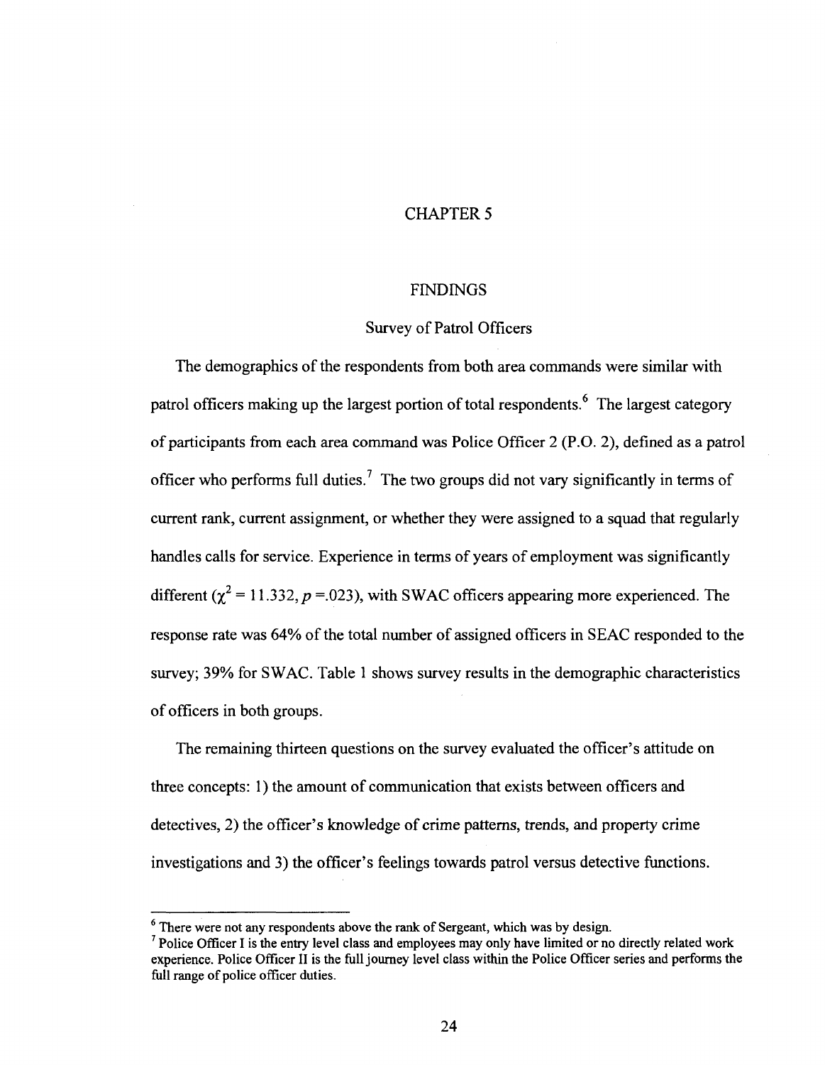# CHAPTER 5

## FINDINGS

### Survey of Patrol Officers

The demographics of the respondents from both area commands were similar with patrol officers making up the largest portion of total respondents.[6] The largest category of participants from each area command was Police Officer 2 (P.O. 2), defined as a patrol officer who performs full duties.[7] The two groups did not vary significantly in terms of current rank, current assignment, or whether they were assigned to a squad that regularly handles calls for service. Experience in terms of years of employment was significantly different ($\chi^2 = 11.332$, $p = .023$), with SWAC officers appearing more experienced. The response rate was 64% of the total number of assigned officers in SEAC responded to the survey; 39% for SWAC. Table 1 shows survey results in the demographic characteristics of officers in both groups.

The remaining thirteen questions on the survey evaluated the officer's attitude on three concepts: 1) the amount of communication that exists between officers and detectives, 2) the officer's knowledge of crime patterns, trends, and property crime investigations and 3) the officer's feelings towards patrol versus detective functions.

---

[6] There were not any respondents above the rank of Sergeant, which was by design.

[7] Police Officer I is the entry level class and employees may only have limited or no directly related work experience. Police Officer II is the full journey level class within the Police Officer series and performs the full range of police officer duties.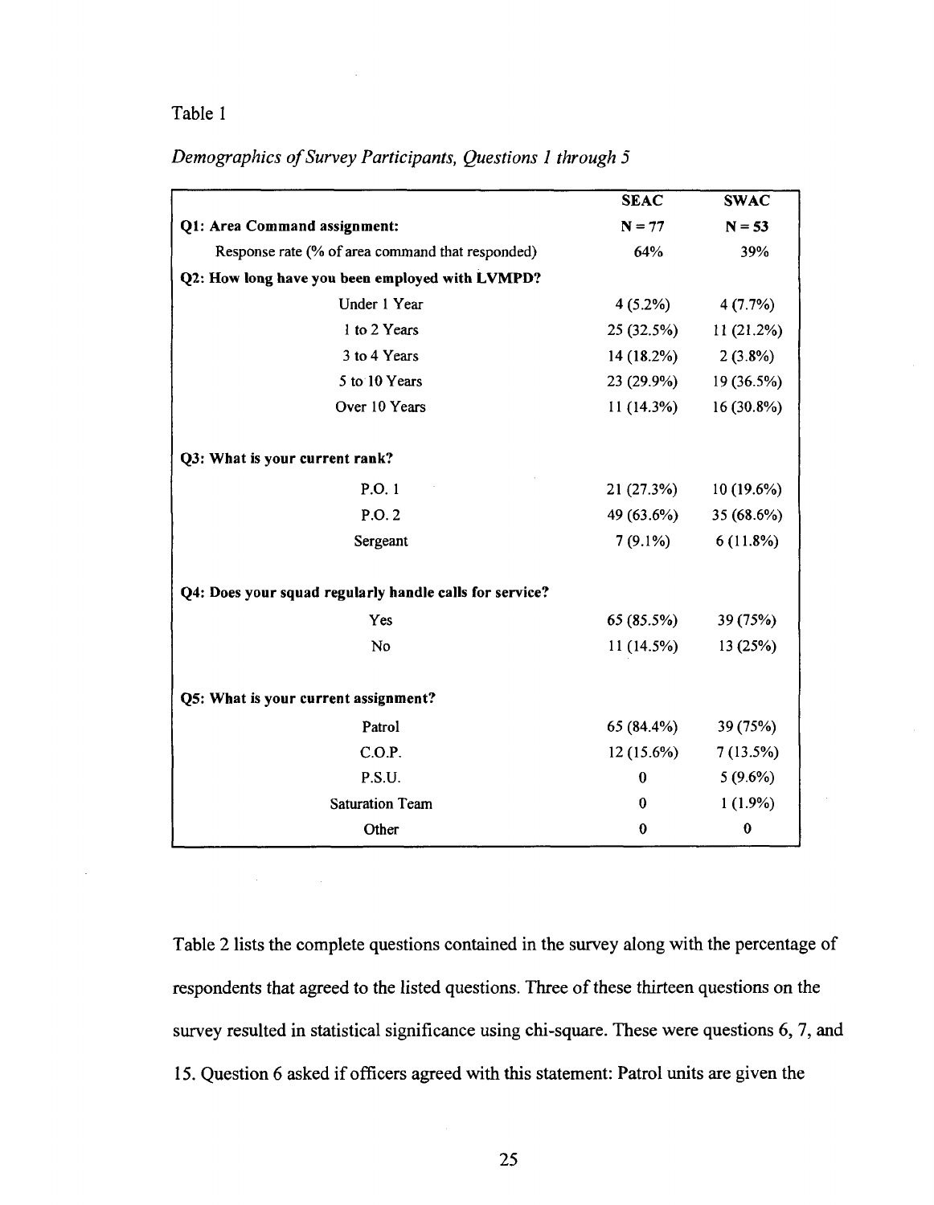Table 1

*Demographics of Survey Participants, Questions 1 through 5*

| | SEAC | SWAC |
|---|---|---|
| **Q1: Area Command assignment:** | **N = 77** | **N = 53** |
| Response rate (% of area command that responded) | 64% | 39% |
| **Q2: How long have you been employed with LVMPD?** | | |
| Under 1 Year | 4 (5.2%) | 4 (7.7%) |
| 1 to 2 Years | 25 (32.5%) | 11 (21.2%) |
| 3 to 4 Years | 14 (18.2%) | 2 (3.8%) |
| 5 to 10 Years | 23 (29.9%) | 19 (36.5%) |
| Over 10 Years | 11 (14.3%) | 16 (30.8%) |
| **Q3: What is your current rank?** | | |
| P.O. 1 | 21 (27.3%) | 10 (19.6%) |
| P.O. 2 | 49 (63.6%) | 35 (68.6%) |
| Sergeant | 7 (9.1%) | 6 (11.8%) |
| **Q4: Does your squad regularly handle calls for service?** | | |
| Yes | 65 (85.5%) | 39 (75%) |
| No | 11 (14.5%) | 13 (25%) |
| **Q5: What is your current assignment?** | | |
| Patrol | 65 (84.4%) | 39 (75%) |
| C.O.P. | 12 (15.6%) | 7 (13.5%) |
| P.S.U. | 0 | 5 (9.6%) |
| Saturation Team | 0 | 1 (1.9%) |
| Other | 0 | 0 |

Table 2 lists the complete questions contained in the survey along with the percentage of respondents that agreed to the listed questions. Three of these thirteen questions on the survey resulted in statistical significance using chi-square. These were questions 6, 7, and 15. Question 6 asked if officers agreed with this statement: Patrol units are given the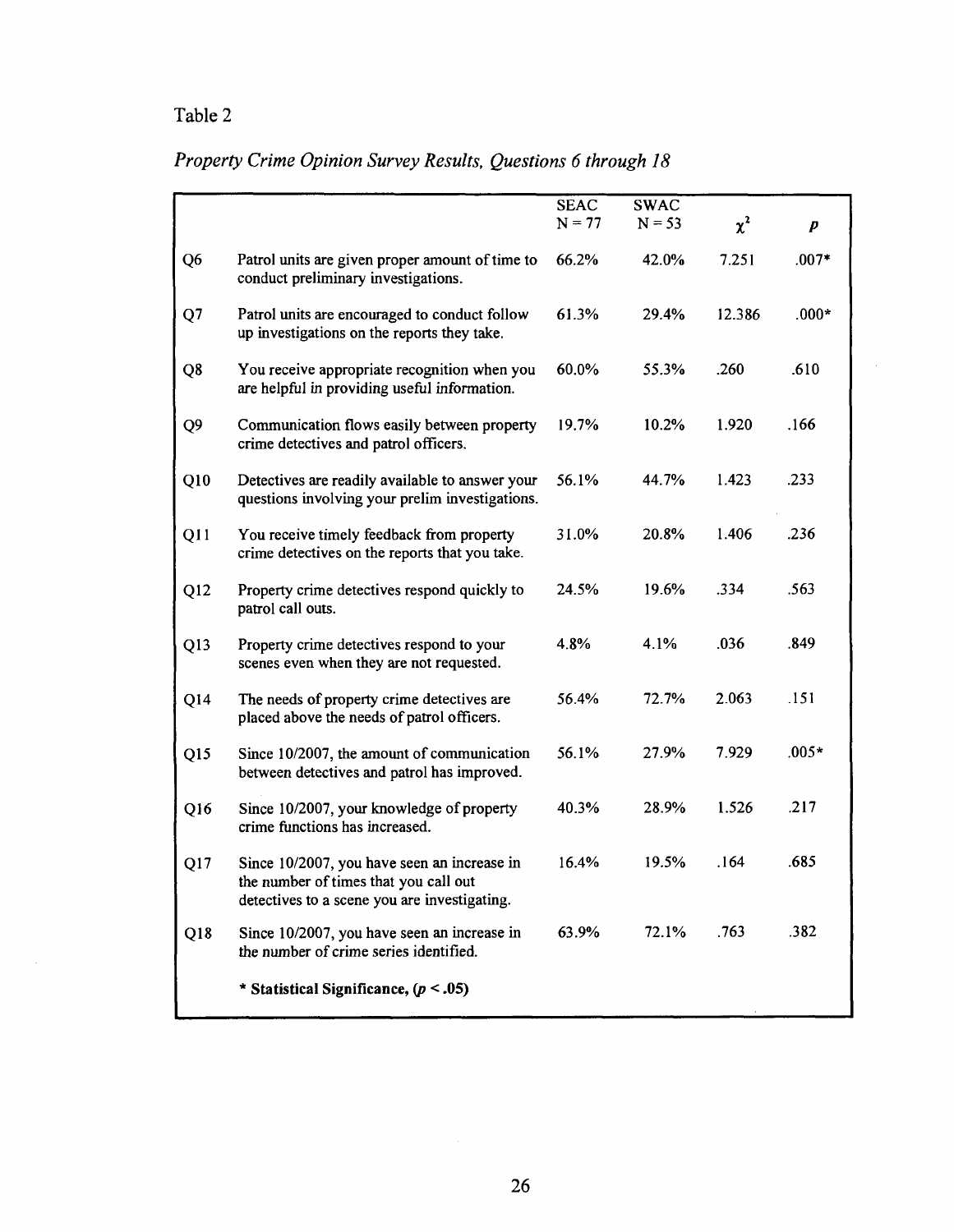Table 2

*Property Crime Opinion Survey Results, Questions 6 through 18*

| | | SEAC N = 77 | SWAC N = 53 | $\chi^2$ | *p* |
|---|---|---|---|---|---|
| Q6 | Patrol units are given proper amount of time to conduct preliminary investigations. | 66.2% | 42.0% | 7.251 | .007* |
| Q7 | Patrol units are encouraged to conduct follow up investigations on the reports they take. | 61.3% | 29.4% | 12.386 | .000* |
| Q8 | You receive appropriate recognition when you are helpful in providing useful information. | 60.0% | 55.3% | .260 | .610 |
| Q9 | Communication flows easily between property crime detectives and patrol officers. | 19.7% | 10.2% | 1.920 | .166 |
| Q10 | Detectives are readily available to answer your questions involving your prelim investigations. | 56.1% | 44.7% | 1.423 | .233 |
| Q11 | You receive timely feedback from property crime detectives on the reports that you take. | 31.0% | 20.8% | 1.406 | .236 |
| Q12 | Property crime detectives respond quickly to patrol call outs. | 24.5% | 19.6% | .334 | .563 |
| Q13 | Property crime detectives respond to your scenes even when they are not requested. | 4.8% | 4.1% | .036 | .849 |
| Q14 | The needs of property crime detectives are placed above the needs of patrol officers. | 56.4% | 72.7% | 2.063 | .151 |
| Q15 | Since 10/2007, the amount of communication between detectives and patrol has improved. | 56.1% | 27.9% | 7.929 | .005* |
| Q16 | Since 10/2007, your knowledge of property crime functions has increased. | 40.3% | 28.9% | 1.526 | .217 |
| Q17 | Since 10/2007, you have seen an increase in the number of times that you call out detectives to a scene you are investigating. | 16.4% | 19.5% | .164 | .685 |
| Q18 | Since 10/2007, you have seen an increase in the number of crime series identified. | 63.9% | 72.1% | .763 | .382 |
| | **\* Statistical Significance, ($p < .05$)** | | | | |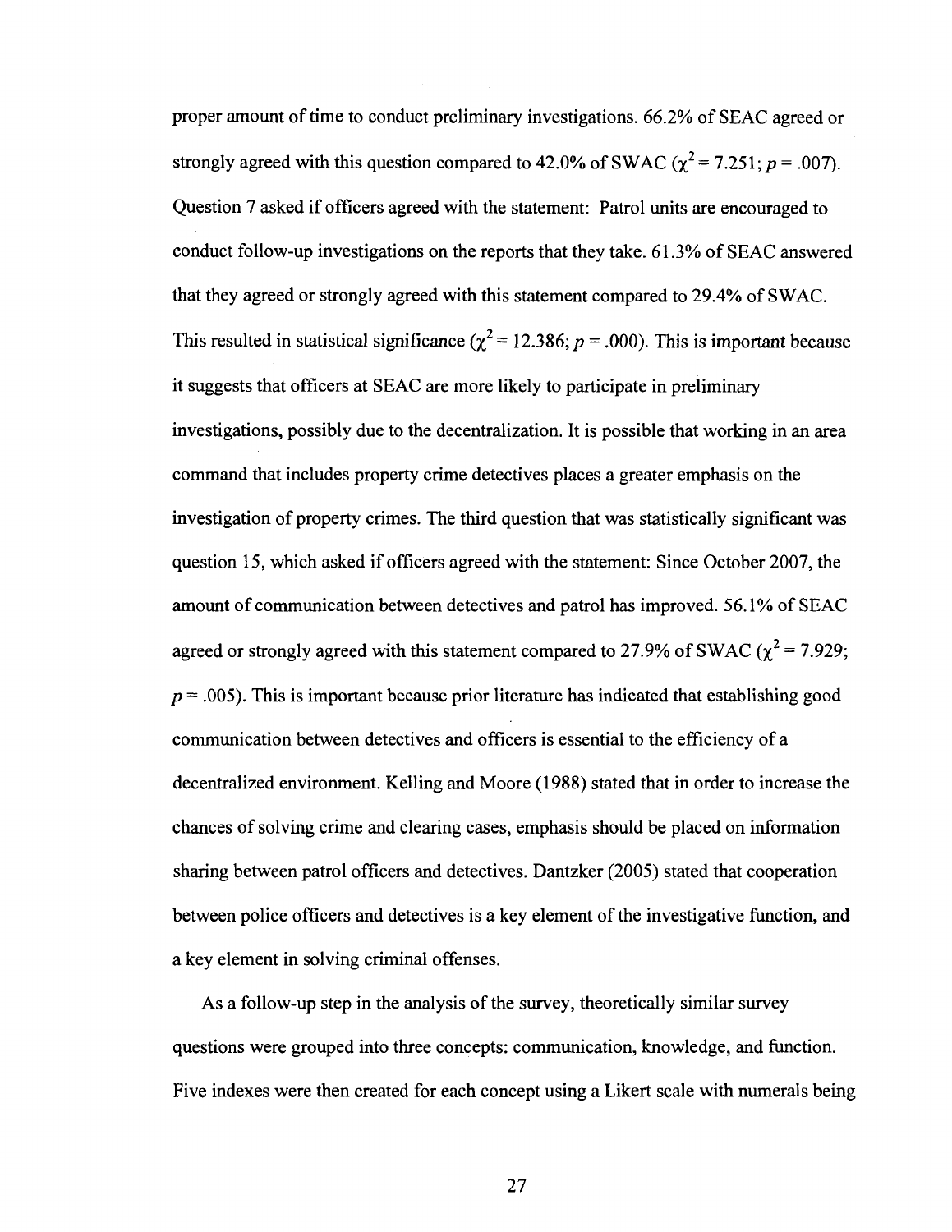proper amount of time to conduct preliminary investigations. 66.2% of SEAC agreed or strongly agreed with this question compared to 42.0% of SWAC ($\chi^2 = 7.251$; $p = .007$). Question 7 asked if officers agreed with the statement: Patrol units are encouraged to conduct follow-up investigations on the reports that they take. 61.3% of SEAC answered that they agreed or strongly agreed with this statement compared to 29.4% of SWAC. This resulted in statistical significance ($\chi^2 = 12.386$; $p = .000$). This is important because it suggests that officers at SEAC are more likely to participate in preliminary investigations, possibly due to the decentralization. It is possible that working in an area command that includes property crime detectives places a greater emphasis on the investigation of property crimes. The third question that was statistically significant was question 15, which asked if officers agreed with the statement: Since October 2007, the amount of communication between detectives and patrol has improved. 56.1% of SEAC agreed or strongly agreed with this statement compared to 27.9% of SWAC ($\chi^2 = 7.929$; $p = .005$). This is important because prior literature has indicated that establishing good communication between detectives and officers is essential to the efficiency of a decentralized environment. Kelling and Moore (1988) stated that in order to increase the chances of solving crime and clearing cases, emphasis should be placed on information sharing between patrol officers and detectives. Dantzker (2005) stated that cooperation between police officers and detectives is a key element of the investigative function, and a key element in solving criminal offenses.

As a follow-up step in the analysis of the survey, theoretically similar survey questions were grouped into three concepts: communication, knowledge, and function. Five indexes were then created for each concept using a Likert scale with numerals being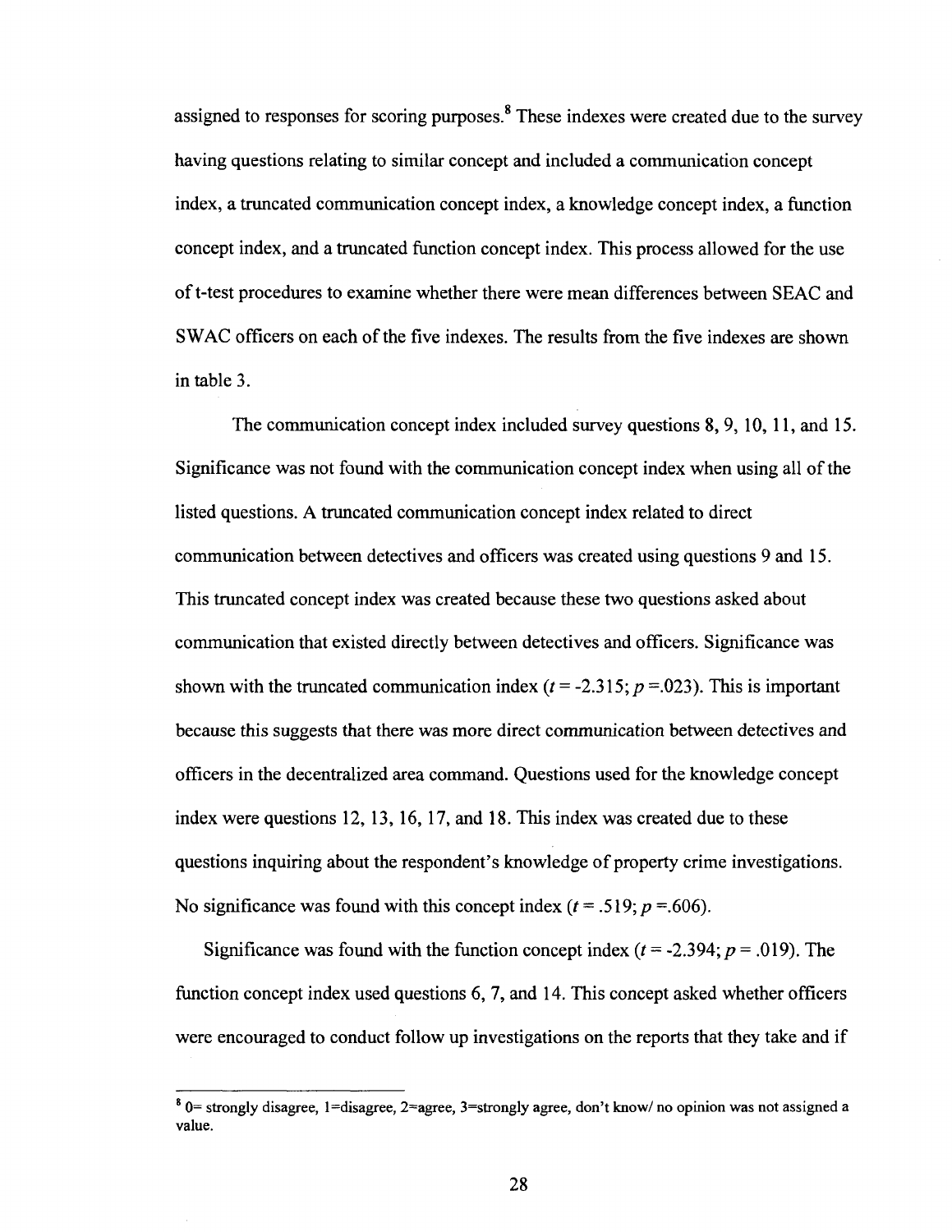assigned to responses for scoring purposes.[8] These indexes were created due to the survey having questions relating to similar concept and included a communication concept index, a truncated communication concept index, a knowledge concept index, a function concept index, and a truncated function concept index. This process allowed for the use of t-test procedures to examine whether there were mean differences between SEAC and SWAC officers on each of the five indexes. The results from the five indexes are shown in table 3.

The communication concept index included survey questions 8, 9, 10, 11, and 15. Significance was not found with the communication concept index when using all of the listed questions. A truncated communication concept index related to direct communication between detectives and officers was created using questions 9 and 15. This truncated concept index was created because these two questions asked about communication that existed directly between detectives and officers. Significance was shown with the truncated communication index ($t$ = -2.315; $p$ =.023). This is important because this suggests that there was more direct communication between detectives and officers in the decentralized area command. Questions used for the knowledge concept index were questions 12, 13, 16, 17, and 18. This index was created due to these questions inquiring about the respondent's knowledge of property crime investigations. No significance was found with this concept index ($t$ = .519; $p$ =.606).

Significance was found with the function concept index ($t$ = -2.394; $p$ = .019). The function concept index used questions 6, 7, and 14. This concept asked whether officers were encouraged to conduct follow up investigations on the reports that they take and if

---

[8] 0= strongly disagree, 1=disagree, 2=agree, 3=strongly agree, don't know/ no opinion was not assigned a value.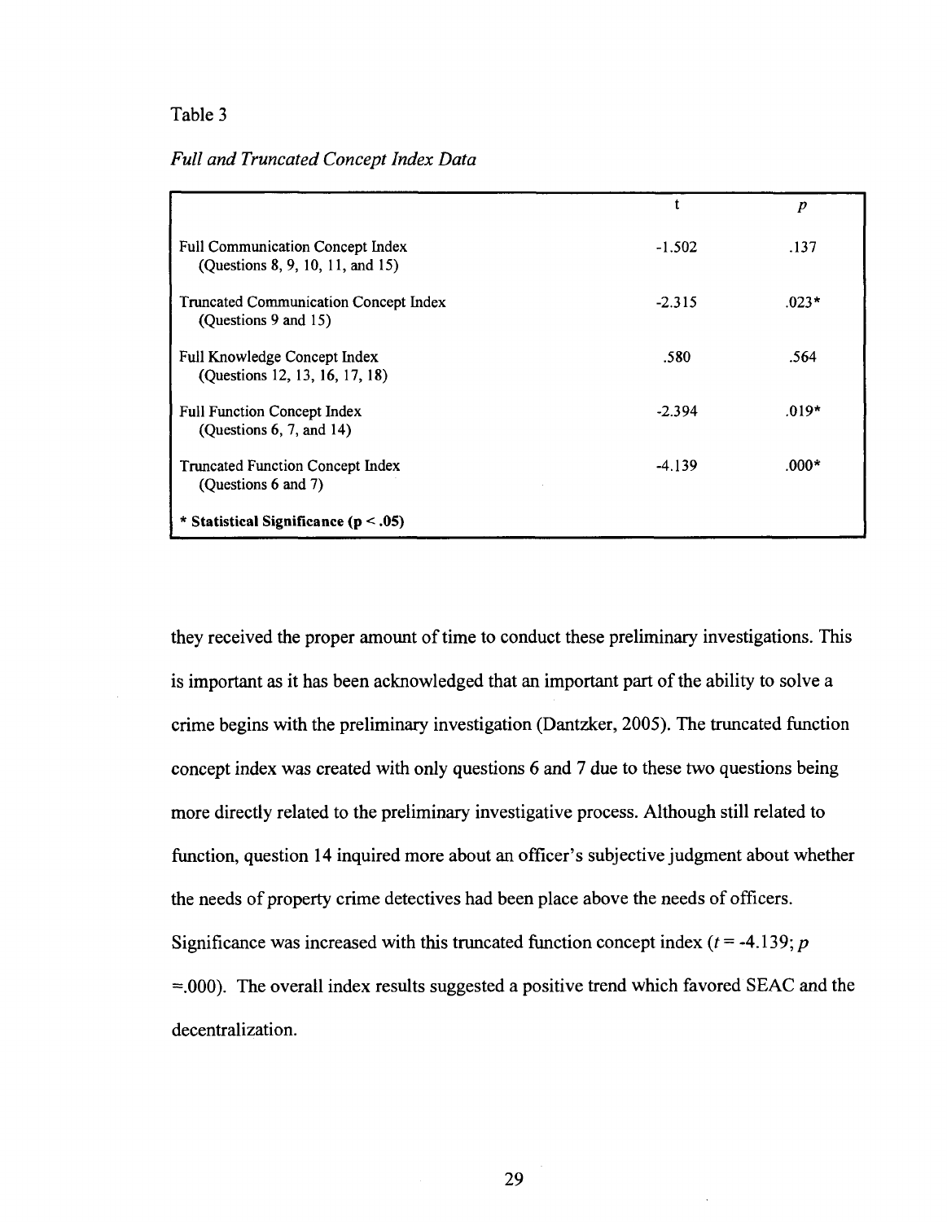Table 3

*Full and Truncated Concept Index Data*

| | t | *p* |
|---|---|---|
| Full Communication Concept Index (Questions 8, 9, 10, 11, and 15) | -1.502 | .137 |
| Truncated Communication Concept Index (Questions 9 and 15) | -2.315 | .023* |
| Full Knowledge Concept Index (Questions 12, 13, 16, 17, 18) | .580 | .564 |
| Full Function Concept Index (Questions 6, 7, and 14) | -2.394 | .019* |
| Truncated Function Concept Index (Questions 6 and 7) | -4.139 | .000* |

**\* Statistical Significance (p < .05)**

they received the proper amount of time to conduct these preliminary investigations. This is important as it has been acknowledged that an important part of the ability to solve a crime begins with the preliminary investigation (Dantzker, 2005). The truncated function concept index was created with only questions 6 and 7 due to these two questions being more directly related to the preliminary investigative process. Although still related to function, question 14 inquired more about an officer's subjective judgment about whether the needs of property crime detectives had been place above the needs of officers. Significance was increased with this truncated function concept index ($t$ = -4.139; $p$ =.000). The overall index results suggested a positive trend which favored SEAC and the decentralization.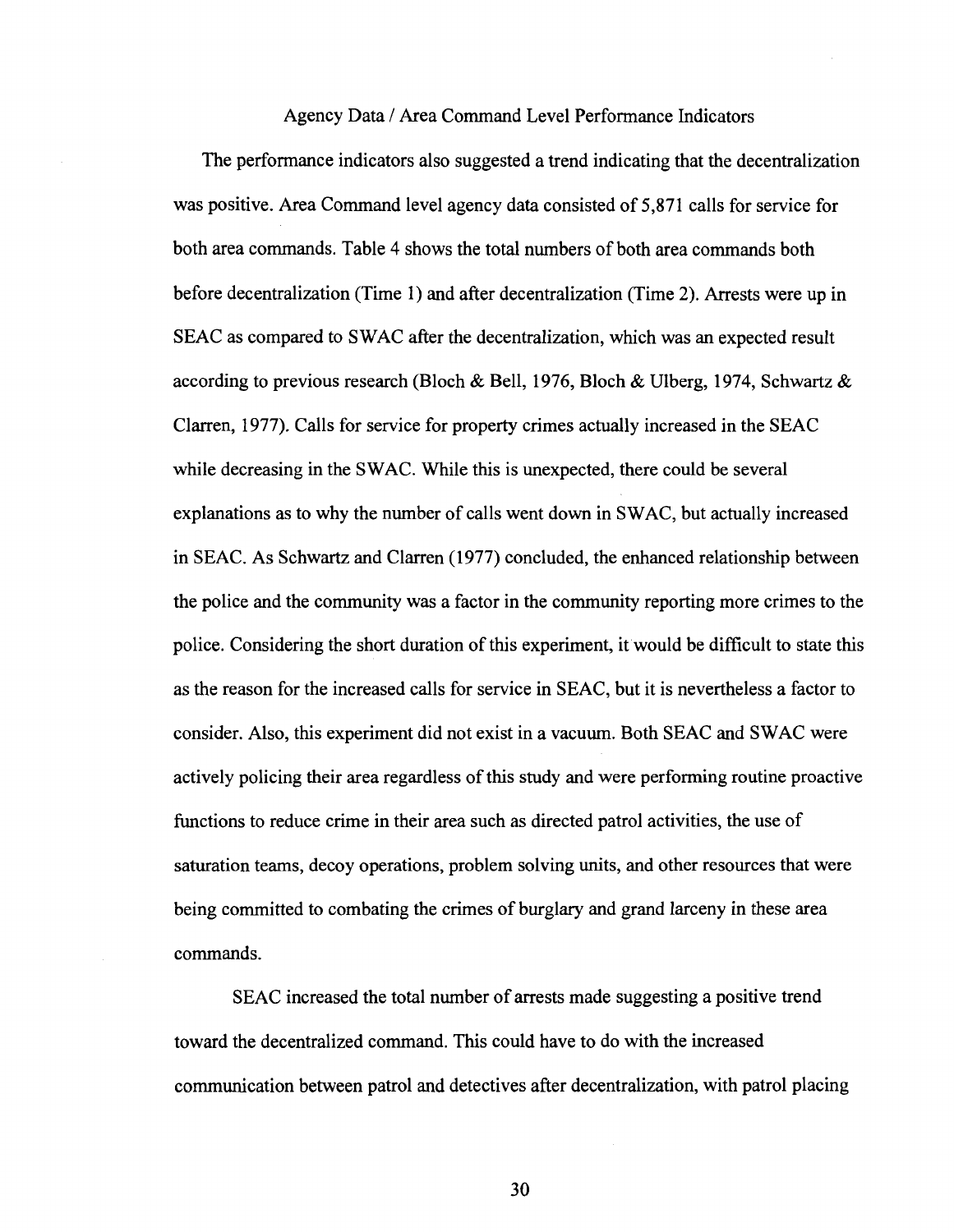## Agency Data / Area Command Level Performance Indicators

The performance indicators also suggested a trend indicating that the decentralization was positive. Area Command level agency data consisted of 5,871 calls for service for both area commands. Table 4 shows the total numbers of both area commands both before decentralization (Time 1) and after decentralization (Time 2). Arrests were up in SEAC as compared to SWAC after the decentralization, which was an expected result according to previous research (Bloch & Bell, 1976, Bloch & Ulberg, 1974, Schwartz & Clarren, 1977). Calls for service for property crimes actually increased in the SEAC while decreasing in the SWAC. While this is unexpected, there could be several explanations as to why the number of calls went down in SWAC, but actually increased in SEAC. As Schwartz and Clarren (1977) concluded, the enhanced relationship between the police and the community was a factor in the community reporting more crimes to the police. Considering the short duration of this experiment, it would be difficult to state this as the reason for the increased calls for service in SEAC, but it is nevertheless a factor to consider. Also, this experiment did not exist in a vacuum. Both SEAC and SWAC were actively policing their area regardless of this study and were performing routine proactive functions to reduce crime in their area such as directed patrol activities, the use of saturation teams, decoy operations, problem solving units, and other resources that were being committed to combating the crimes of burglary and grand larceny in these area commands.

SEAC increased the total number of arrests made suggesting a positive trend toward the decentralized command. This could have to do with the increased communication between patrol and detectives after decentralization, with patrol placing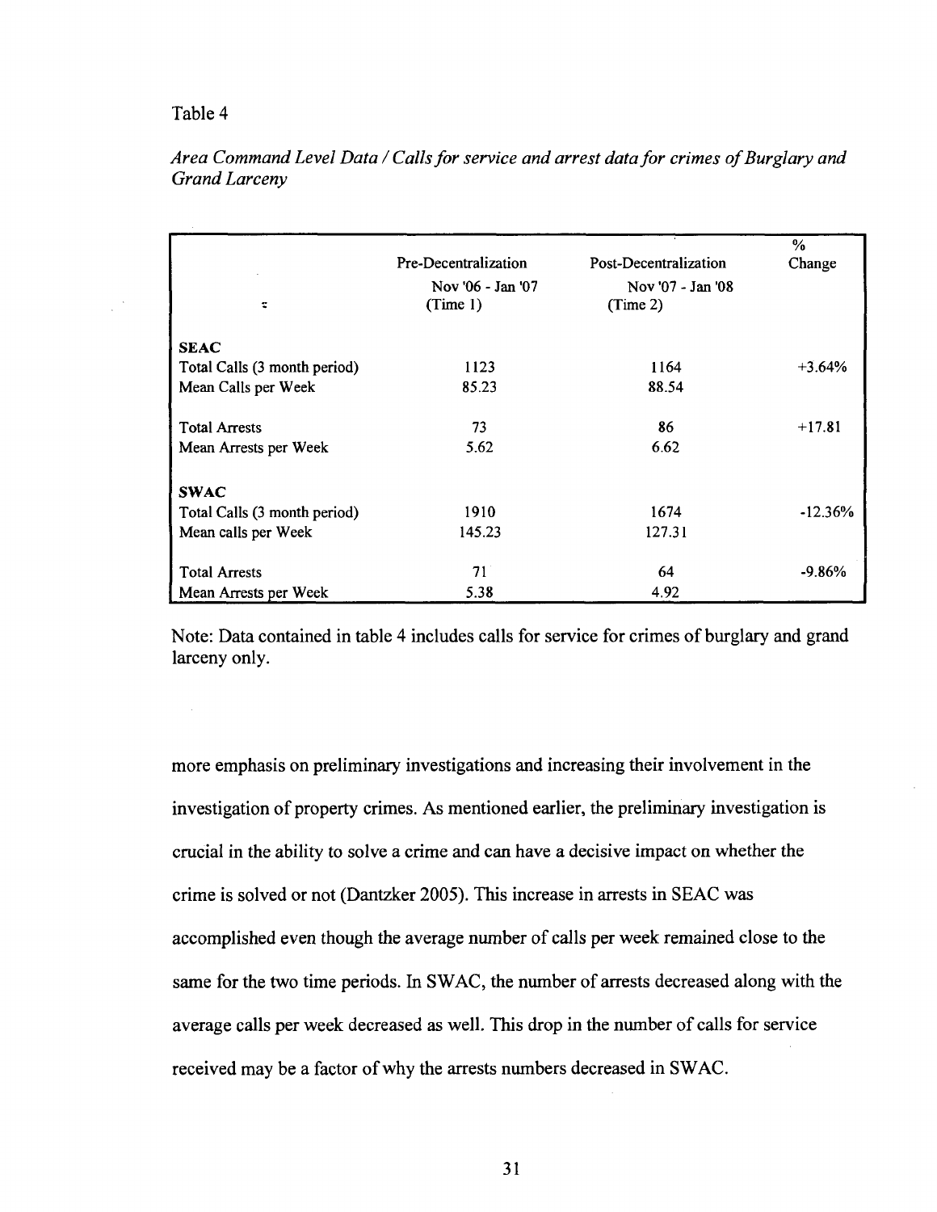Table 4

*Area Command Level Data / Calls for service and arrest data for crimes of Burglary and Grand Larceny*

| | Pre-Decentralization Nov '06 - Jan '07 (Time 1) | Post-Decentralization Nov '07 - Jan '08 (Time 2) | % Change |
|---|---|---|---|
| **SEAC** | | | |
| Total Calls (3 month period) | 1123 | 1164 | +3.64% |
| Mean Calls per Week | 85.23 | 88.54 | |
| Total Arrests | 73 | 86 | +17.81 |
| Mean Arrests per Week | 5.62 | 6.62 | |
| **SWAC** | | | |
| Total Calls (3 month period) | 1910 | 1674 | -12.36% |
| Mean calls per Week | 145.23 | 127.31 | |
| Total Arrests | 71 | 64 | -9.86% |
| Mean Arrests per Week | 5.38 | 4.92 | |

Note: Data contained in table 4 includes calls for service for crimes of burglary and grand larceny only.

more emphasis on preliminary investigations and increasing their involvement in the investigation of property crimes. As mentioned earlier, the preliminary investigation is crucial in the ability to solve a crime and can have a decisive impact on whether the crime is solved or not (Dantzker 2005). This increase in arrests in SEAC was accomplished even though the average number of calls per week remained close to the same for the two time periods. In SWAC, the number of arrests decreased along with the average calls per week decreased as well. This drop in the number of calls for service received may be a factor of why the arrests numbers decreased in SWAC.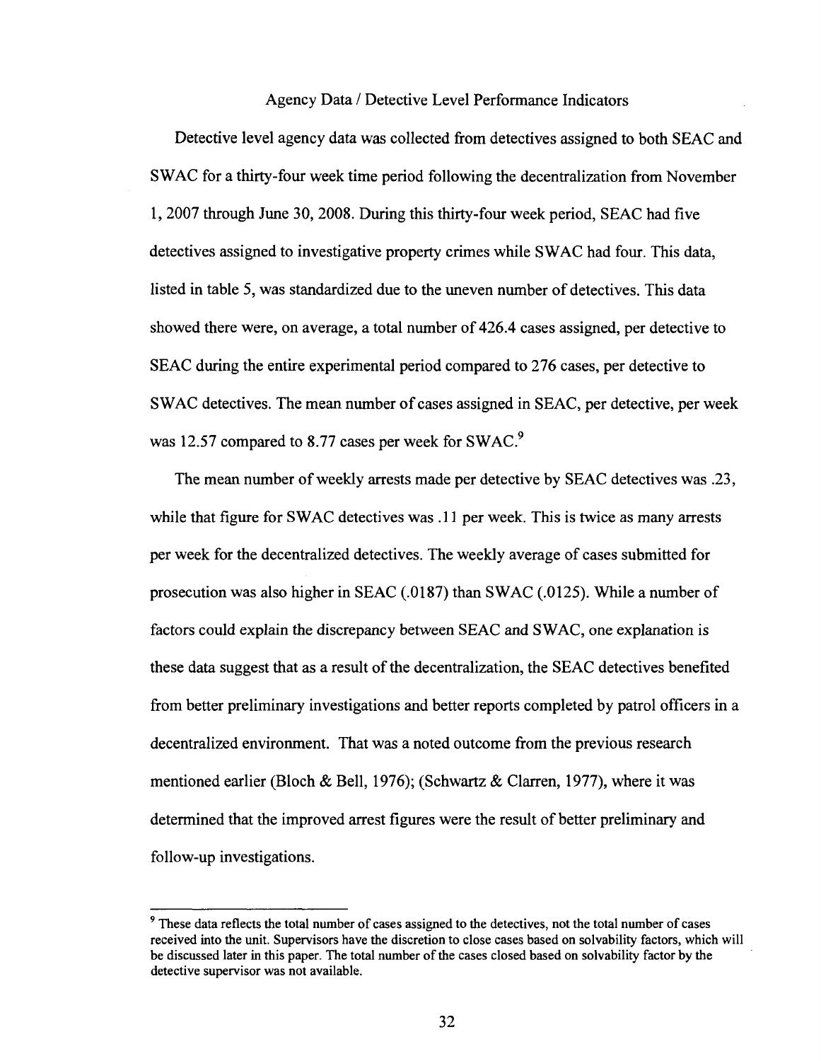## Agency Data / Detective Level Performance Indicators

Detective level agency data was collected from detectives assigned to both SEAC and SWAC for a thirty-four week time period following the decentralization from November 1, 2007 through June 30, 2008. During this thirty-four week period, SEAC had five detectives assigned to investigative property crimes while SWAC had four. This data, listed in table 5, was standardized due to the uneven number of detectives. This data showed there were, on average, a total number of 426.4 cases assigned, per detective to SEAC during the entire experimental period compared to 276 cases, per detective to SWAC detectives. The mean number of cases assigned in SEAC, per detective, per week was 12.57 compared to 8.77 cases per week for SWAC.[9]

The mean number of weekly arrests made per detective by SEAC detectives was .23, while that figure for SWAC detectives was .11 per week. This is twice as many arrests per week for the decentralized detectives. The weekly average of cases submitted for prosecution was also higher in SEAC (.0187) than SWAC (.0125). While a number of factors could explain the discrepancy between SEAC and SWAC, one explanation is these data suggest that as a result of the decentralization, the SEAC detectives benefited from better preliminary investigations and better reports completed by patrol officers in a decentralized environment. That was a noted outcome from the previous research mentioned earlier (Bloch & Bell, 1976); (Schwartz & Clarren, 1977), where it was determined that the improved arrest figures were the result of better preliminary and follow-up investigations.

---

[9] These data reflects the total number of cases assigned to the detectives, not the total number of cases received into the unit. Supervisors have the discretion to close cases based on solvability factors, which will be discussed later in this paper. The total number of the cases closed based on solvability factor by the detective supervisor was not available.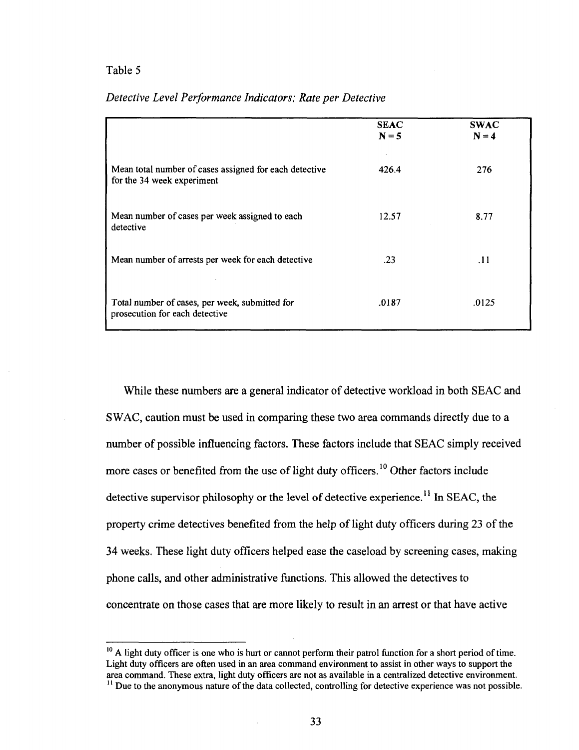Table 5

*Detective Level Performance Indicators; Rate per Detective*

| | **SEAC N = 5** | **SWAC N = 4** |
|---|---|---|
| Mean total number of cases assigned for each detective for the 34 week experiment | 426.4 | 276 |
| Mean number of cases per week assigned to each detective | 12.57 | 8.77 |
| Mean number of arrests per week for each detective | .23 | .11 |
| Total number of cases, per week, submitted for prosecution for each detective | .0187 | .0125 |

While these numbers are a general indicator of detective workload in both SEAC and SWAC, caution must be used in comparing these two area commands directly due to a number of possible influencing factors. These factors include that SEAC simply received more cases or benefited from the use of light duty officers.[10] Other factors include detective supervisor philosophy or the level of detective experience.[11] In SEAC, the property crime detectives benefited from the help of light duty officers during 23 of the 34 weeks. These light duty officers helped ease the caseload by screening cases, making phone calls, and other administrative functions. This allowed the detectives to concentrate on those cases that are more likely to result in an arrest or that have active

[10] A light duty officer is one who is hurt or cannot perform their patrol function for a short period of time. Light duty officers are often used in an area command environment to assist in other ways to support the area command. These extra, light duty officers are not as available in a centralized detective environment.

[11] Due to the anonymous nature of the data collected, controlling for detective experience was not possible.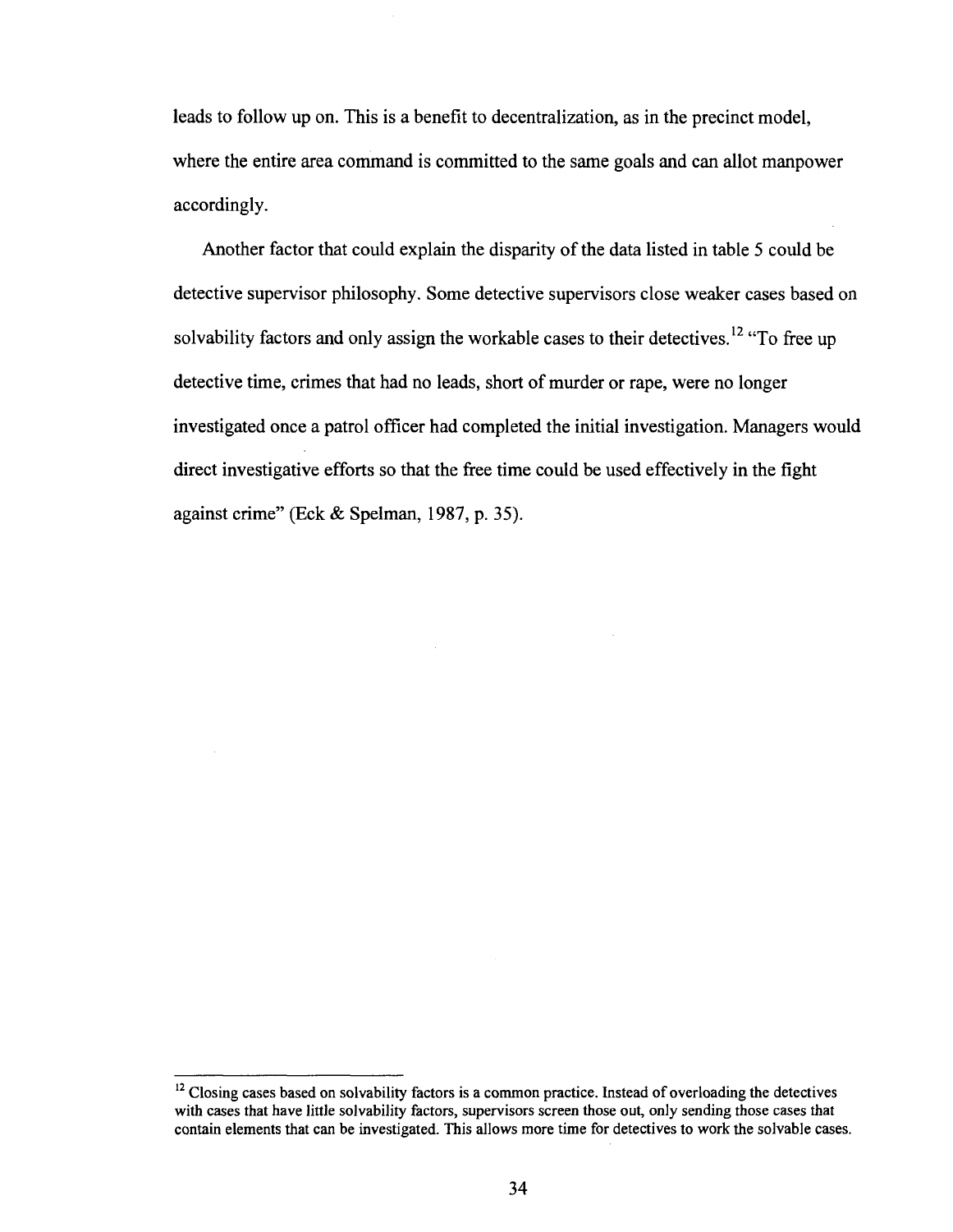leads to follow up on. This is a benefit to decentralization, as in the precinct model, where the entire area command is committed to the same goals and can allot manpower accordingly.

Another factor that could explain the disparity of the data listed in table 5 could be detective supervisor philosophy. Some detective supervisors close weaker cases based on solvability factors and only assign the workable cases to their detectives.[12] "To free up detective time, crimes that had no leads, short of murder or rape, were no longer investigated once a patrol officer had completed the initial investigation. Managers would direct investigative efforts so that the free time could be used effectively in the fight against crime" (Eck & Spelman, 1987, p. 35).

---

[12] Closing cases based on solvability factors is a common practice. Instead of overloading the detectives with cases that have little solvability factors, supervisors screen those out, only sending those cases that contain elements that can be investigated. This allows more time for detectives to work the solvable cases.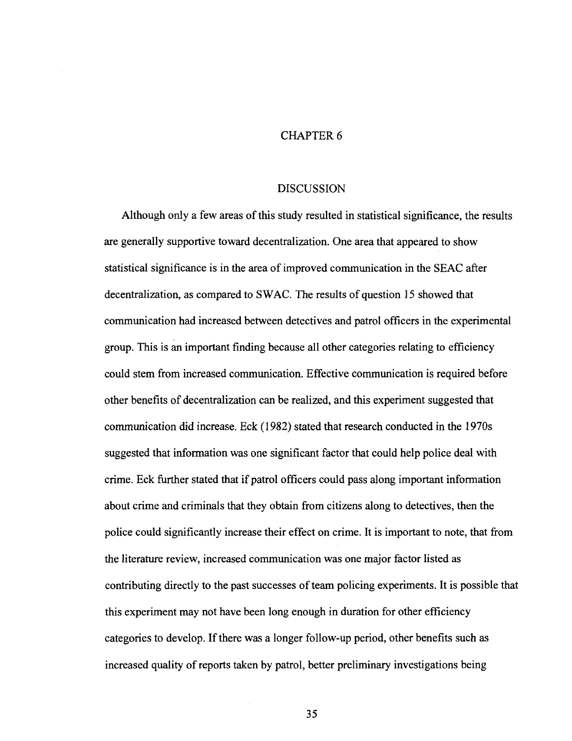# CHAPTER 6

## DISCUSSION

Although only a few areas of this study resulted in statistical significance, the results are generally supportive toward decentralization. One area that appeared to show statistical significance is in the area of improved communication in the SEAC after decentralization, as compared to SWAC. The results of question 15 showed that communication had increased between detectives and patrol officers in the experimental group. This is an important finding because all other categories relating to efficiency could stem from increased communication. Effective communication is required before other benefits of decentralization can be realized, and this experiment suggested that communication did increase. Eck (1982) stated that research conducted in the 1970s suggested that information was one significant factor that could help police deal with crime. Eck further stated that if patrol officers could pass along important information about crime and criminals that they obtain from citizens along to detectives, then the police could significantly increase their effect on crime. It is important to note, that from the literature review, increased communication was one major factor listed as contributing directly to the past successes of team policing experiments. It is possible that this experiment may not have been long enough in duration for other efficiency categories to develop. If there was a longer follow-up period, other benefits such as increased quality of reports taken by patrol, better preliminary investigations being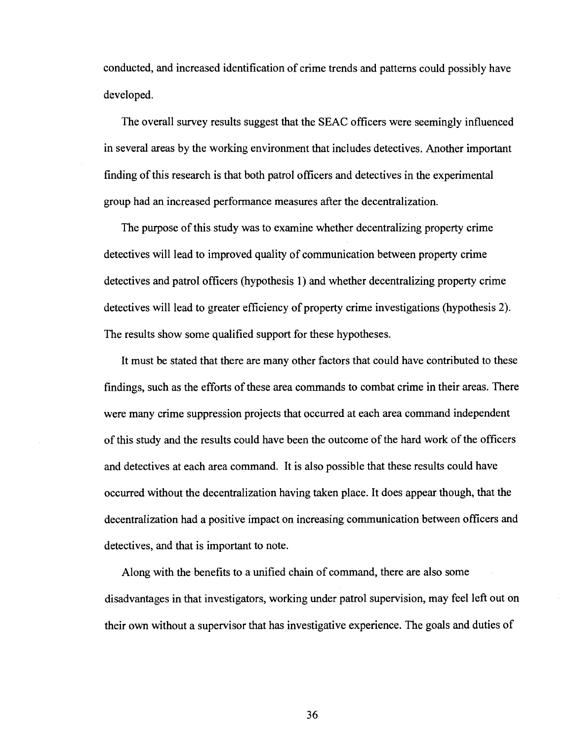conducted, and increased identification of crime trends and patterns could possibly have developed.

The overall survey results suggest that the SEAC officers were seemingly influenced in several areas by the working environment that includes detectives. Another important finding of this research is that both patrol officers and detectives in the experimental group had an increased performance measures after the decentralization.

The purpose of this study was to examine whether decentralizing property crime detectives will lead to improved quality of communication between property crime detectives and patrol officers (hypothesis 1) and whether decentralizing property crime detectives will lead to greater efficiency of property crime investigations (hypothesis 2). The results show some qualified support for these hypotheses.

It must be stated that there are many other factors that could have contributed to these findings, such as the efforts of these area commands to combat crime in their areas. There were many crime suppression projects that occurred at each area command independent of this study and the results could have been the outcome of the hard work of the officers and detectives at each area command. It is also possible that these results could have occurred without the decentralization having taken place. It does appear though, that the decentralization had a positive impact on increasing communication between officers and detectives, and that is important to note.

Along with the benefits to a unified chain of command, there are also some disadvantages in that investigators, working under patrol supervision, may feel left out on their own without a supervisor that has investigative experience. The goals and duties of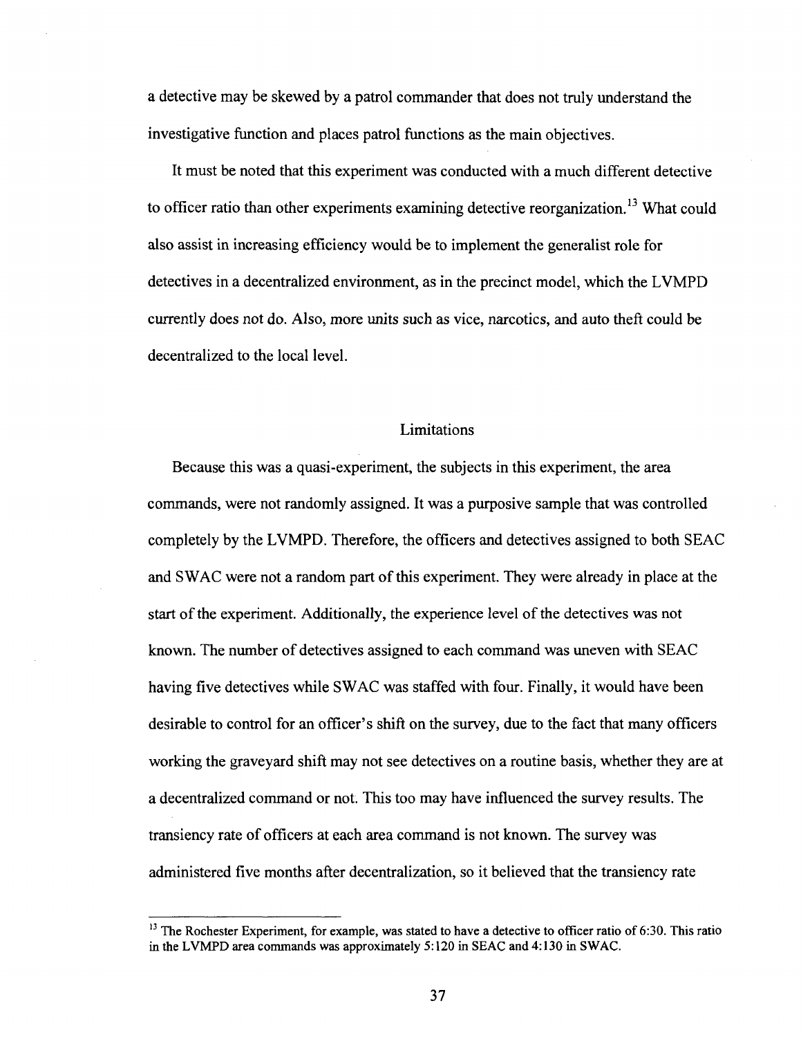a detective may be skewed by a patrol commander that does not truly understand the investigative function and places patrol functions as the main objectives.

It must be noted that this experiment was conducted with a much different detective to officer ratio than other experiments examining detective reorganization.[13] What could also assist in increasing efficiency would be to implement the generalist role for detectives in a decentralized environment, as in the precinct model, which the LVMPD currently does not do. Also, more units such as vice, narcotics, and auto theft could be decentralized to the local level.

## Limitations

Because this was a quasi-experiment, the subjects in this experiment, the area commands, were not randomly assigned. It was a purposive sample that was controlled completely by the LVMPD. Therefore, the officers and detectives assigned to both SEAC and SWAC were not a random part of this experiment. They were already in place at the start of the experiment. Additionally, the experience level of the detectives was not known. The number of detectives assigned to each command was uneven with SEAC having five detectives while SWAC was staffed with four. Finally, it would have been desirable to control for an officer's shift on the survey, due to the fact that many officers working the graveyard shift may not see detectives on a routine basis, whether they are at a decentralized command or not. This too may have influenced the survey results. The transiency rate of officers at each area command is not known. The survey was administered five months after decentralization, so it believed that the transiency rate

---

[13] The Rochester Experiment, for example, was stated to have a detective to officer ratio of 6:30. This ratio in the LVMPD area commands was approximately 5:120 in SEAC and 4:130 in SWAC.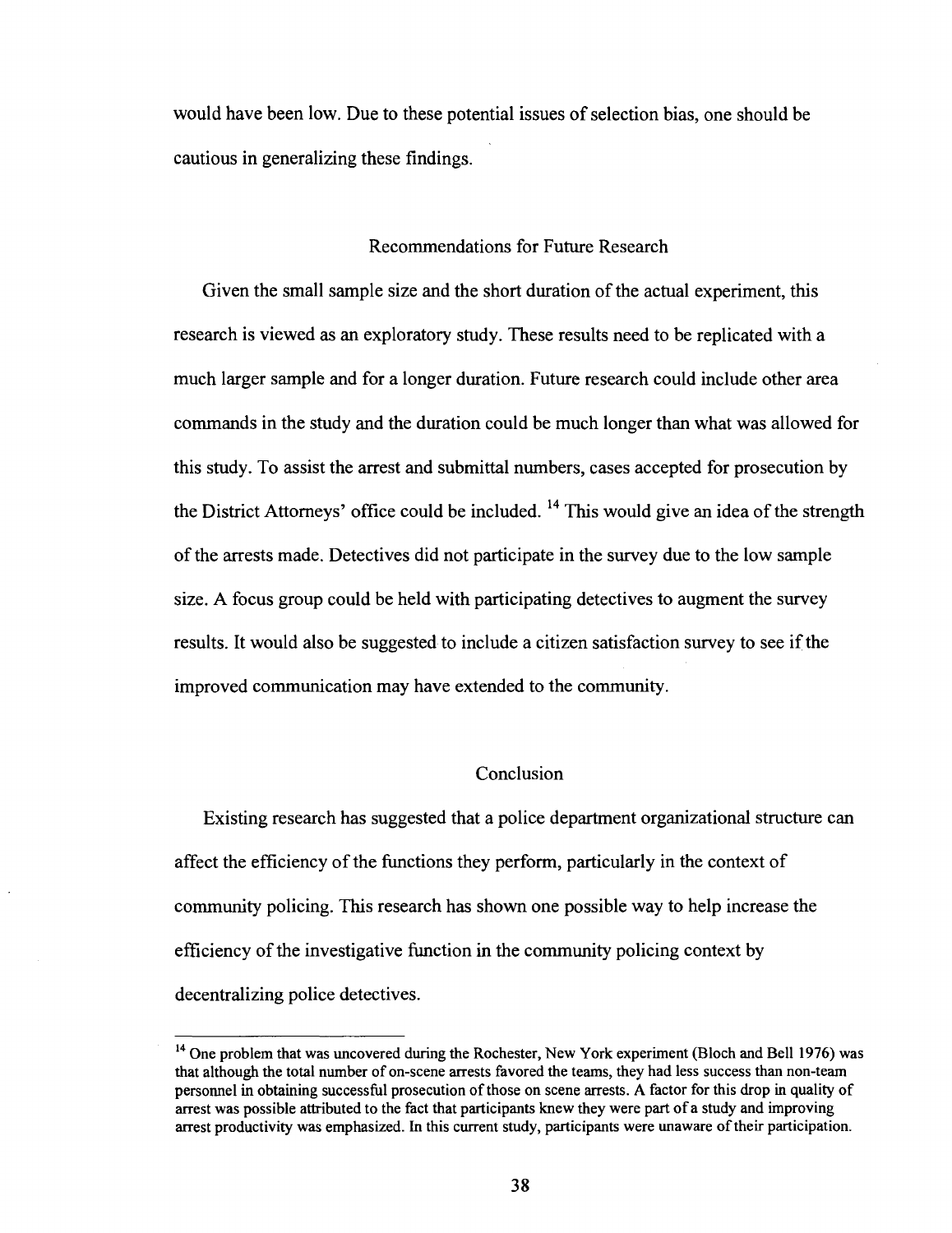would have been low. Due to these potential issues of selection bias, one should be cautious in generalizing these findings.

## Recommendations for Future Research

Given the small sample size and the short duration of the actual experiment, this research is viewed as an exploratory study. These results need to be replicated with a much larger sample and for a longer duration. Future research could include other area commands in the study and the duration could be much longer than what was allowed for this study. To assist the arrest and submittal numbers, cases accepted for prosecution by the District Attorneys' office could be included. [14] This would give an idea of the strength of the arrests made. Detectives did not participate in the survey due to the low sample size. A focus group could be held with participating detectives to augment the survey results. It would also be suggested to include a citizen satisfaction survey to see if the improved communication may have extended to the community.

## Conclusion

Existing research has suggested that a police department organizational structure can affect the efficiency of the functions they perform, particularly in the context of community policing. This research has shown one possible way to help increase the efficiency of the investigative function in the community policing context by decentralizing police detectives.

---

[14] One problem that was uncovered during the Rochester, New York experiment (Bloch and Bell 1976) was that although the total number of on-scene arrests favored the teams, they had less success than non-team personnel in obtaining successful prosecution of those on scene arrests. A factor for this drop in quality of arrest was possible attributed to the fact that participants knew they were part of a study and improving arrest productivity was emphasized. In this current study, participants were unaware of their participation.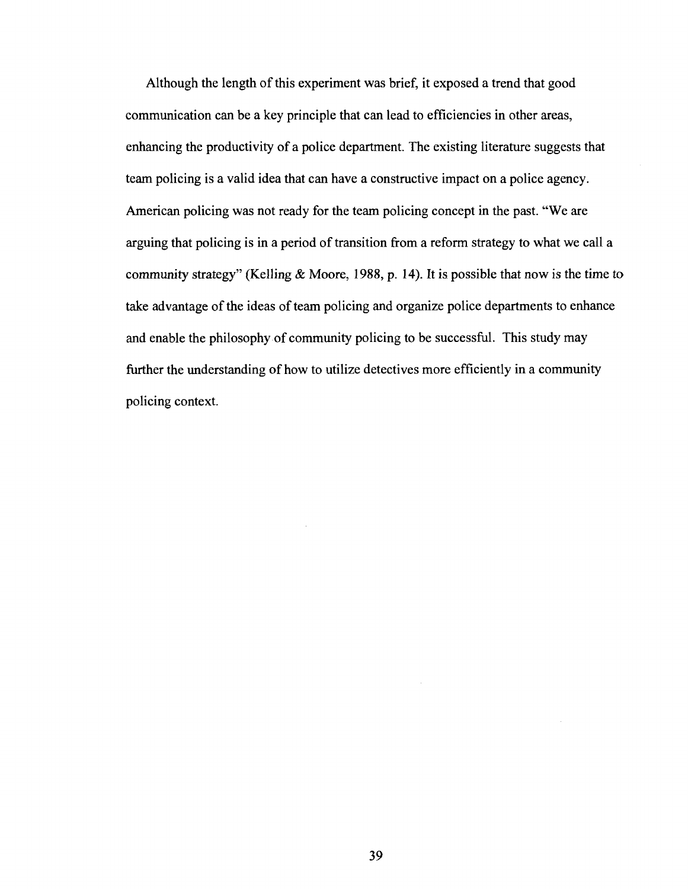Although the length of this experiment was brief, it exposed a trend that good communication can be a key principle that can lead to efficiencies in other areas, enhancing the productivity of a police department. The existing literature suggests that team policing is a valid idea that can have a constructive impact on a police agency. American policing was not ready for the team policing concept in the past. "We are arguing that policing is in a period of transition from a reform strategy to what we call a community strategy" (Kelling & Moore, 1988, p. 14). It is possible that now is the time to take advantage of the ideas of team policing and organize police departments to enhance and enable the philosophy of community policing to be successful. This study may further the understanding of how to utilize detectives more efficiently in a community policing context.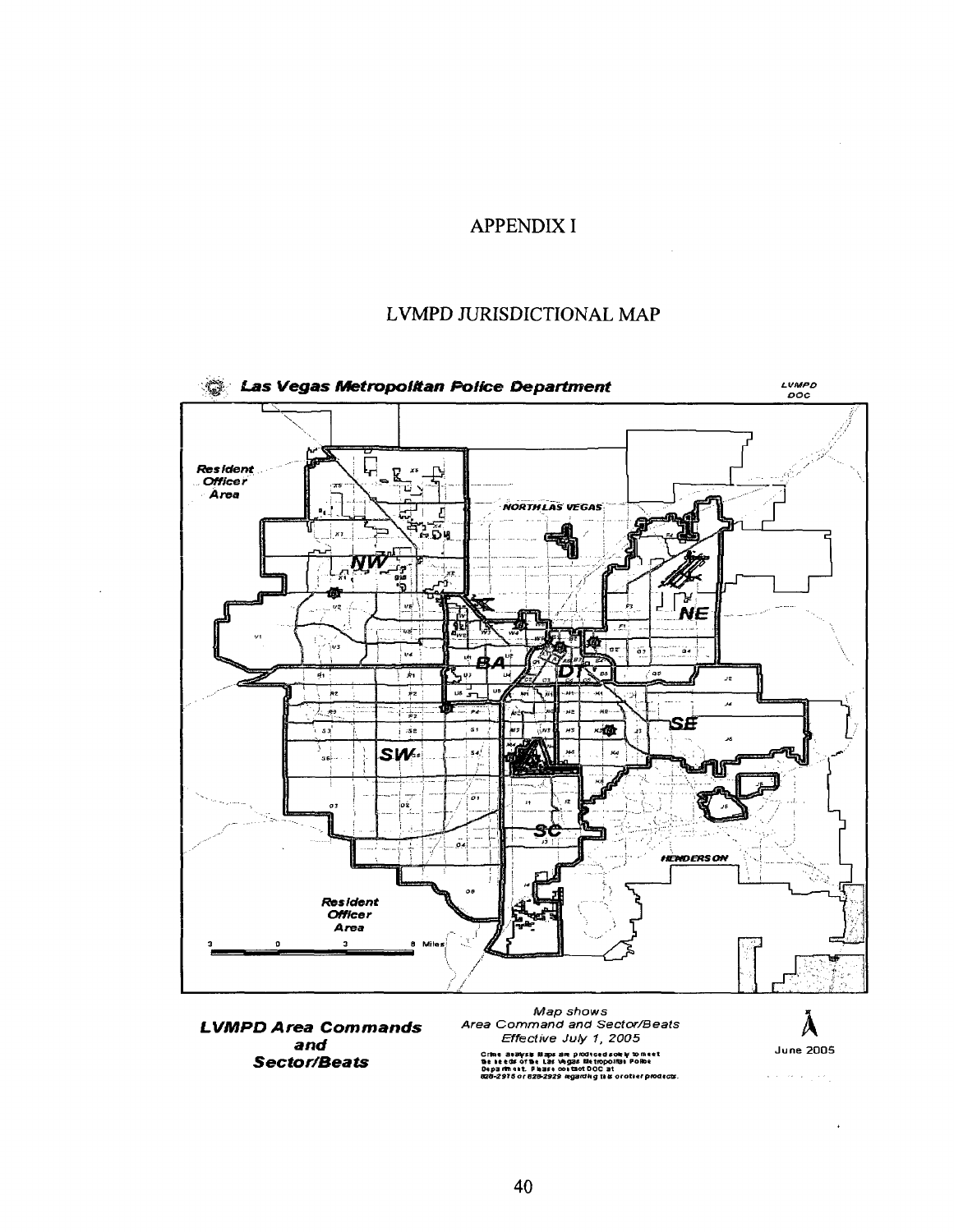# APPENDIX I

## LVMPD JURISDICTIONAL MAP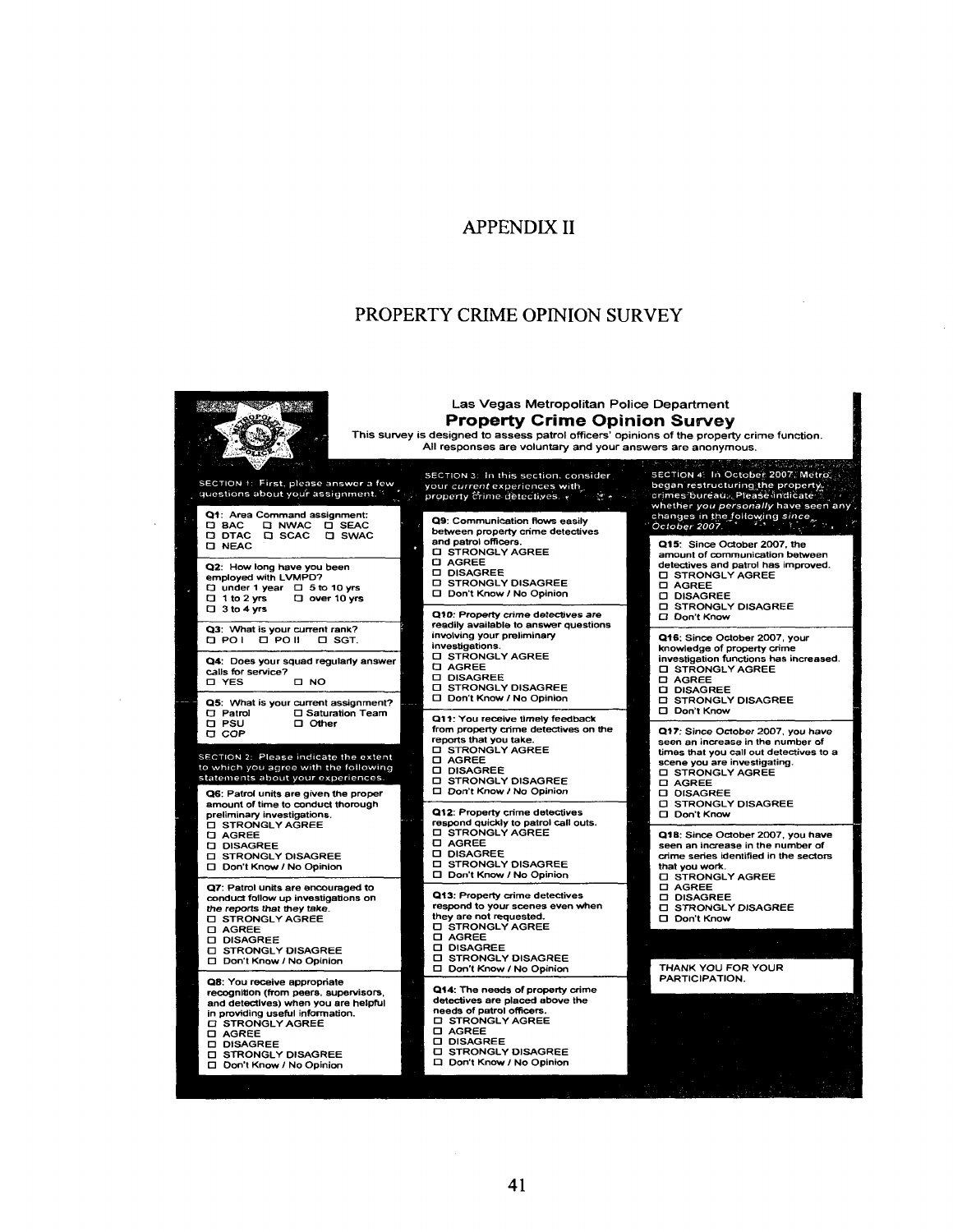# APPENDIX II

## PROPERTY CRIME OPINION SURVEY

Las Vegas Metropolitan Police Department

**Property Crime Opinion Survey**

This survey is designed to assess patrol officers' opinions of the property crime function.
All responses are voluntary and your answers are anonymous.

SECTION 1: First, please answer a few questions about your assignment.

**Q1**: Area Command assignment:
- ☐ BAC
- ☐ NWAC
- ☐ SEAC
- ☐ DTAC
- ☐ SCAC
- ☐ SWAC
- ☐ NEAC

**Q2**: How long have you been employed with LVMPD?
- ☐ under 1 year
- ☐ 5 to 10 yrs
- ☐ 1 to 2 yrs
- ☐ over 10 yrs
- ☐ 3 to 4 yrs

**Q3**: What is your current rank?
- ☐ PO I
- ☐ PO II
- ☐ SGT.

**Q4**: Does your squad regularly answer calls for service?
- ☐ YES
- ☐ NO

**Q5**: What is your current assignment?
- ☐ Patrol
- ☐ Saturation Team
- ☐ PSU
- ☐ Other
- ☐ COP

SECTION 2: Please indicate the extent to which you agree with the following statements about your experiences.

**Q6**: Patrol units are given the proper amount of time to conduct thorough preliminary investigations.
- ☐ STRONGLY AGREE
- ☐ AGREE
- ☐ DISAGREE
- ☐ STRONGLY DISAGREE
- ☐ Don't Know / No Opinion

**Q7**: Patrol units are encouraged to conduct follow up investigations on *the reports* that they take.
- ☐ STRONGLY AGREE
- ☐ AGREE
- ☐ DISAGREE
- ☐ STRONGLY DISAGREE
- ☐ Don't Know / No Opinion

**Q8**: You receive appropriate recognition (from peers, supervisors, and detectives) when you are helpful in providing useful information.
- ☐ STRONGLY AGREE
- ☐ AGREE
- ☐ DISAGREE
- ☐ STRONGLY DISAGREE
- ☐ Don't Know / No Opinion

SECTION 3: In this section, consider your *current* experiences with property crime detectives.

**Q9**: Communication flows easily between property crime detectives and patrol officers.
- ☐ STRONGLY AGREE
- ☐ AGREE
- ☐ DISAGREE
- ☐ STRONGLY DISAGREE
- ☐ Don't Know / No Opinion

**Q10**: Property crime detectives are readily available to answer questions involving your preliminary investigations.
- ☐ STRONGLY AGREE
- ☐ AGREE
- ☐ DISAGREE
- ☐ STRONGLY DISAGREE
- ☐ Don't Know / No Opinion

**Q11**: You receive timely feedback from property crime detectives on the reports that you take.
- ☐ STRONGLY AGREE
- ☐ AGREE
- ☐ DISAGREE
- ☐ STRONGLY DISAGREE
- ☐ Don't Know / No Opinion

**Q12**: Property crime detectives respond quickly to patrol call outs.
- ☐ STRONGLY AGREE
- ☐ AGREE
- ☐ DISAGREE
- ☐ STRONGLY DISAGREE
- ☐ Don't Know / No Opinion

**Q13**: Property crime detectives respond to your scenes even when they are not requested.
- ☐ STRONGLY AGREE
- ☐ AGREE
- ☐ DISAGREE
- ☐ STRONGLY DISAGREE
- ☐ Don't Know / No Opinion

**Q14**: The needs of property crime detectives are placed above the needs of patrol officers.
- ☐ STRONGLY AGREE
- ☐ AGREE
- ☐ DISAGREE
- ☐ STRONGLY DISAGREE
- ☐ Don't Know / No Opinion

SECTION 4: In October 2007, Metro began restructuring the property crimes bureau. Please indicate whether *you personally* have seen any changes in the following *since October 2007*.

**Q15**: Since October 2007, the amount of communication between detectives and patrol has improved.
- ☐ STRONGLY AGREE
- ☐ AGREE
- ☐ DISAGREE
- ☐ STRONGLY DISAGREE
- ☐ Don't Know

**Q16**: Since October 2007, your knowledge of property crime investigation functions has increased.
- ☐ STRONGLY AGREE
- ☐ AGREE
- ☐ DISAGREE
- ☐ STRONGLY DISAGREE
- ☐ Don't Know

**Q17**: Since October 2007, you have seen an increase in the number of times that you call out detectives to a scene you are investigating.
- ☐ STRONGLY AGREE
- ☐ AGREE
- ☐ DISAGREE
- ☐ STRONGLY DISAGREE
- ☐ Don't Know

**Q18**: Since October 2007, you have seen an increase in the number of crime series identified in the sectors that you work.
- ☐ STRONGLY AGREE
- ☐ AGREE
- ☐ DISAGREE
- ☐ STRONGLY DISAGREE
- ☐ Don't Know

THANK YOU FOR YOUR PARTICIPATION.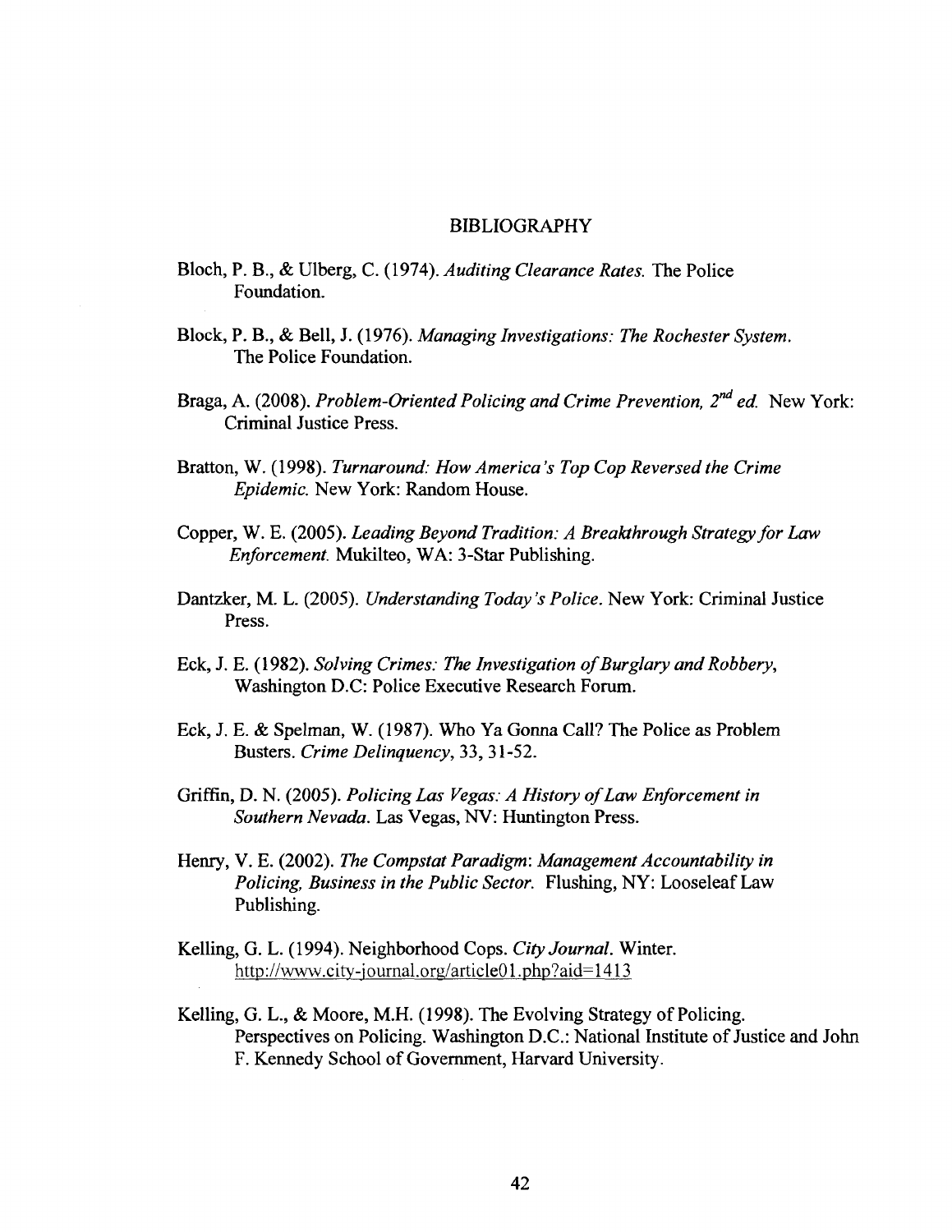# BIBLIOGRAPHY

Bloch, P. B., & Ulberg, C. (1974). *Auditing Clearance Rates.* The Police Foundation.

Block, P. B., & Bell, J. (1976). *Managing Investigations: The Rochester System.* The Police Foundation.

Braga, A. (2008). *Problem-Oriented Policing and Crime Prevention, 2nd ed.* New York: Criminal Justice Press.

Bratton, W. (1998). *Turnaround: How America's Top Cop Reversed the Crime Epidemic.* New York: Random House.

Copper, W. E. (2005). *Leading Beyond Tradition: A Breakthrough Strategy for Law Enforcement.* Mukilteo, WA: 3-Star Publishing.

Dantzker, M. L. (2005). *Understanding Today's Police.* New York: Criminal Justice Press.

Eck, J. E. (1982). *Solving Crimes: The Investigation of Burglary and Robbery,* Washington D.C: Police Executive Research Forum.

Eck, J. E. & Spelman, W. (1987). Who Ya Gonna Call? The Police as Problem Busters. *Crime Delinquency,* 33, 31-52.

Griffin, D. N. (2005). *Policing Las Vegas: A History of Law Enforcement in Southern Nevada.* Las Vegas, NV: Huntington Press.

Henry, V. E. (2002). *The Compstat Paradigm: Management Accountability in Policing, Business in the Public Sector.* Flushing, NY: Looseleaf Law Publishing.

Kelling, G. L. (1994). Neighborhood Cops. *City Journal.* Winter. http://www.city-journal.org/article01.php?aid=1413

Kelling, G. L., & Moore, M.H. (1998). The Evolving Strategy of Policing. Perspectives on Policing. Washington D.C.: National Institute of Justice and John F. Kennedy School of Government, Harvard University.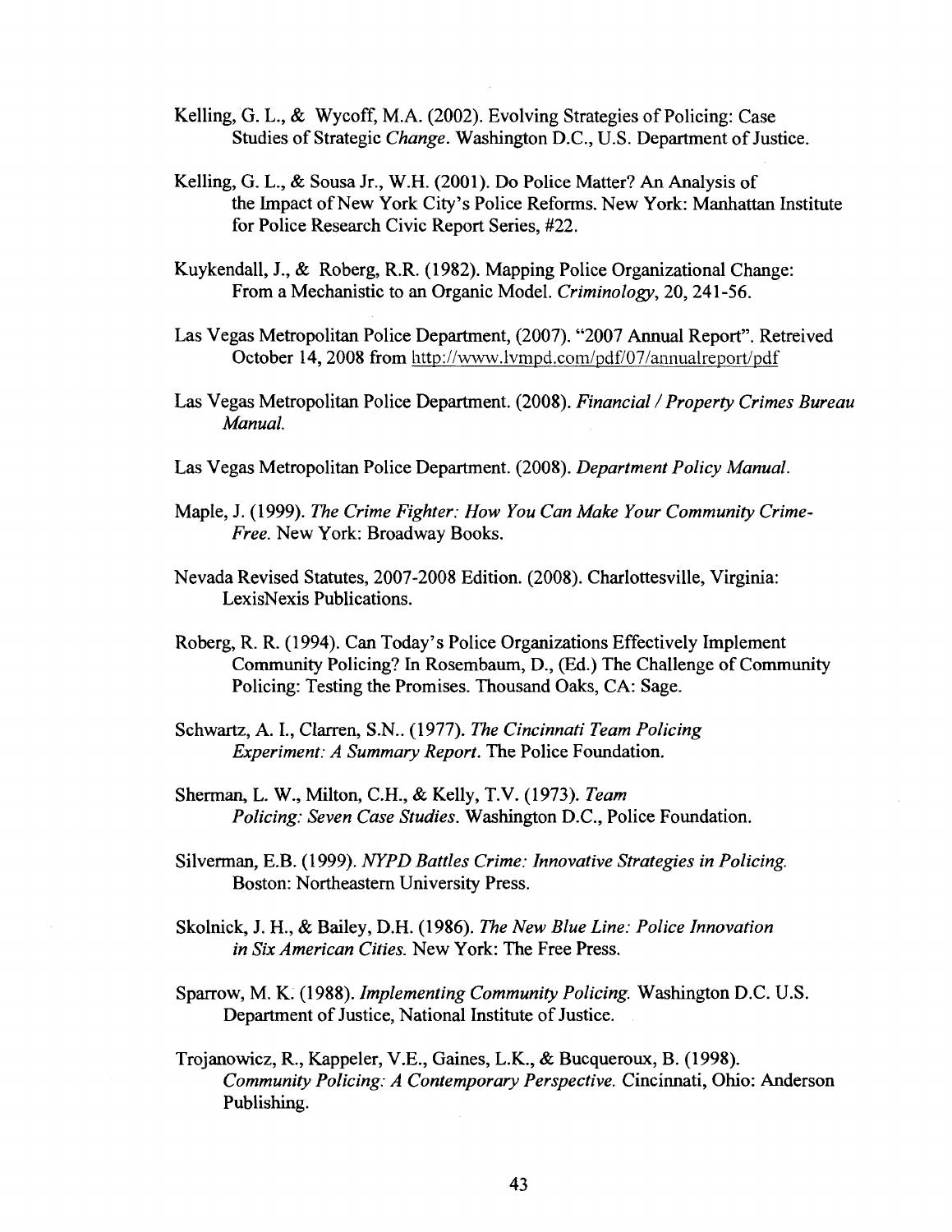Kelling, G. L., & Wycoff, M.A. (2002). Evolving Strategies of Policing: Case Studies of Strategic *Change*. Washington D.C., U.S. Department of Justice.

Kelling, G. L., & Sousa Jr., W.H. (2001). Do Police Matter? An Analysis of the Impact of New York City's Police Reforms. New York: Manhattan Institute for Police Research Civic Report Series, #22.

Kuykendall, J., & Roberg, R.R. (1982). Mapping Police Organizational Change: From a Mechanistic to an Organic Model. *Criminology*, 20, 241-56.

Las Vegas Metropolitan Police Department, (2007). "2007 Annual Report". Retreived October 14, 2008 from http://www.lvmpd.com/pdf/07/annualreport/pdf

Las Vegas Metropolitan Police Department. (2008). *Financial / Property Crimes Bureau Manual.*

Las Vegas Metropolitan Police Department. (2008). *Department Policy Manual.*

Maple, J. (1999). *The Crime Fighter: How You Can Make Your Community Crime-Free.* New York: Broadway Books.

Nevada Revised Statutes, 2007-2008 Edition. (2008). Charlottesville, Virginia: LexisNexis Publications.

Roberg, R. R. (1994). Can Today's Police Organizations Effectively Implement Community Policing? In Rosembaum, D., (Ed.) The Challenge of Community Policing: Testing the Promises. Thousand Oaks, CA: Sage.

Schwartz, A. I., Clarren, S.N.. (1977). *The Cincinnati Team Policing Experiment: A Summary Report.* The Police Foundation.

Sherman, L. W., Milton, C.H., & Kelly, T.V. (1973). *Team Policing: Seven Case Studies.* Washington D.C., Police Foundation.

Silverman, E.B. (1999). *NYPD Battles Crime: Innovative Strategies in Policing.* Boston: Northeastern University Press.

Skolnick, J. H., & Bailey, D.H. (1986). *The New Blue Line: Police Innovation in Six American Cities.* New York: The Free Press.

Sparrow, M. K. (1988). *Implementing Community Policing.* Washington D.C. U.S. Department of Justice, National Institute of Justice.

Trojanowicz, R., Kappeler, V.E., Gaines, L.K., & Bucqueroux, B. (1998). *Community Policing: A Contemporary Perspective.* Cincinnati, Ohio: Anderson Publishing.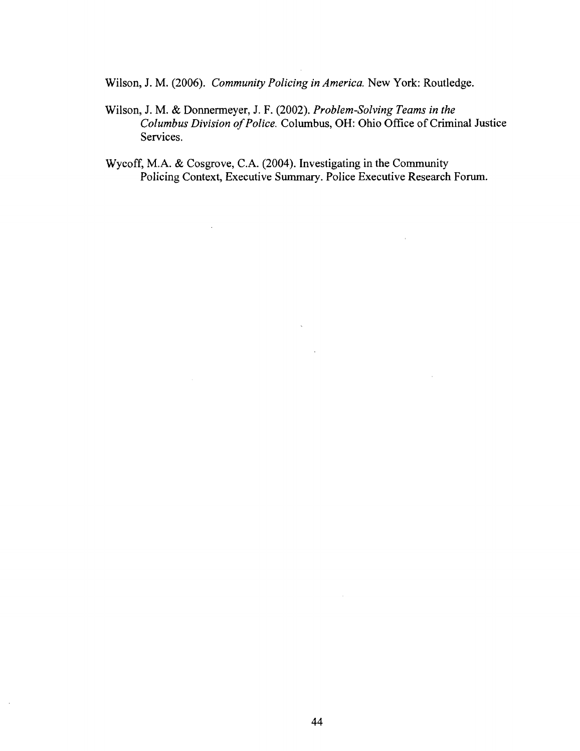Wilson, J. M. (2006). *Community Policing in America.* New York: Routledge.

Wilson, J. M. & Donnermeyer, J. F. (2002). *Problem-Solving Teams in the Columbus Division of Police.* Columbus, OH: Ohio Office of Criminal Justice Services.

Wycoff, M.A. & Cosgrove, C.A. (2004). Investigating in the Community Policing Context, Executive Summary. Police Executive Research Forum.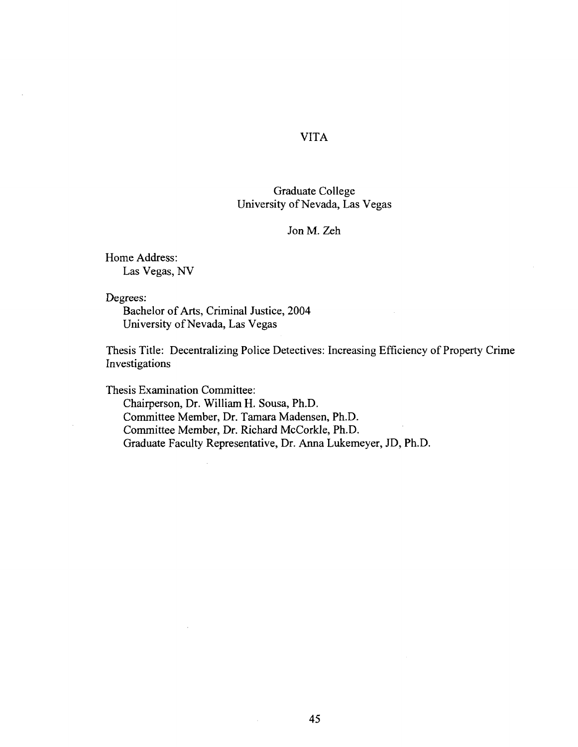# VITA

Graduate College
University of Nevada, Las Vegas

Jon M. Zeh

Home Address:
Las Vegas, NV

Degrees:
Bachelor of Arts, Criminal Justice, 2004
University of Nevada, Las Vegas

Thesis Title: Decentralizing Police Detectives: Increasing Efficiency of Property Crime Investigations

Thesis Examination Committee:
Chairperson, Dr. William H. Sousa, Ph.D.
Committee Member, Dr. Tamara Madensen, Ph.D.
Committee Member, Dr. Richard McCorkle, Ph.D.
Graduate Faculty Representative, Dr. Anna Lukemeyer, JD, Ph.D.